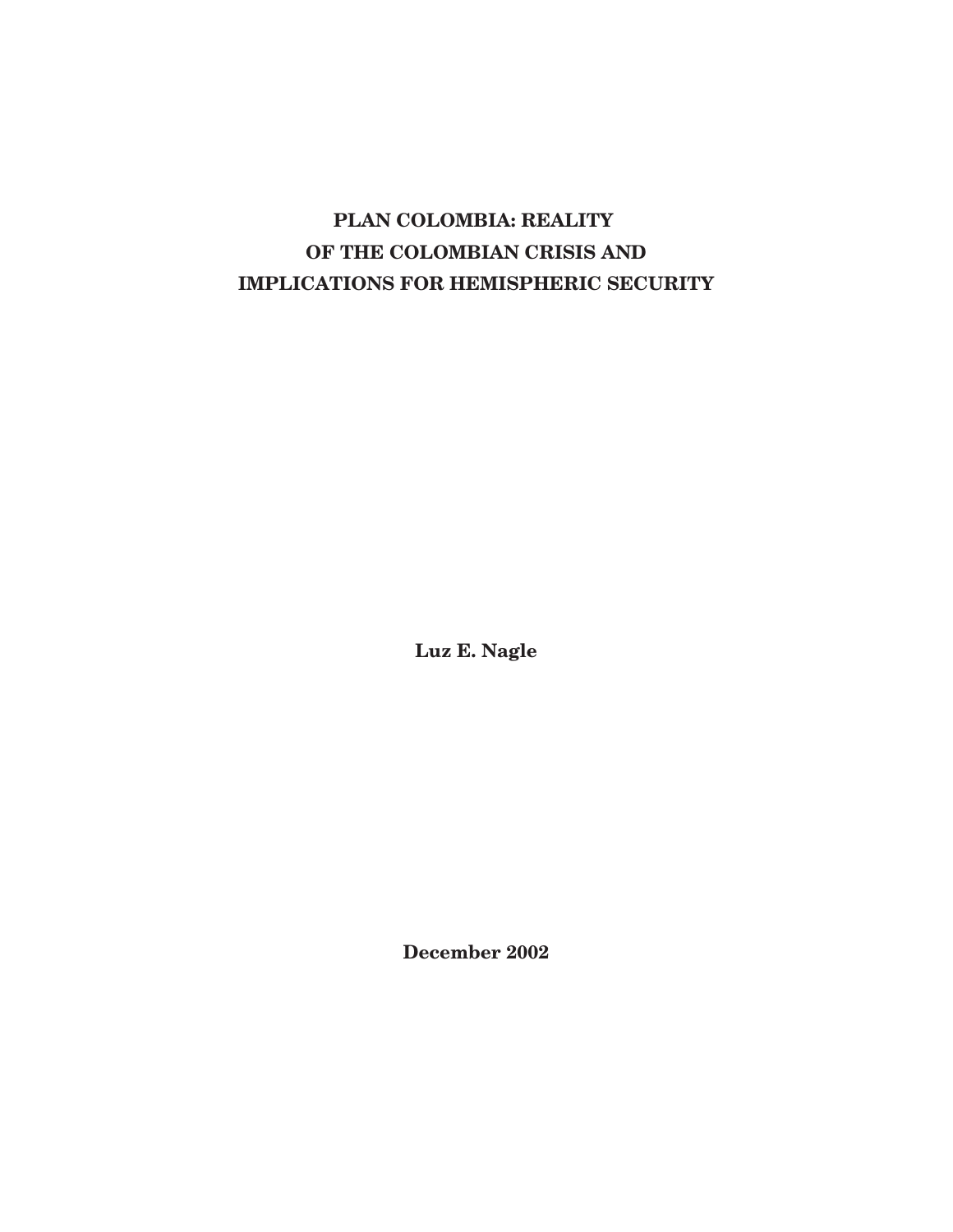# PLAN COLOMBIA: REALITY OF THE COLOMBIAN CRISIS AND IMPLICATIONS FOR HEMISPHERIC SECURITY

**Luz E. Nagle**

**December 2002**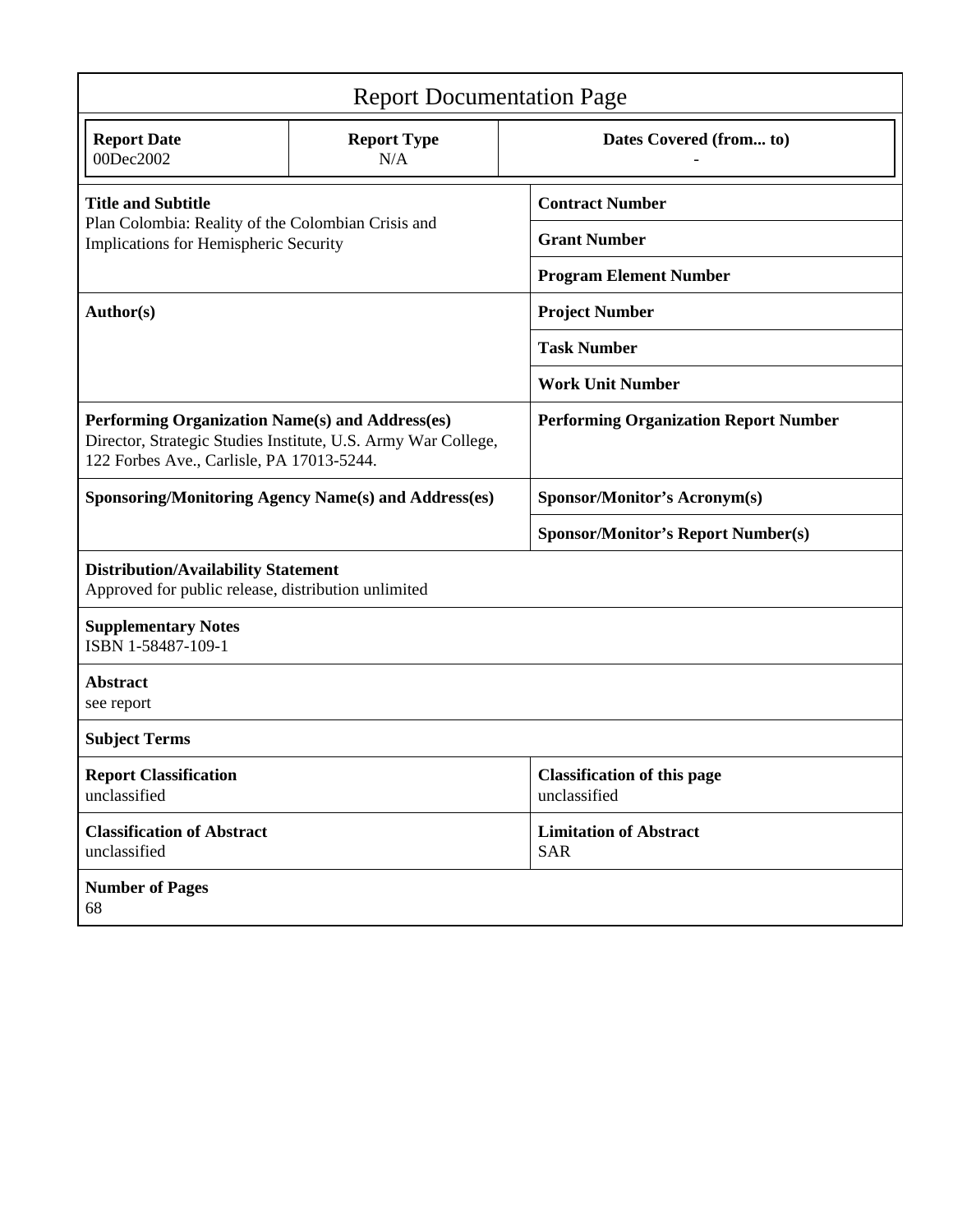# Report Documentation Page

| Report Date | Report Type | Dates Covered (from... to) |
|---|---|---|
| 00Dec2002 | N/A | - |

| | |
|---|---|
| **Title and Subtitle**<br>Plan Colombia: Reality of the Colombian Crisis and Implications for Hemispheric Security | **Contract Number** |
| | **Grant Number** |
| | **Program Element Number** |
| **Author(s)** | **Project Number** |
| | **Task Number** |
| | **Work Unit Number** |
| **Performing Organization Name(s) and Address(es)**<br>Director, Strategic Studies Institute, U.S. Army War College, 122 Forbes Ave., Carlisle, PA 17013-5244. | **Performing Organization Report Number** |
| **Sponsoring/Monitoring Agency Name(s) and Address(es)** | **Sponsor/Monitor's Acronym(s)** |
| | **Sponsor/Monitor's Report Number(s)** |

**Distribution/Availability Statement**
Approved for public release, distribution unlimited

**Supplementary Notes**
ISBN 1-58487-109-1

**Abstract**
see report

**Subject Terms**

| | |
|---|---|
| **Report Classification**<br>unclassified | **Classification of this page**<br>unclassified |
| **Classification of Abstract**<br>unclassified | **Limitation of Abstract**<br>SAR |

**Number of Pages**
68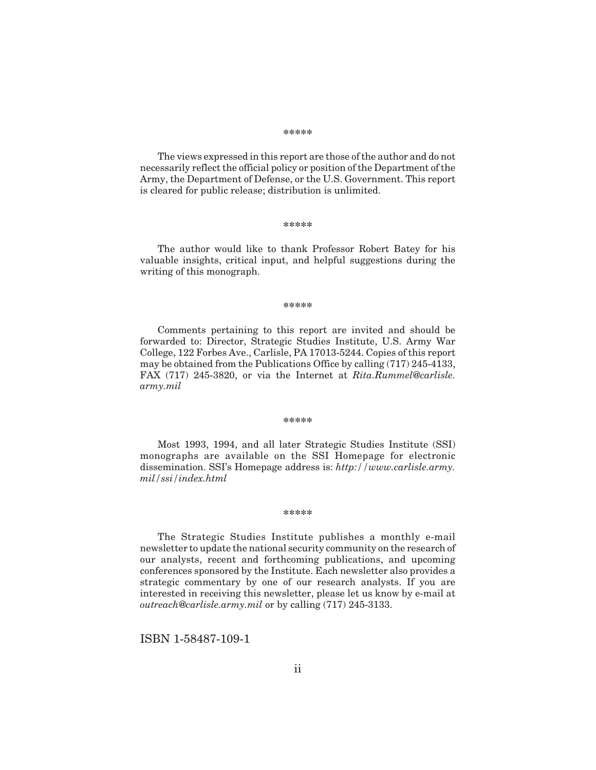*****

The views expressed in this report are those of the author and do not necessarily reflect the official policy or position of the Department of the Army, the Department of Defense, or the U.S. Government. This report is cleared for public release; distribution is unlimited.

*****

The author would like to thank Professor Robert Batey for his valuable insights, critical input, and helpful suggestions during the writing of this monograph.

*****

Comments pertaining to this report are invited and should be forwarded to: Director, Strategic Studies Institute, U.S. Army War College, 122 Forbes Ave., Carlisle, PA 17013-5244. Copies of this report may be obtained from the Publications Office by calling (717) 245-4133, FAX (717) 245-3820, or via the Internet at *Rita.Rummel@carlisle.army.mil*

*****

Most 1993, 1994, and all later Strategic Studies Institute (SSI) monographs are available on the SSI Homepage for electronic dissemination. SSI's Homepage address is: *http://www.carlisle.army.mil/ssi/index.html*

*****

The Strategic Studies Institute publishes a monthly e-mail newsletter to update the national security community on the research of our analysts, recent and forthcoming publications, and upcoming conferences sponsored by the Institute. Each newsletter also provides a strategic commentary by one of our research analysts. If you are interested in receiving this newsletter, please let us know by e-mail at *outreach@carlisle.army.mil* or by calling (717) 245-3133.

ISBN 1-58487-109-1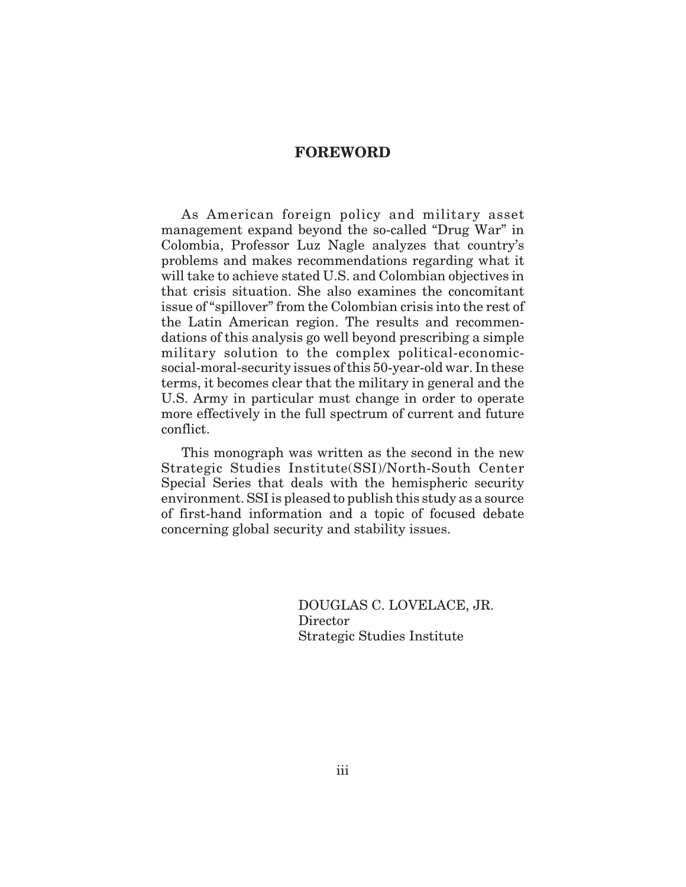## FOREWORD

As American foreign policy and military asset management expand beyond the so-called "Drug War" in Colombia, Professor Luz Nagle analyzes that country's problems and makes recommendations regarding what it will take to achieve stated U.S. and Colombian objectives in that crisis situation. She also examines the concomitant issue of "spillover" from the Colombian crisis into the rest of the Latin American region. The results and recommendations of this analysis go well beyond prescribing a simple military solution to the complex political-economic-social-moral-security issues of this 50-year-old war. In these terms, it becomes clear that the military in general and the U.S. Army in particular must change in order to operate more effectively in the full spectrum of current and future conflict.

This monograph was written as the second in the new Strategic Studies Institute(SSI)/North-South Center Special Series that deals with the hemispheric security environment. SSI is pleased to publish this study as a source of first-hand information and a topic of focused debate concerning global security and stability issues.

DOUGLAS C. LOVELACE, JR.
Director
Strategic Studies Institute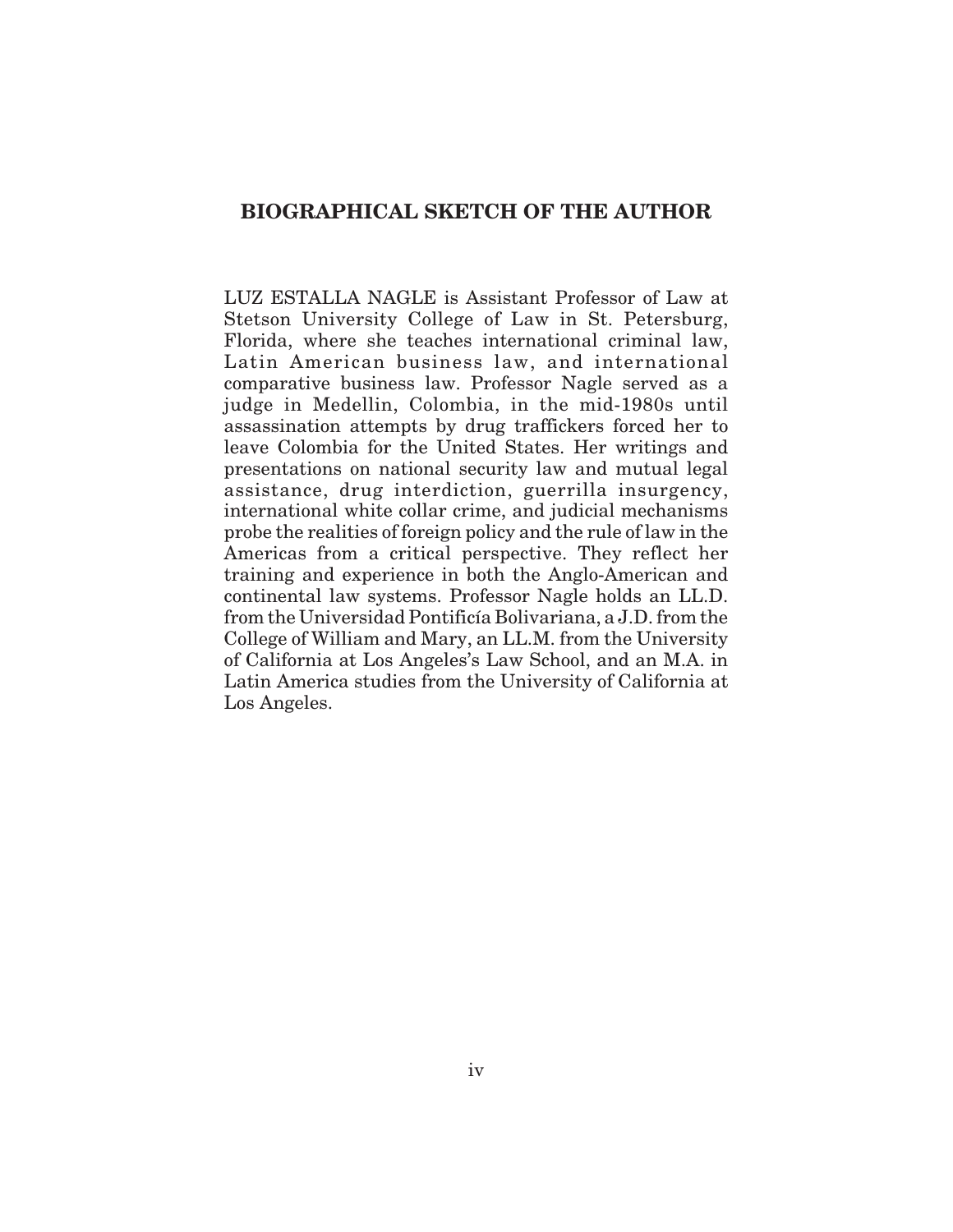## BIOGRAPHICAL SKETCH OF THE AUTHOR

LUZ ESTALLA NAGLE is Assistant Professor of Law at Stetson University College of Law in St. Petersburg, Florida, where she teaches international criminal law, Latin American business law, and international comparative business law. Professor Nagle served as a judge in Medellin, Colombia, in the mid-1980s until assassination attempts by drug traffickers forced her to leave Colombia for the United States. Her writings and presentations on national security law and mutual legal assistance, drug interdiction, guerrilla insurgency, international white collar crime, and judicial mechanisms probe the realities of foreign policy and the rule of law in the Americas from a critical perspective. They reflect her training and experience in both the Anglo-American and continental law systems. Professor Nagle holds an LL.D. from the Universidad Pontificía Bolivariana, a J.D. from the College of William and Mary, an LL.M. from the University of California at Los Angeles's Law School, and an M.A. in Latin America studies from the University of California at Los Angeles.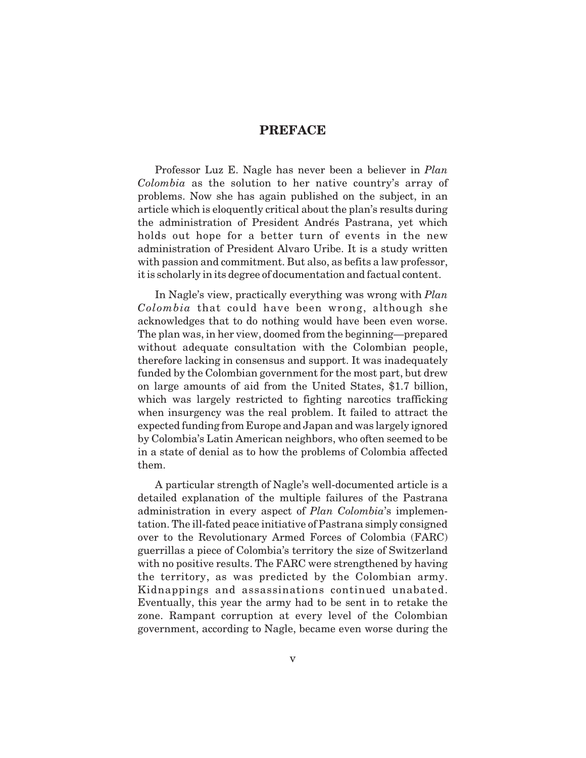# PREFACE

Professor Luz E. Nagle has never been a believer in *Plan Colombia* as the solution to her native country's array of problems. Now she has again published on the subject, in an article which is eloquently critical about the plan's results during the administration of President Andrés Pastrana, yet which holds out hope for a better turn of events in the new administration of President Alvaro Uribe. It is a study written with passion and commitment. But also, as befits a law professor, it is scholarly in its degree of documentation and factual content.

In Nagle's view, practically everything was wrong with *Plan Colombia* that could have been wrong, although she acknowledges that to do nothing would have been even worse. The plan was, in her view, doomed from the beginning—prepared without adequate consultation with the Colombian people, therefore lacking in consensus and support. It was inadequately funded by the Colombian government for the most part, but drew on large amounts of aid from the United States, $1.7 billion, which was largely restricted to fighting narcotics trafficking when insurgency was the real problem. It failed to attract the expected funding from Europe and Japan and was largely ignored by Colombia's Latin American neighbors, who often seemed to be in a state of denial as to how the problems of Colombia affected them.

A particular strength of Nagle's well-documented article is a detailed explanation of the multiple failures of the Pastrana administration in every aspect of *Plan Colombia*'s implementation. The ill-fated peace initiative of Pastrana simply consigned over to the Revolutionary Armed Forces of Colombia (FARC) guerrillas a piece of Colombia's territory the size of Switzerland with no positive results. The FARC were strengthened by having the territory, as was predicted by the Colombian army. Kidnappings and assassinations continued unabated. Eventually, this year the army had to be sent in to retake the zone. Rampant corruption at every level of the Colombian government, according to Nagle, became even worse during the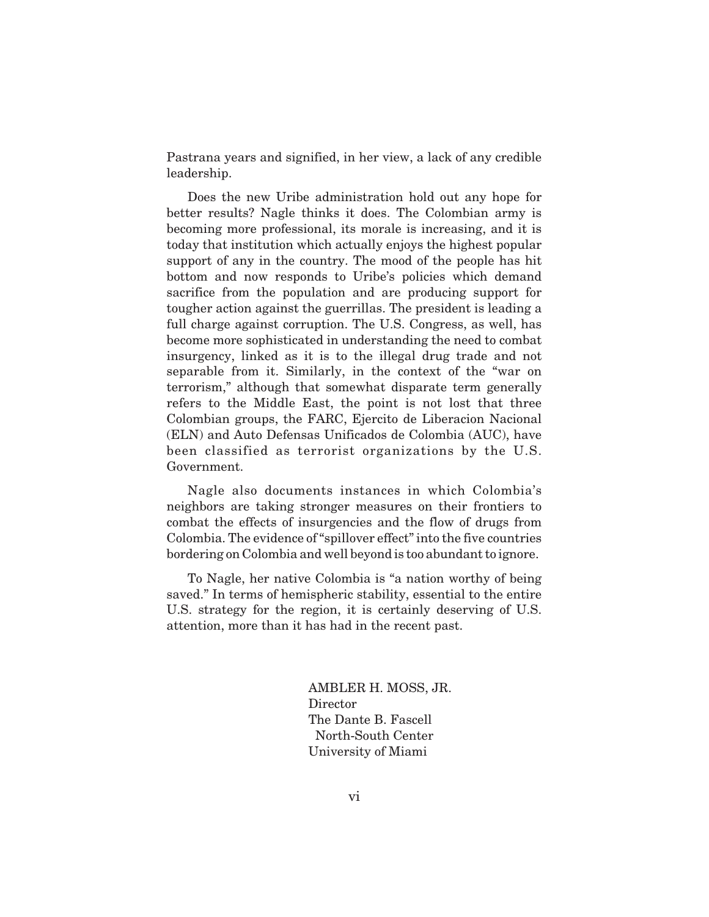Pastrana years and signified, in her view, a lack of any credible leadership.

Does the new Uribe administration hold out any hope for better results? Nagle thinks it does. The Colombian army is becoming more professional, its morale is increasing, and it is today that institution which actually enjoys the highest popular support of any in the country. The mood of the people has hit bottom and now responds to Uribe's policies which demand sacrifice from the population and are producing support for tougher action against the guerrillas. The president is leading a full charge against corruption. The U.S. Congress, as well, has become more sophisticated in understanding the need to combat insurgency, linked as it is to the illegal drug trade and not separable from it. Similarly, in the context of the "war on terrorism," although that somewhat disparate term generally refers to the Middle East, the point is not lost that three Colombian groups, the FARC, Ejercito de Liberacion Nacional (ELN) and Auto Defensas Unificados de Colombia (AUC), have been classified as terrorist organizations by the U.S. Government.

Nagle also documents instances in which Colombia's neighbors are taking stronger measures on their frontiers to combat the effects of insurgencies and the flow of drugs from Colombia. The evidence of "spillover effect" into the five countries bordering on Colombia and well beyond is too abundant to ignore.

To Nagle, her native Colombia is "a nation worthy of being saved." In terms of hemispheric stability, essential to the entire U.S. strategy for the region, it is certainly deserving of U.S. attention, more than it has had in the recent past.

AMBLER H. MOSS, JR.
Director
The Dante B. Fascell
North-South Center
University of Miami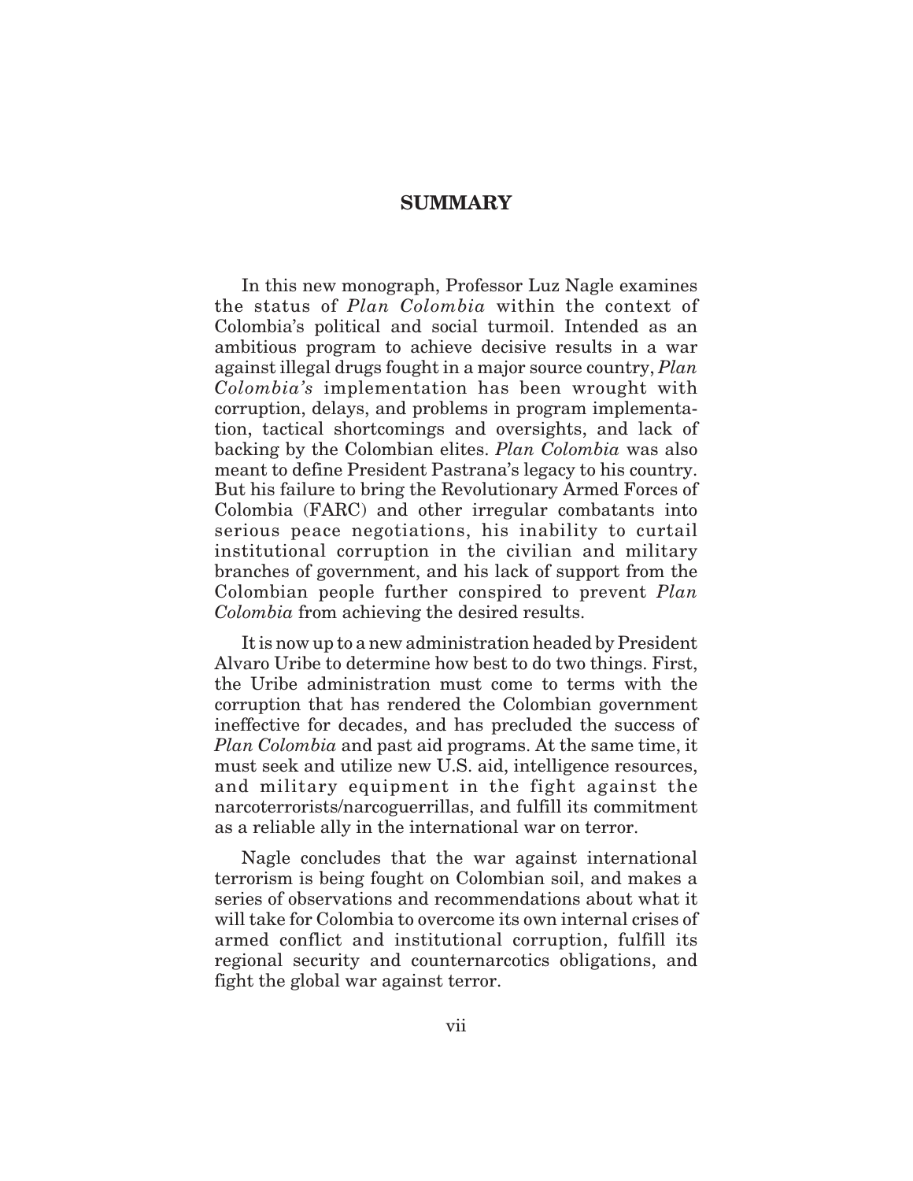# SUMMARY

In this new monograph, Professor Luz Nagle examines the status of *Plan Colombia* within the context of Colombia's political and social turmoil. Intended as an ambitious program to achieve decisive results in a war against illegal drugs fought in a major source country, *Plan Colombia's* implementation has been wrought with corruption, delays, and problems in program implementation, tactical shortcomings and oversights, and lack of backing by the Colombian elites. *Plan Colombia* was also meant to define President Pastrana's legacy to his country. But his failure to bring the Revolutionary Armed Forces of Colombia (FARC) and other irregular combatants into serious peace negotiations, his inability to curtail institutional corruption in the civilian and military branches of government, and his lack of support from the Colombian people further conspired to prevent *Plan Colombia* from achieving the desired results.

It is now up to a new administration headed by President Alvaro Uribe to determine how best to do two things. First, the Uribe administration must come to terms with the corruption that has rendered the Colombian government ineffective for decades, and has precluded the success of *Plan Colombia* and past aid programs. At the same time, it must seek and utilize new U.S. aid, intelligence resources, and military equipment in the fight against the narcoterrorists/narcoguerrillas, and fulfill its commitment as a reliable ally in the international war on terror.

Nagle concludes that the war against international terrorism is being fought on Colombian soil, and makes a series of observations and recommendations about what it will take for Colombia to overcome its own internal crises of armed conflict and institutional corruption, fulfill its regional security and counternarcotics obligations, and fight the global war against terror.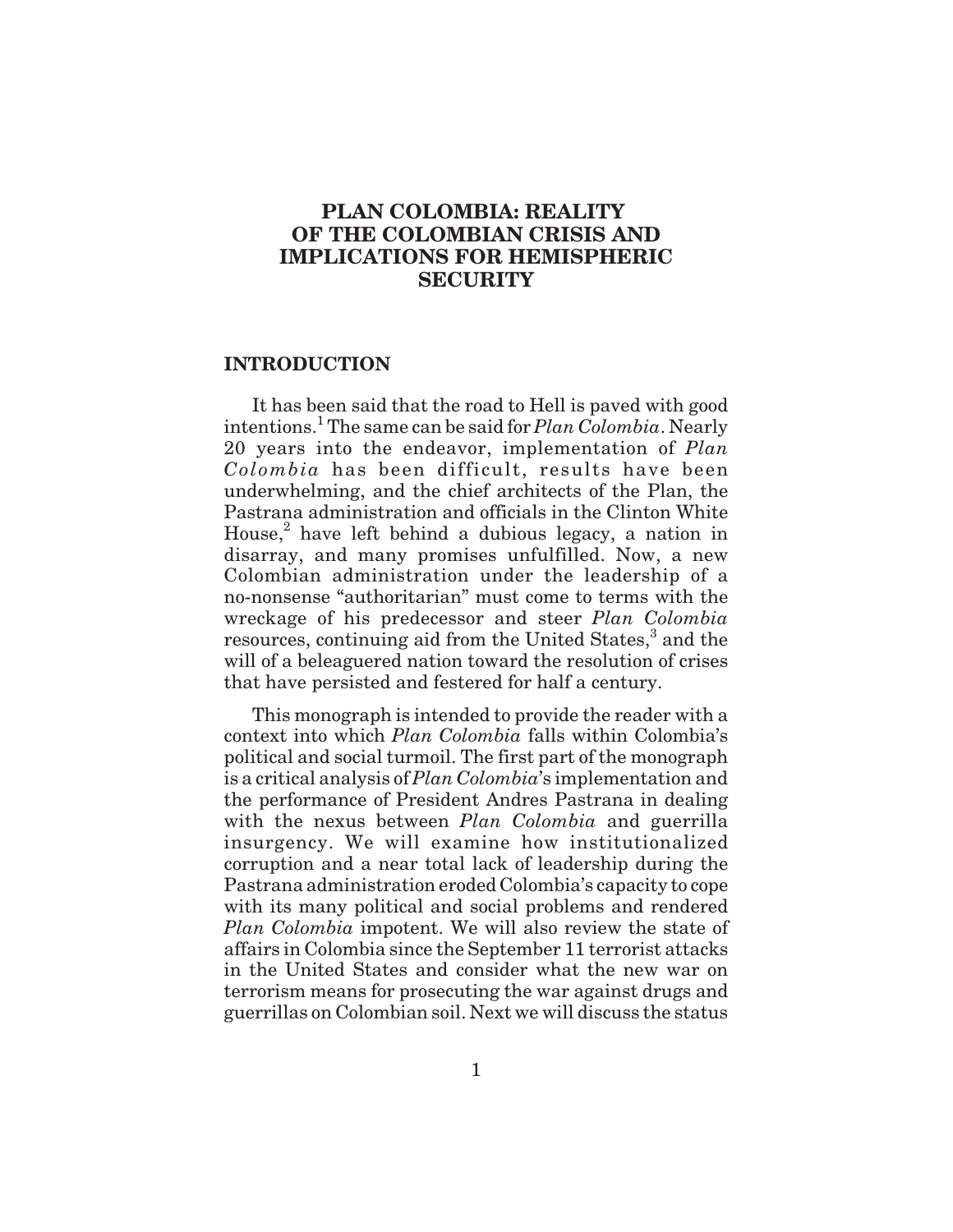# PLAN COLOMBIA: REALITY OF THE COLOMBIAN CRISIS AND IMPLICATIONS FOR HEMISPHERIC SECURITY

## INTRODUCTION

It has been said that the road to Hell is paved with good intentions.[1] The same can be said for *Plan Colombia*. Nearly 20 years into the endeavor, implementation of *Plan Colombia* has been difficult, results have been underwhelming, and the chief architects of the Plan, the Pastrana administration and officials in the Clinton White House,[2] have left behind a dubious legacy, a nation in disarray, and many promises unfulfilled. Now, a new Colombian administration under the leadership of a no-nonsense "authoritarian" must come to terms with the wreckage of his predecessor and steer *Plan Colombia* resources, continuing aid from the United States,[3] and the will of a beleaguered nation toward the resolution of crises that have persisted and festered for half a century.

This monograph is intended to provide the reader with a context into which *Plan Colombia* falls within Colombia's political and social turmoil. The first part of the monograph is a critical analysis of *Plan Colombia*'s implementation and the performance of President Andres Pastrana in dealing with the nexus between *Plan Colombia* and guerrilla insurgency. We will examine how institutionalized corruption and a near total lack of leadership during the Pastrana administration eroded Colombia's capacity to cope with its many political and social problems and rendered *Plan Colombia* impotent. We will also review the state of affairs in Colombia since the September 11 terrorist attacks in the United States and consider what the new war on terrorism means for prosecuting the war against drugs and guerrillas on Colombian soil. Next we will discuss the status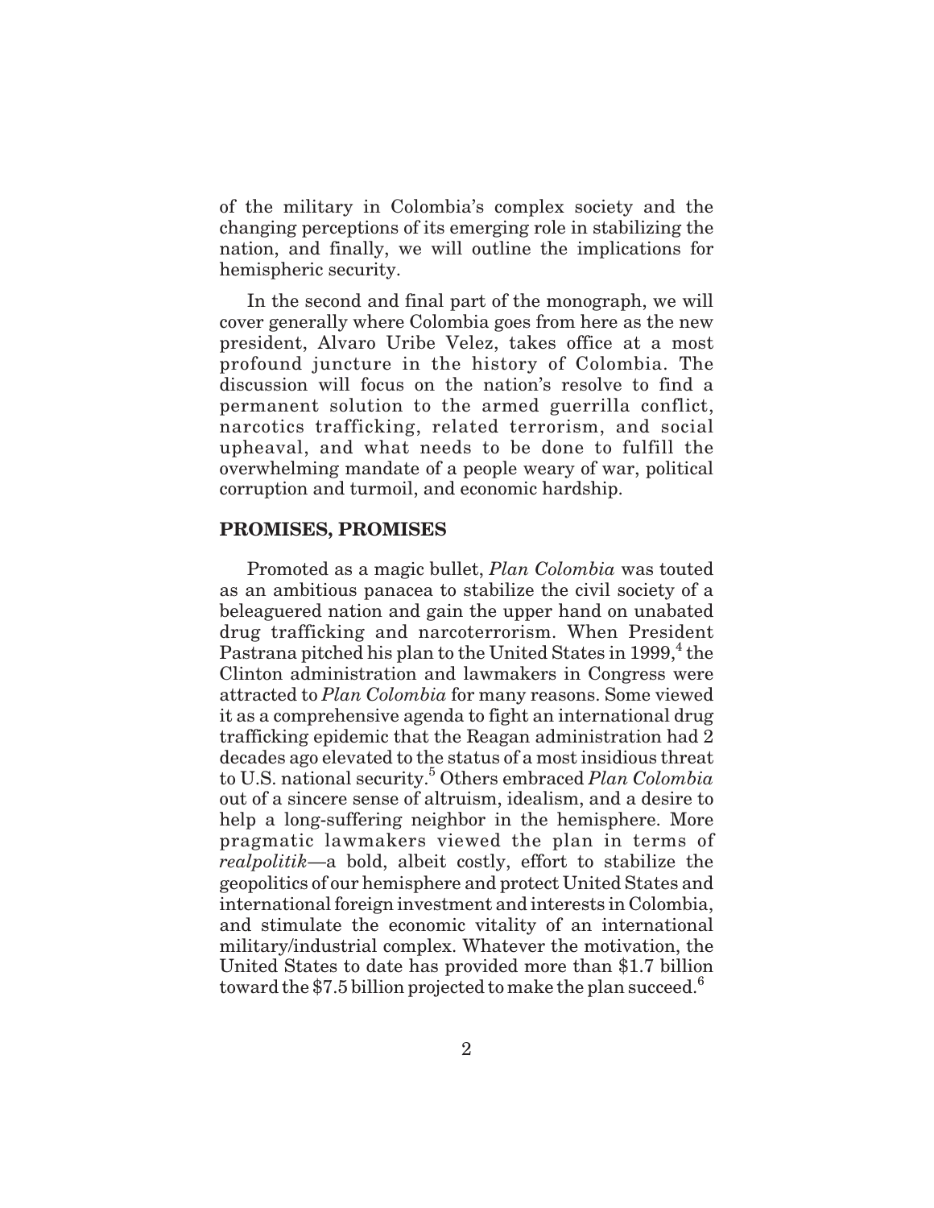of the military in Colombia's complex society and the changing perceptions of its emerging role in stabilizing the nation, and finally, we will outline the implications for hemispheric security.

In the second and final part of the monograph, we will cover generally where Colombia goes from here as the new president, Alvaro Uribe Velez, takes office at a most profound juncture in the history of Colombia. The discussion will focus on the nation's resolve to find a permanent solution to the armed guerrilla conflict, narcotics trafficking, related terrorism, and social upheaval, and what needs to be done to fulfill the overwhelming mandate of a people weary of war, political corruption and turmoil, and economic hardship.

## PROMISES, PROMISES

Promoted as a magic bullet, *Plan Colombia* was touted as an ambitious panacea to stabilize the civil society of a beleaguered nation and gain the upper hand on unabated drug trafficking and narcoterrorism. When President Pastrana pitched his plan to the United States in 1999,[4] the Clinton administration and lawmakers in Congress were attracted to *Plan Colombia* for many reasons. Some viewed it as a comprehensive agenda to fight an international drug trafficking epidemic that the Reagan administration had 2 decades ago elevated to the status of a most insidious threat to U.S. national security.[5] Others embraced *Plan Colombia* out of a sincere sense of altruism, idealism, and a desire to help a long-suffering neighbor in the hemisphere. More pragmatic lawmakers viewed the plan in terms of *realpolitik*—a bold, albeit costly, effort to stabilize the geopolitics of our hemisphere and protect United States and international foreign investment and interests in Colombia, and stimulate the economic vitality of an international military/industrial complex. Whatever the motivation, the United States to date has provided more than $1.7 billion toward the $7.5 billion projected to make the plan succeed.[6]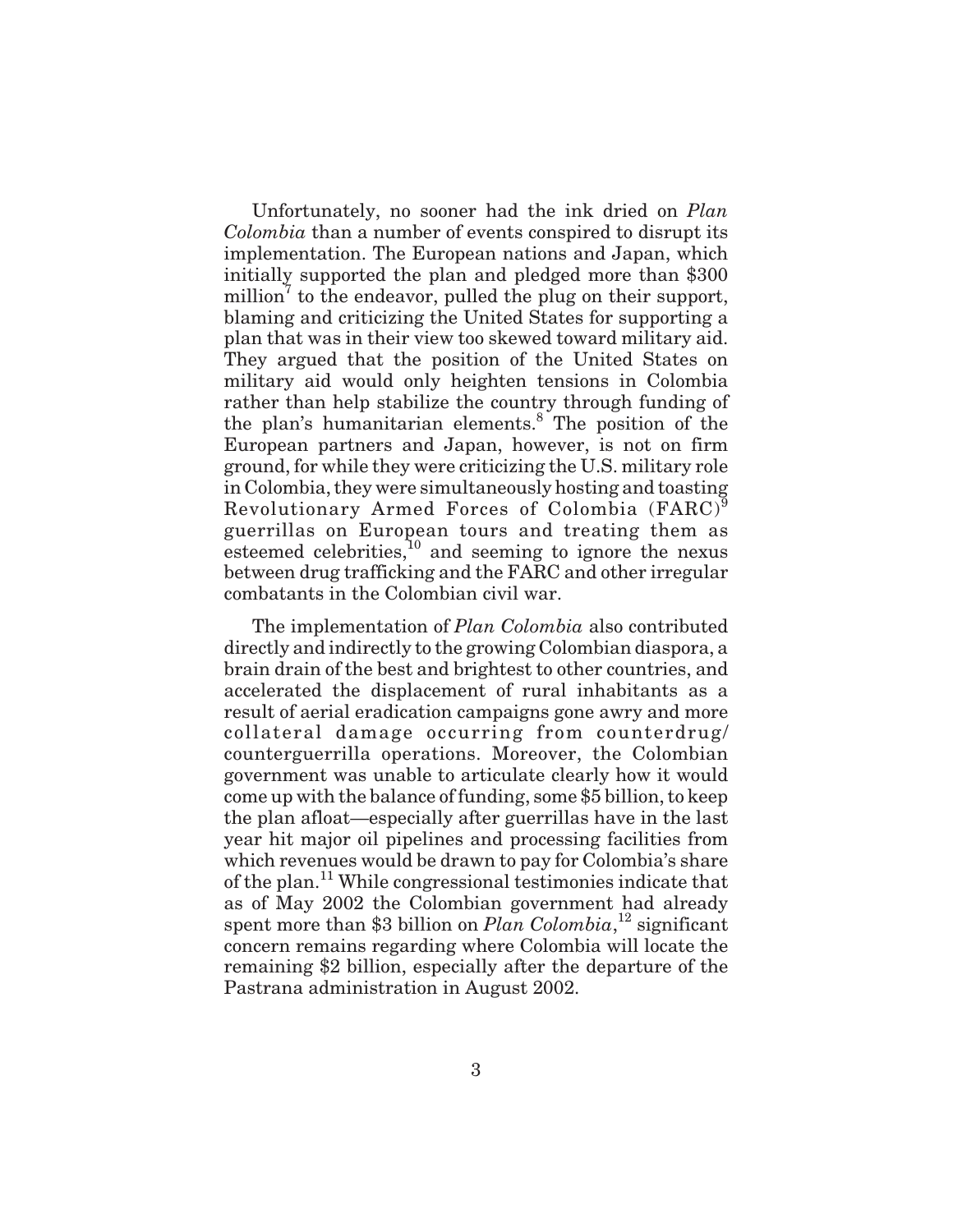Unfortunately, no sooner had the ink dried on *Plan Colombia* than a number of events conspired to disrupt its implementation. The European nations and Japan, which initially supported the plan and pledged more than $300 million[7] to the endeavor, pulled the plug on their support, blaming and criticizing the United States for supporting a plan that was in their view too skewed toward military aid. They argued that the position of the United States on military aid would only heighten tensions in Colombia rather than help stabilize the country through funding of the plan's humanitarian elements.[8] The position of the European partners and Japan, however, is not on firm ground, for while they were criticizing the U.S. military role in Colombia, they were simultaneously hosting and toasting Revolutionary Armed Forces of Colombia (FARC)[9] guerrillas on European tours and treating them as esteemed celebrities,[10] and seeming to ignore the nexus between drug trafficking and the FARC and other irregular combatants in the Colombian civil war.

The implementation of *Plan Colombia* also contributed directly and indirectly to the growing Colombian diaspora, a brain drain of the best and brightest to other countries, and accelerated the displacement of rural inhabitants as a result of aerial eradication campaigns gone awry and more collateral damage occurring from counterdrug/counterguerrilla operations. Moreover, the Colombian government was unable to articulate clearly how it would come up with the balance of funding, some $5 billion, to keep the plan afloat—especially after guerrillas have in the last year hit major oil pipelines and processing facilities from which revenues would be drawn to pay for Colombia's share of the plan.[11] While congressional testimonies indicate that as of May 2002 the Colombian government had already spent more than $3 billion on *Plan Colombia*,[12] significant concern remains regarding where Colombia will locate the remaining $2 billion, especially after the departure of the Pastrana administration in August 2002.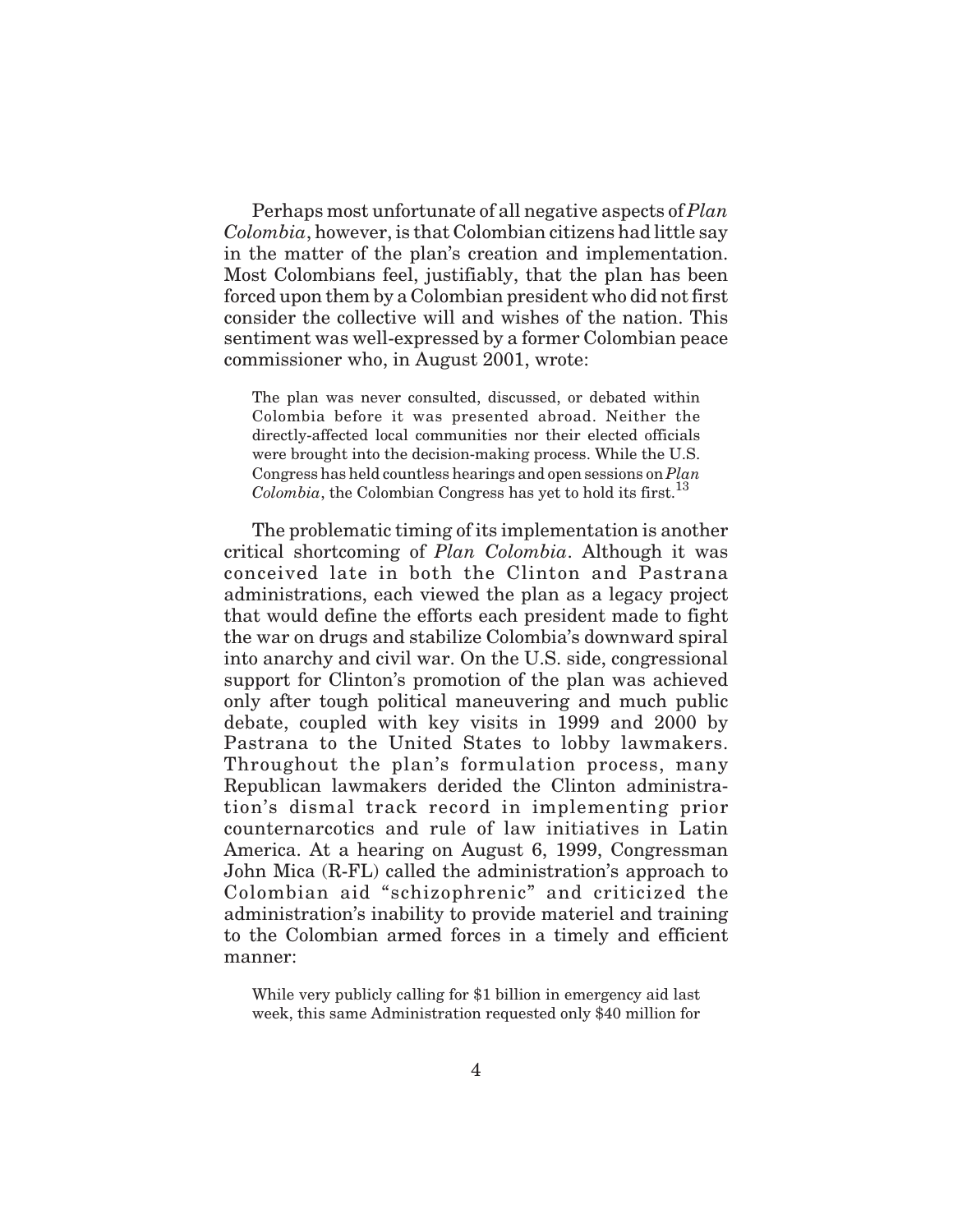Perhaps most unfortunate of all negative aspects of *Plan Colombia*, however, is that Colombian citizens had little say in the matter of the plan's creation and implementation. Most Colombians feel, justifiably, that the plan has been forced upon them by a Colombian president who did not first consider the collective will and wishes of the nation. This sentiment was well-expressed by a former Colombian peace commissioner who, in August 2001, wrote:

> The plan was never consulted, discussed, or debated within Colombia before it was presented abroad. Neither the directly-affected local communities nor their elected officials were brought into the decision-making process. While the U.S. Congress has held countless hearings and open sessions on *Plan Colombia*, the Colombian Congress has yet to hold its first.[13]

The problematic timing of its implementation is another critical shortcoming of *Plan Colombia*. Although it was conceived late in both the Clinton and Pastrana administrations, each viewed the plan as a legacy project that would define the efforts each president made to fight the war on drugs and stabilize Colombia's downward spiral into anarchy and civil war. On the U.S. side, congressional support for Clinton's promotion of the plan was achieved only after tough political maneuvering and much public debate, coupled with key visits in 1999 and 2000 by Pastrana to the United States to lobby lawmakers. Throughout the plan's formulation process, many Republican lawmakers derided the Clinton administration's dismal track record in implementing prior counternarcotics and rule of law initiatives in Latin America. At a hearing on August 6, 1999, Congressman John Mica (R-FL) called the administration's approach to Colombian aid "schizophrenic" and criticized the administration's inability to provide materiel and training to the Colombian armed forces in a timely and efficient manner:

> While very publicly calling for $1 billion in emergency aid last week, this same Administration requested only $40 million for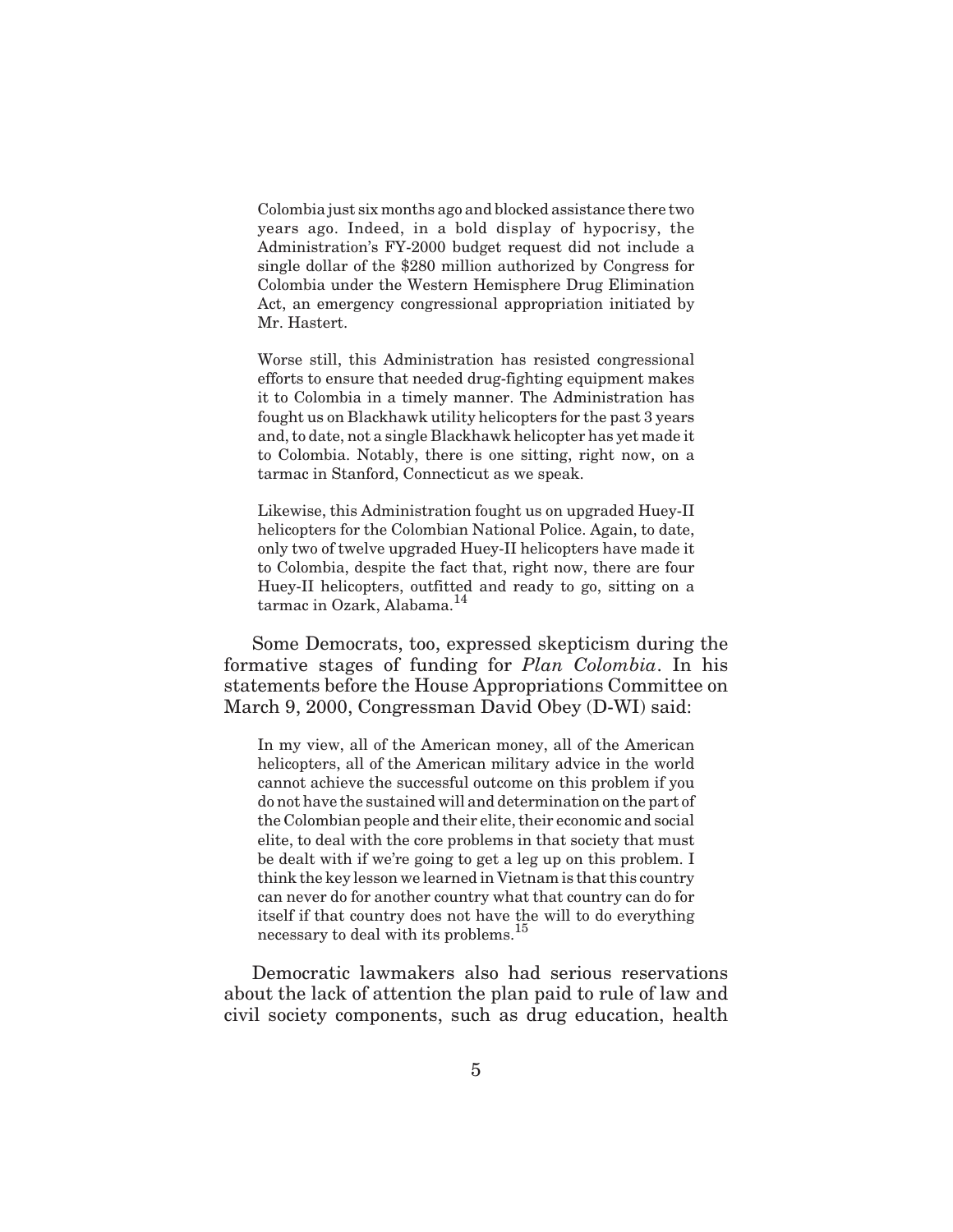> Colombia just six months ago and blocked assistance there two years ago. Indeed, in a bold display of hypocrisy, the Administration's FY-2000 budget request did not include a single dollar of the $280 million authorized by Congress for Colombia under the Western Hemisphere Drug Elimination Act, an emergency congressional appropriation initiated by Mr. Hastert.
>
> Worse still, this Administration has resisted congressional efforts to ensure that needed drug-fighting equipment makes it to Colombia in a timely manner. The Administration has fought us on Blackhawk utility helicopters for the past 3 years and, to date, not a single Blackhawk helicopter has yet made it to Colombia. Notably, there is one sitting, right now, on a tarmac in Stanford, Connecticut as we speak.
>
> Likewise, this Administration fought us on upgraded Huey-II helicopters for the Colombian National Police. Again, to date, only two of twelve upgraded Huey-II helicopters have made it to Colombia, despite the fact that, right now, there are four Huey-II helicopters, outfitted and ready to go, sitting on a tarmac in Ozark, Alabama.[14]

Some Democrats, too, expressed skepticism during the formative stages of funding for *Plan Colombia*. In his statements before the House Appropriations Committee on March 9, 2000, Congressman David Obey (D-WI) said:

> In my view, all of the American money, all of the American helicopters, all of the American military advice in the world cannot achieve the successful outcome on this problem if you do not have the sustained will and determination on the part of the Colombian people and their elite, their economic and social elite, to deal with the core problems in that society that must be dealt with if we're going to get a leg up on this problem. I think the key lesson we learned in Vietnam is that this country can never do for another country what that country can do for itself if that country does not have the will to do everything necessary to deal with its problems.[15]

Democratic lawmakers also had serious reservations about the lack of attention the plan paid to rule of law and civil society components, such as drug education, health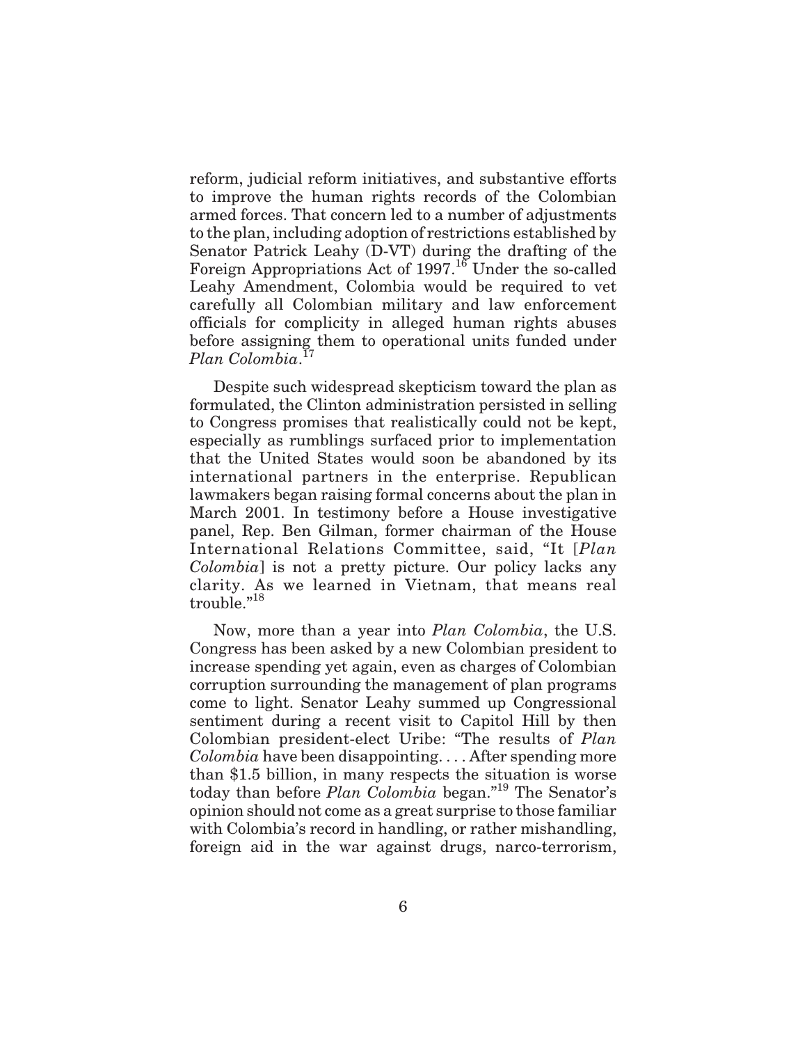reform, judicial reform initiatives, and substantive efforts to improve the human rights records of the Colombian armed forces. That concern led to a number of adjustments to the plan, including adoption of restrictions established by Senator Patrick Leahy (D-VT) during the drafting of the Foreign Appropriations Act of 1997.[16] Under the so-called Leahy Amendment, Colombia would be required to vet carefully all Colombian military and law enforcement officials for complicity in alleged human rights abuses before assigning them to operational units funded under *Plan Colombia*.[17]

Despite such widespread skepticism toward the plan as formulated, the Clinton administration persisted in selling to Congress promises that realistically could not be kept, especially as rumblings surfaced prior to implementation that the United States would soon be abandoned by its international partners in the enterprise. Republican lawmakers began raising formal concerns about the plan in March 2001. In testimony before a House investigative panel, Rep. Ben Gilman, former chairman of the House International Relations Committee, said, "It [*Plan Colombia*] is not a pretty picture. Our policy lacks any clarity. As we learned in Vietnam, that means real trouble."[18]

Now, more than a year into *Plan Colombia*, the U.S. Congress has been asked by a new Colombian president to increase spending yet again, even as charges of Colombian corruption surrounding the management of plan programs come to light. Senator Leahy summed up Congressional sentiment during a recent visit to Capitol Hill by then Colombian president-elect Uribe: "The results of *Plan Colombia* have been disappointing. . . . After spending more than $1.5 billion, in many respects the situation is worse today than before *Plan Colombia* began."[19] The Senator's opinion should not come as a great surprise to those familiar with Colombia's record in handling, or rather mishandling, foreign aid in the war against drugs, narco-terrorism,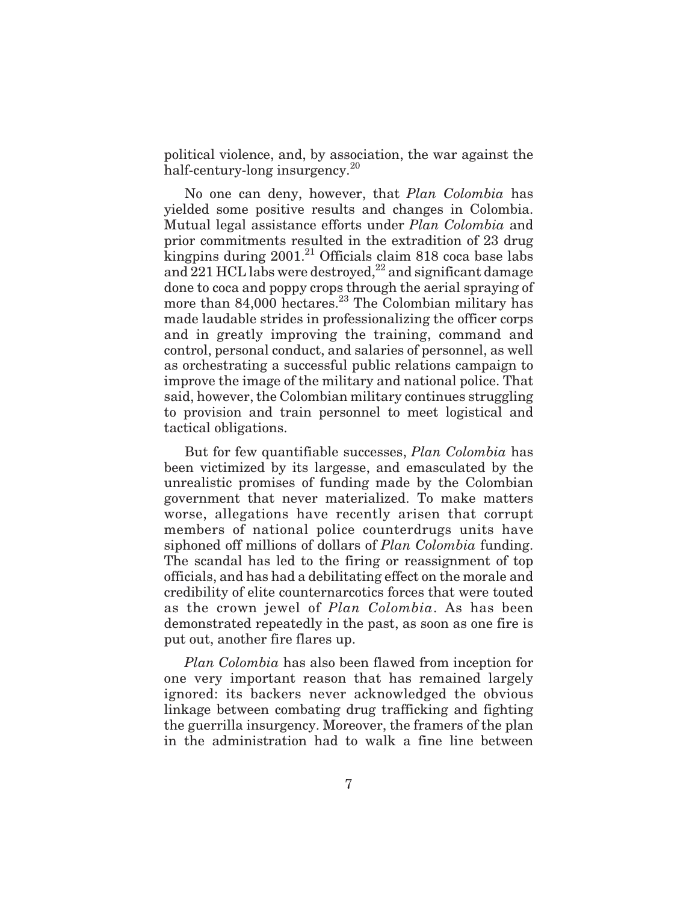political violence, and, by association, the war against the half-century-long insurgency.[20]

No one can deny, however, that *Plan Colombia* has yielded some positive results and changes in Colombia. Mutual legal assistance efforts under *Plan Colombia* and prior commitments resulted in the extradition of 23 drug kingpins during 2001.[21] Officials claim 818 coca base labs and 221 HCL labs were destroyed,[22] and significant damage done to coca and poppy crops through the aerial spraying of more than 84,000 hectares.[23] The Colombian military has made laudable strides in professionalizing the officer corps and in greatly improving the training, command and control, personal conduct, and salaries of personnel, as well as orchestrating a successful public relations campaign to improve the image of the military and national police. That said, however, the Colombian military continues struggling to provision and train personnel to meet logistical and tactical obligations.

But for few quantifiable successes, *Plan Colombia* has been victimized by its largesse, and emasculated by the unrealistic promises of funding made by the Colombian government that never materialized. To make matters worse, allegations have recently arisen that corrupt members of national police counterdrugs units have siphoned off millions of dollars of *Plan Colombia* funding. The scandal has led to the firing or reassignment of top officials, and has had a debilitating effect on the morale and credibility of elite counternarcotics forces that were touted as the crown jewel of *Plan Colombia*. As has been demonstrated repeatedly in the past, as soon as one fire is put out, another fire flares up.

*Plan Colombia* has also been flawed from inception for one very important reason that has remained largely ignored: its backers never acknowledged the obvious linkage between combating drug trafficking and fighting the guerrilla insurgency. Moreover, the framers of the plan in the administration had to walk a fine line between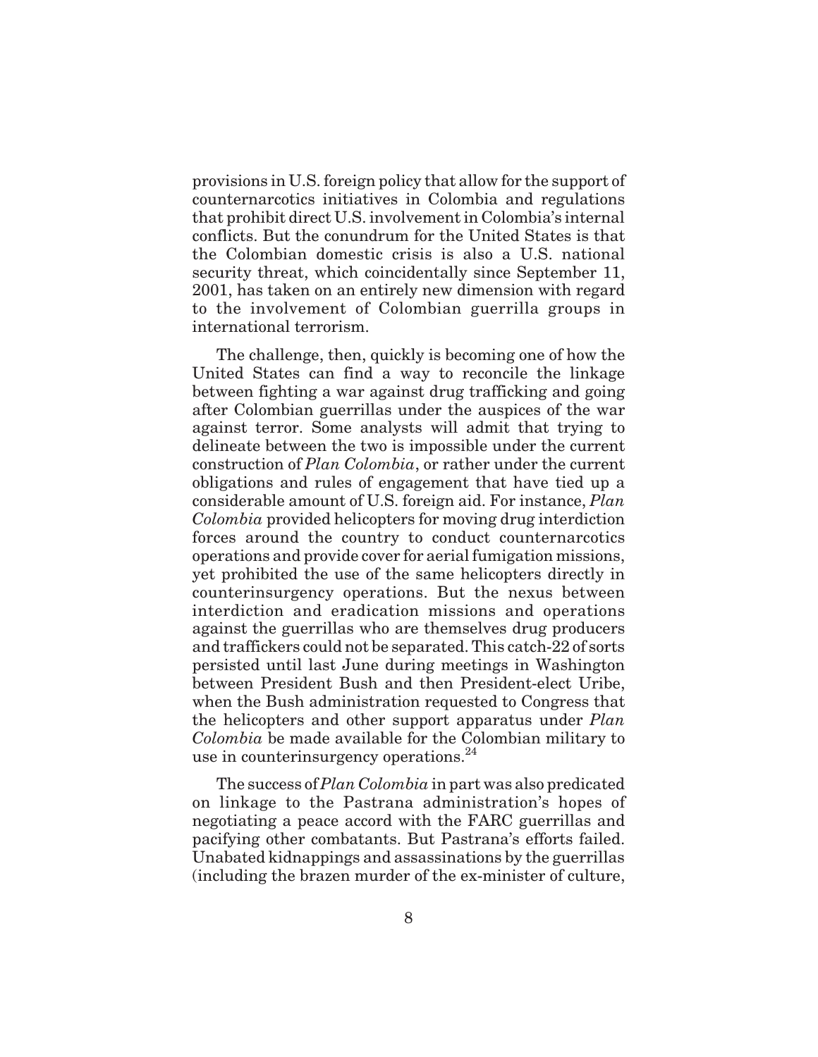provisions in U.S. foreign policy that allow for the support of counternarcotics initiatives in Colombia and regulations that prohibit direct U.S. involvement in Colombia's internal conflicts. But the conundrum for the United States is that the Colombian domestic crisis is also a U.S. national security threat, which coincidentally since September 11, 2001, has taken on an entirely new dimension with regard to the involvement of Colombian guerrilla groups in international terrorism.

The challenge, then, quickly is becoming one of how the United States can find a way to reconcile the linkage between fighting a war against drug trafficking and going after Colombian guerrillas under the auspices of the war against terror. Some analysts will admit that trying to delineate between the two is impossible under the current construction of *Plan Colombia*, or rather under the current obligations and rules of engagement that have tied up a considerable amount of U.S. foreign aid. For instance, *Plan Colombia* provided helicopters for moving drug interdiction forces around the country to conduct counternarcotics operations and provide cover for aerial fumigation missions, yet prohibited the use of the same helicopters directly in counterinsurgency operations. But the nexus between interdiction and eradication missions and operations against the guerrillas who are themselves drug producers and traffickers could not be separated. This catch-22 of sorts persisted until last June during meetings in Washington between President Bush and then President-elect Uribe, when the Bush administration requested to Congress that the helicopters and other support apparatus under *Plan Colombia* be made available for the Colombian military to use in counterinsurgency operations.[24]

The success of *Plan Colombia* in part was also predicated on linkage to the Pastrana administration's hopes of negotiating a peace accord with the FARC guerrillas and pacifying other combatants. But Pastrana's efforts failed. Unabated kidnappings and assassinations by the guerrillas (including the brazen murder of the ex-minister of culture,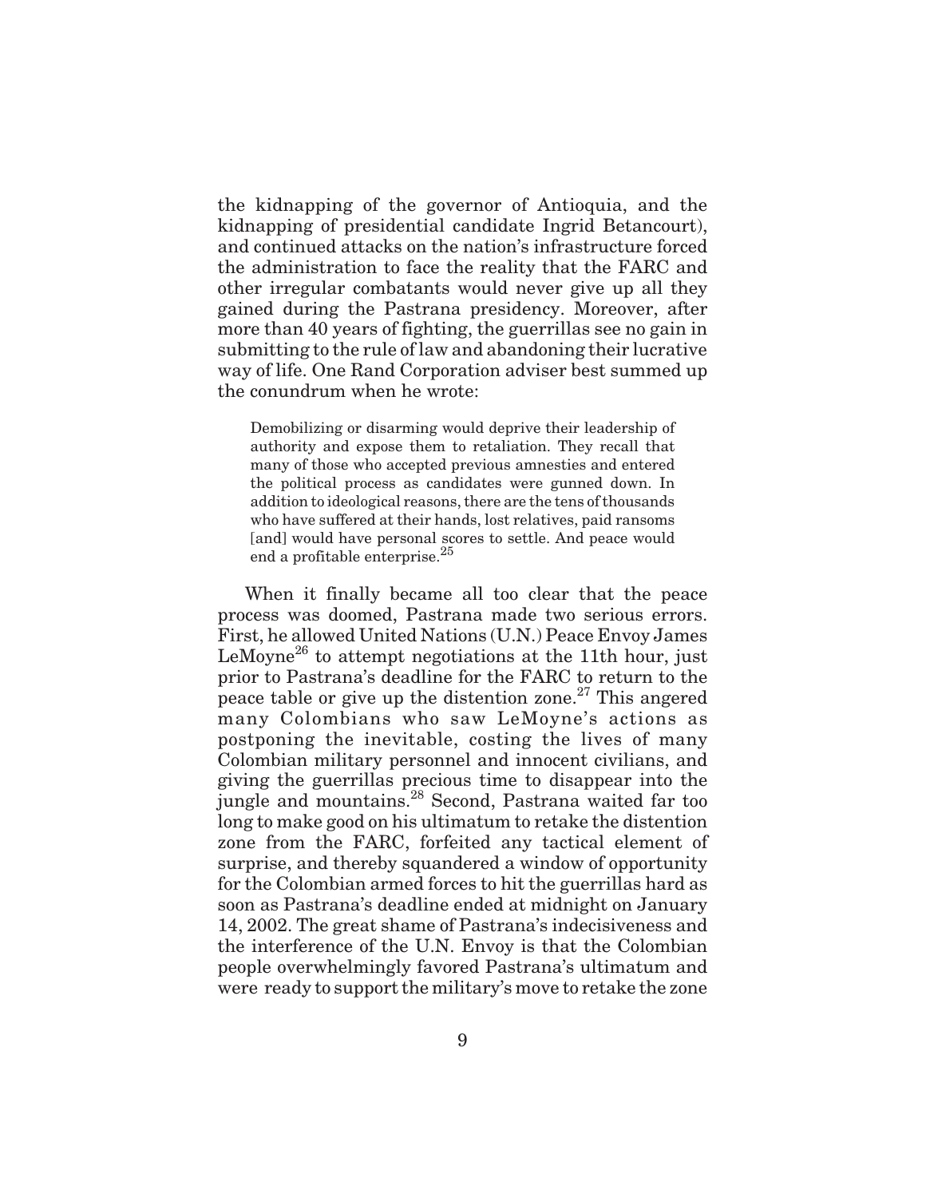the kidnapping of the governor of Antioquia, and the kidnapping of presidential candidate Ingrid Betancourt), and continued attacks on the nation's infrastructure forced the administration to face the reality that the FARC and other irregular combatants would never give up all they gained during the Pastrana presidency. Moreover, after more than 40 years of fighting, the guerrillas see no gain in submitting to the rule of law and abandoning their lucrative way of life. One Rand Corporation adviser best summed up the conundrum when he wrote:

> Demobilizing or disarming would deprive their leadership of authority and expose them to retaliation. They recall that many of those who accepted previous amnesties and entered the political process as candidates were gunned down. In addition to ideological reasons, there are the tens of thousands who have suffered at their hands, lost relatives, paid ransoms [and] would have personal scores to settle. And peace would end a profitable enterprise.[25]

When it finally became all too clear that the peace process was doomed, Pastrana made two serious errors. First, he allowed United Nations (U.N.) Peace Envoy James LeMoyne[26] to attempt negotiations at the 11th hour, just prior to Pastrana's deadline for the FARC to return to the peace table or give up the distention zone.[27] This angered many Colombians who saw LeMoyne's actions as postponing the inevitable, costing the lives of many Colombian military personnel and innocent civilians, and giving the guerrillas precious time to disappear into the jungle and mountains.[28] Second, Pastrana waited far too long to make good on his ultimatum to retake the distention zone from the FARC, forfeited any tactical element of surprise, and thereby squandered a window of opportunity for the Colombian armed forces to hit the guerrillas hard as soon as Pastrana's deadline ended at midnight on January 14, 2002. The great shame of Pastrana's indecisiveness and the interference of the U.N. Envoy is that the Colombian people overwhelmingly favored Pastrana's ultimatum and were ready to support the military's move to retake the zone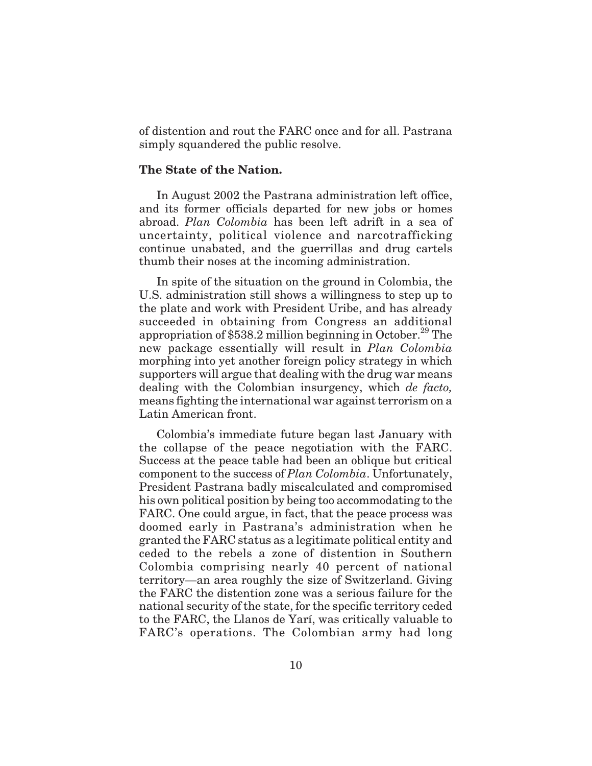of distention and rout the FARC once and for all. Pastrana simply squandered the public resolve.

**The State of the Nation.**

In August 2002 the Pastrana administration left office, and its former officials departed for new jobs or homes abroad. *Plan Colombia* has been left adrift in a sea of uncertainty, political violence and narcotrafficking continue unabated, and the guerrillas and drug cartels thumb their noses at the incoming administration.

In spite of the situation on the ground in Colombia, the U.S. administration still shows a willingness to step up to the plate and work with President Uribe, and has already succeeded in obtaining from Congress an additional appropriation of $538.2 million beginning in October.[29] The new package essentially will result in *Plan Colombia* morphing into yet another foreign policy strategy in which supporters will argue that dealing with the drug war means dealing with the Colombian insurgency, which *de facto,* means fighting the international war against terrorism on a Latin American front.

Colombia's immediate future began last January with the collapse of the peace negotiation with the FARC. Success at the peace table had been an oblique but critical component to the success of *Plan Colombia*. Unfortunately, President Pastrana badly miscalculated and compromised his own political position by being too accommodating to the FARC. One could argue, in fact, that the peace process was doomed early in Pastrana's administration when he granted the FARC status as a legitimate political entity and ceded to the rebels a zone of distention in Southern Colombia comprising nearly 40 percent of national territory—an area roughly the size of Switzerland. Giving the FARC the distention zone was a serious failure for the national security of the state, for the specific territory ceded to the FARC, the Llanos de Yarí, was critically valuable to FARC's operations. The Colombian army had long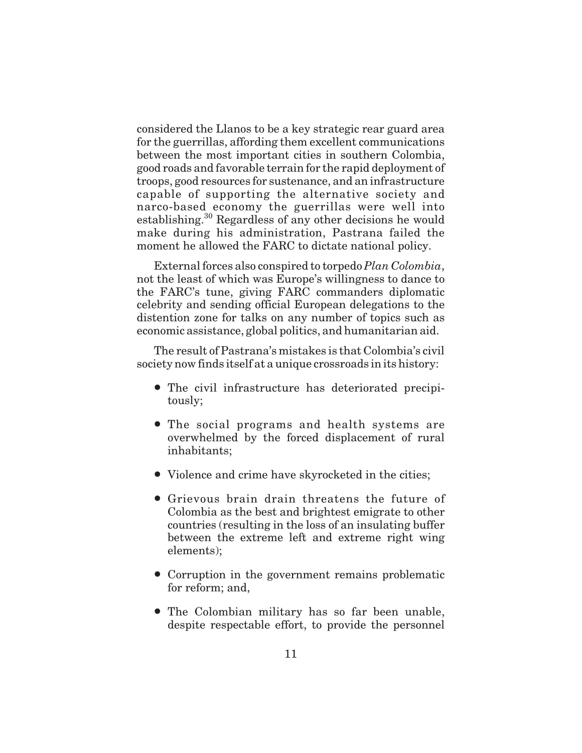considered the Llanos to be a key strategic rear guard area for the guerrillas, affording them excellent communications between the most important cities in southern Colombia, good roads and favorable terrain for the rapid deployment of troops, good resources for sustenance, and an infrastructure capable of supporting the alternative society and narco-based economy the guerrillas were well into establishing.[30] Regardless of any other decisions he would make during his administration, Pastrana failed the moment he allowed the FARC to dictate national policy.

External forces also conspired to torpedo *Plan Colombia*, not the least of which was Europe's willingness to dance to the FARC's tune, giving FARC commanders diplomatic celebrity and sending official European delegations to the distention zone for talks on any number of topics such as economic assistance, global politics, and humanitarian aid.

The result of Pastrana's mistakes is that Colombia's civil society now finds itself at a unique crossroads in its history:

- The civil infrastructure has deteriorated precipitously;
- The social programs and health systems are overwhelmed by the forced displacement of rural inhabitants;
- Violence and crime have skyrocketed in the cities;
- Grievous brain drain threatens the future of Colombia as the best and brightest emigrate to other countries (resulting in the loss of an insulating buffer between the extreme left and extreme right wing elements);
- Corruption in the government remains problematic for reform; and,
- The Colombian military has so far been unable, despite respectable effort, to provide the personnel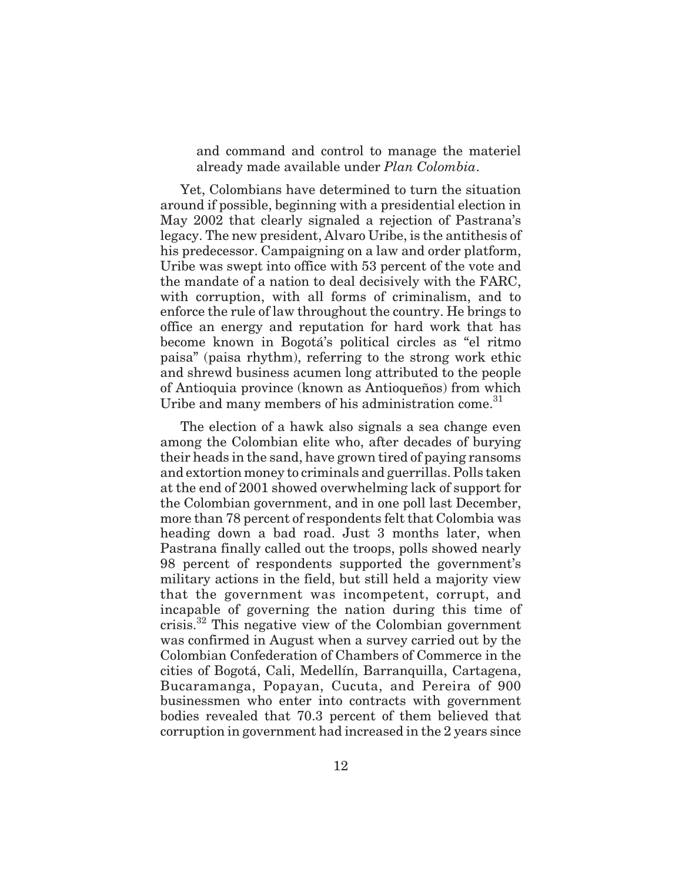and command and control to manage the materiel already made available under *Plan Colombia*.

Yet, Colombians have determined to turn the situation around if possible, beginning with a presidential election in May 2002 that clearly signaled a rejection of Pastrana's legacy. The new president, Alvaro Uribe, is the antithesis of his predecessor. Campaigning on a law and order platform, Uribe was swept into office with 53 percent of the vote and the mandate of a nation to deal decisively with the FARC, with corruption, with all forms of criminalism, and to enforce the rule of law throughout the country. He brings to office an energy and reputation for hard work that has become known in Bogotá's political circles as "el ritmo paisa" (paisa rhythm), referring to the strong work ethic and shrewd business acumen long attributed to the people of Antioquia province (known as Antioqueños) from which Uribe and many members of his administration come.[31]

The election of a hawk also signals a sea change even among the Colombian elite who, after decades of burying their heads in the sand, have grown tired of paying ransoms and extortion money to criminals and guerrillas. Polls taken at the end of 2001 showed overwhelming lack of support for the Colombian government, and in one poll last December, more than 78 percent of respondents felt that Colombia was heading down a bad road. Just 3 months later, when Pastrana finally called out the troops, polls showed nearly 98 percent of respondents supported the government's military actions in the field, but still held a majority view that the government was incompetent, corrupt, and incapable of governing the nation during this time of crisis.[32] This negative view of the Colombian government was confirmed in August when a survey carried out by the Colombian Confederation of Chambers of Commerce in the cities of Bogotá, Cali, Medellín, Barranquilla, Cartagena, Bucaramanga, Popayan, Cucuta, and Pereira of 900 businessmen who enter into contracts with government bodies revealed that 70.3 percent of them believed that corruption in government had increased in the 2 years since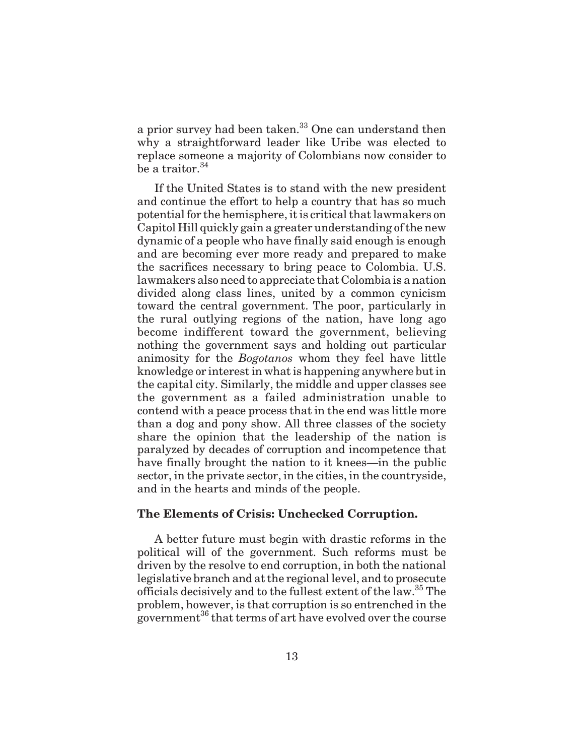a prior survey had been taken.[33] One can understand then why a straightforward leader like Uribe was elected to replace someone a majority of Colombians now consider to be a traitor.[34]

If the United States is to stand with the new president and continue the effort to help a country that has so much potential for the hemisphere, it is critical that lawmakers on Capitol Hill quickly gain a greater understanding of the new dynamic of a people who have finally said enough is enough and are becoming ever more ready and prepared to make the sacrifices necessary to bring peace to Colombia. U.S. lawmakers also need to appreciate that Colombia is a nation divided along class lines, united by a common cynicism toward the central government. The poor, particularly in the rural outlying regions of the nation, have long ago become indifferent toward the government, believing nothing the government says and holding out particular animosity for the *Bogotanos* whom they feel have little knowledge or interest in what is happening anywhere but in the capital city. Similarly, the middle and upper classes see the government as a failed administration unable to contend with a peace process that in the end was little more than a dog and pony show. All three classes of the society share the opinion that the leadership of the nation is paralyzed by decades of corruption and incompetence that have finally brought the nation to it knees—in the public sector, in the private sector, in the cities, in the countryside, and in the hearts and minds of the people.

### The Elements of Crisis: Unchecked Corruption.

A better future must begin with drastic reforms in the political will of the government. Such reforms must be driven by the resolve to end corruption, in both the national legislative branch and at the regional level, and to prosecute officials decisively and to the fullest extent of the law.[35] The problem, however, is that corruption is so entrenched in the government[36] that terms of art have evolved over the course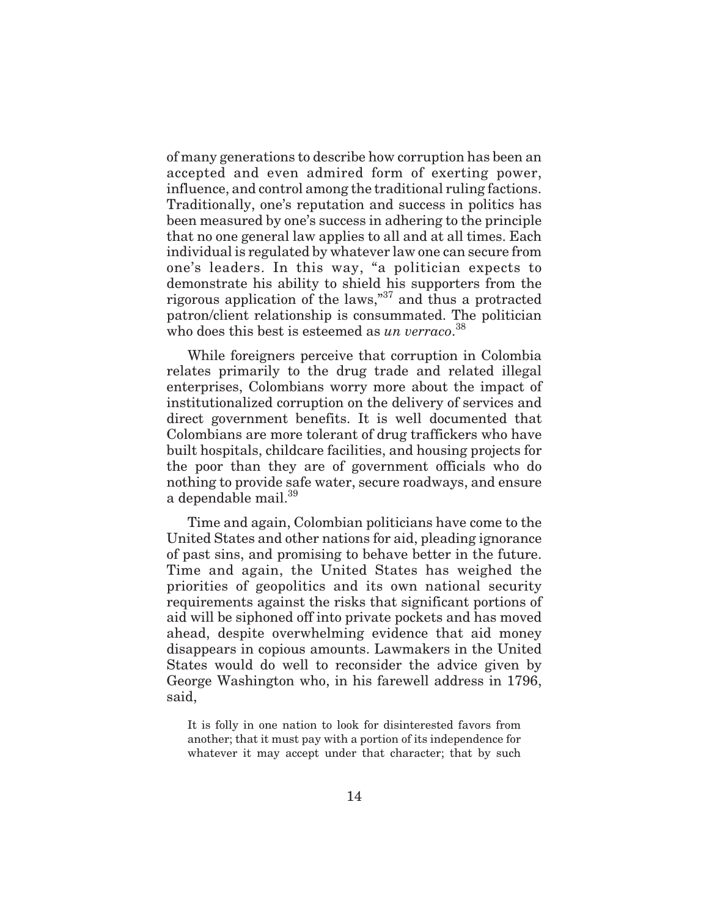of many generations to describe how corruption has been an accepted and even admired form of exerting power, influence, and control among the traditional ruling factions. Traditionally, one's reputation and success in politics has been measured by one's success in adhering to the principle that no one general law applies to all and at all times. Each individual is regulated by whatever law one can secure from one's leaders. In this way, "a politician expects to demonstrate his ability to shield his supporters from the rigorous application of the laws,"[37] and thus a protracted patron/client relationship is consummated. The politician who does this best is esteemed as *un verraco*.[38]

While foreigners perceive that corruption in Colombia relates primarily to the drug trade and related illegal enterprises, Colombians worry more about the impact of institutionalized corruption on the delivery of services and direct government benefits. It is well documented that Colombians are more tolerant of drug traffickers who have built hospitals, childcare facilities, and housing projects for the poor than they are of government officials who do nothing to provide safe water, secure roadways, and ensure a dependable mail.[39]

Time and again, Colombian politicians have come to the United States and other nations for aid, pleading ignorance of past sins, and promising to behave better in the future. Time and again, the United States has weighed the priorities of geopolitics and its own national security requirements against the risks that significant portions of aid will be siphoned off into private pockets and has moved ahead, despite overwhelming evidence that aid money disappears in copious amounts. Lawmakers in the United States would do well to reconsider the advice given by George Washington who, in his farewell address in 1796, said,

> It is folly in one nation to look for disinterested favors from another; that it must pay with a portion of its independence for whatever it may accept under that character; that by such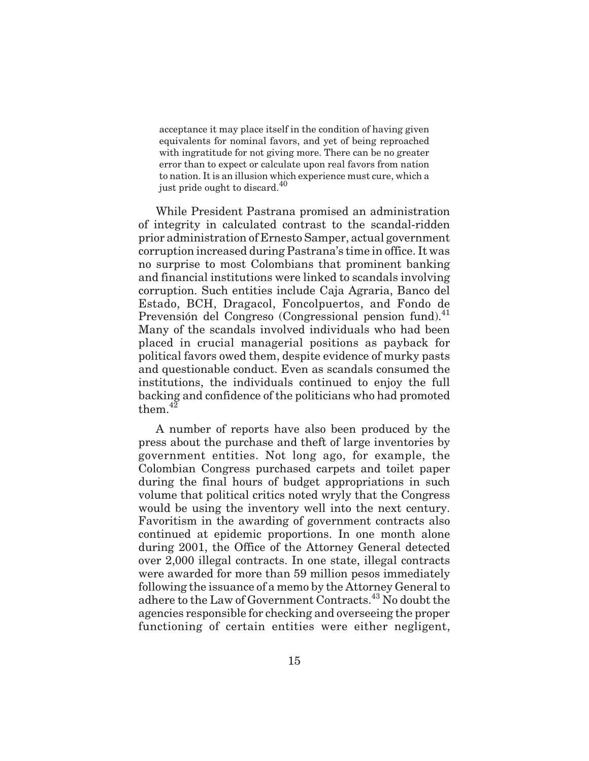> acceptance it may place itself in the condition of having given equivalents for nominal favors, and yet of being reproached with ingratitude for not giving more. There can be no greater error than to expect or calculate upon real favors from nation to nation. It is an illusion which experience must cure, which a just pride ought to discard.[40]

While President Pastrana promised an administration of integrity in calculated contrast to the scandal-ridden prior administration of Ernesto Samper, actual government corruption increased during Pastrana's time in office. It was no surprise to most Colombians that prominent banking and financial institutions were linked to scandals involving corruption. Such entities include Caja Agraria, Banco del Estado, BCH, Dragacol, Foncolpuertos, and Fondo de Prevensión del Congreso (Congressional pension fund).[41] Many of the scandals involved individuals who had been placed in crucial managerial positions as payback for political favors owed them, despite evidence of murky pasts and questionable conduct. Even as scandals consumed the institutions, the individuals continued to enjoy the full backing and confidence of the politicians who had promoted them.[42]

A number of reports have also been produced by the press about the purchase and theft of large inventories by government entities. Not long ago, for example, the Colombian Congress purchased carpets and toilet paper during the final hours of budget appropriations in such volume that political critics noted wryly that the Congress would be using the inventory well into the next century. Favoritism in the awarding of government contracts also continued at epidemic proportions. In one month alone during 2001, the Office of the Attorney General detected over 2,000 illegal contracts. In one state, illegal contracts were awarded for more than 59 million pesos immediately following the issuance of a memo by the Attorney General to adhere to the Law of Government Contracts.[43] No doubt the agencies responsible for checking and overseeing the proper functioning of certain entities were either negligent,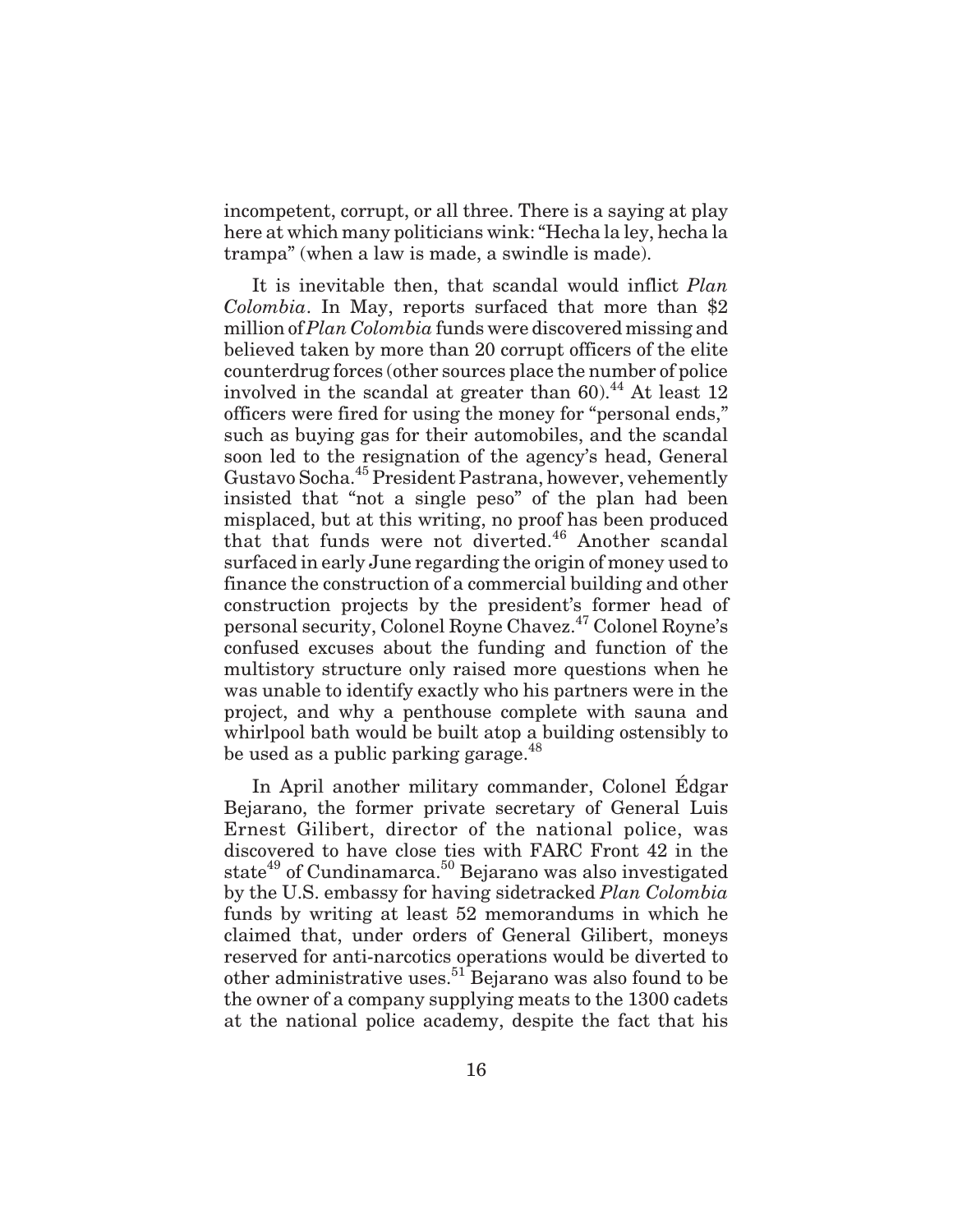incompetent, corrupt, or all three. There is a saying at play here at which many politicians wink: "Hecha la ley, hecha la trampa" (when a law is made, a swindle is made).

It is inevitable then, that scandal would inflict *Plan Colombia*. In May, reports surfaced that more than $2 million of *Plan Colombia* funds were discovered missing and believed taken by more than 20 corrupt officers of the elite counterdrug forces (other sources place the number of police involved in the scandal at greater than 60).[44] At least 12 officers were fired for using the money for "personal ends," such as buying gas for their automobiles, and the scandal soon led to the resignation of the agency's head, General Gustavo Socha.[45] President Pastrana, however, vehemently insisted that "not a single peso" of the plan had been misplaced, but at this writing, no proof has been produced that that funds were not diverted.[46] Another scandal surfaced in early June regarding the origin of money used to finance the construction of a commercial building and other construction projects by the president's former head of personal security, Colonel Royne Chavez.[47] Colonel Royne's confused excuses about the funding and function of the multistory structure only raised more questions when he was unable to identify exactly who his partners were in the project, and why a penthouse complete with sauna and whirlpool bath would be built atop a building ostensibly to be used as a public parking garage.[48]

In April another military commander, Colonel Édgar Bejarano, the former private secretary of General Luis Ernest Gilibert, director of the national police, was discovered to have close ties with FARC Front 42 in the state[49] of Cundinamarca.[50] Bejarano was also investigated by the U.S. embassy for having sidetracked *Plan Colombia* funds by writing at least 52 memorandums in which he claimed that, under orders of General Gilibert, moneys reserved for anti-narcotics operations would be diverted to other administrative uses.[51] Bejarano was also found to be the owner of a company supplying meats to the 1300 cadets at the national police academy, despite the fact that his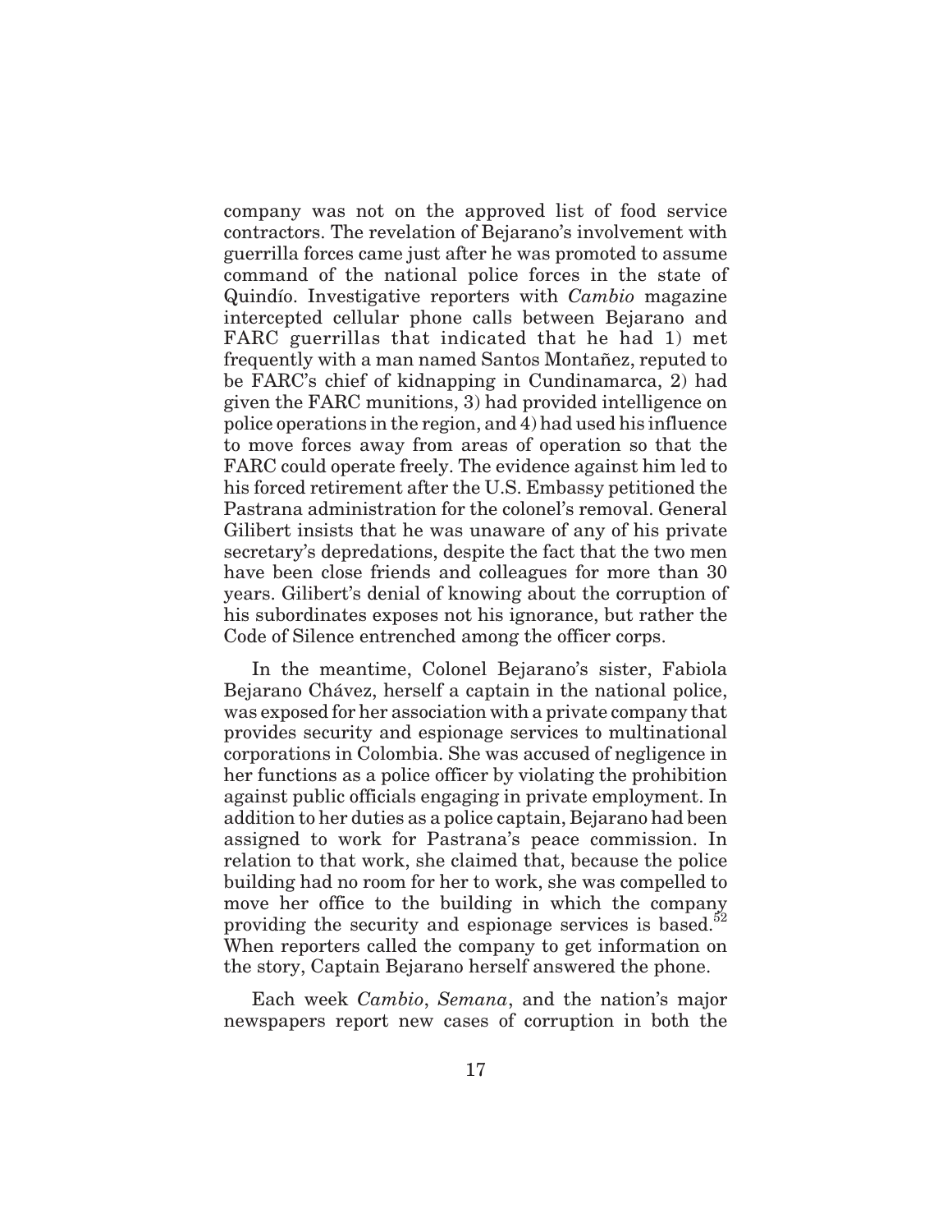company was not on the approved list of food service contractors. The revelation of Bejarano's involvement with guerrilla forces came just after he was promoted to assume command of the national police forces in the state of Quindío. Investigative reporters with *Cambio* magazine intercepted cellular phone calls between Bejarano and FARC guerrillas that indicated that he had 1) met frequently with a man named Santos Montañez, reputed to be FARC's chief of kidnapping in Cundinamarca, 2) had given the FARC munitions, 3) had provided intelligence on police operations in the region, and 4) had used his influence to move forces away from areas of operation so that the FARC could operate freely. The evidence against him led to his forced retirement after the U.S. Embassy petitioned the Pastrana administration for the colonel's removal. General Gilibert insists that he was unaware of any of his private secretary's depredations, despite the fact that the two men have been close friends and colleagues for more than 30 years. Gilibert's denial of knowing about the corruption of his subordinates exposes not his ignorance, but rather the Code of Silence entrenched among the officer corps.

In the meantime, Colonel Bejarano's sister, Fabiola Bejarano Chávez, herself a captain in the national police, was exposed for her association with a private company that provides security and espionage services to multinational corporations in Colombia. She was accused of negligence in her functions as a police officer by violating the prohibition against public officials engaging in private employment. In addition to her duties as a police captain, Bejarano had been assigned to work for Pastrana's peace commission. In relation to that work, she claimed that, because the police building had no room for her to work, she was compelled to move her office to the building in which the company providing the security and espionage services is based.[52] When reporters called the company to get information on the story, Captain Bejarano herself answered the phone.

Each week *Cambio*, *Semana*, and the nation's major newspapers report new cases of corruption in both the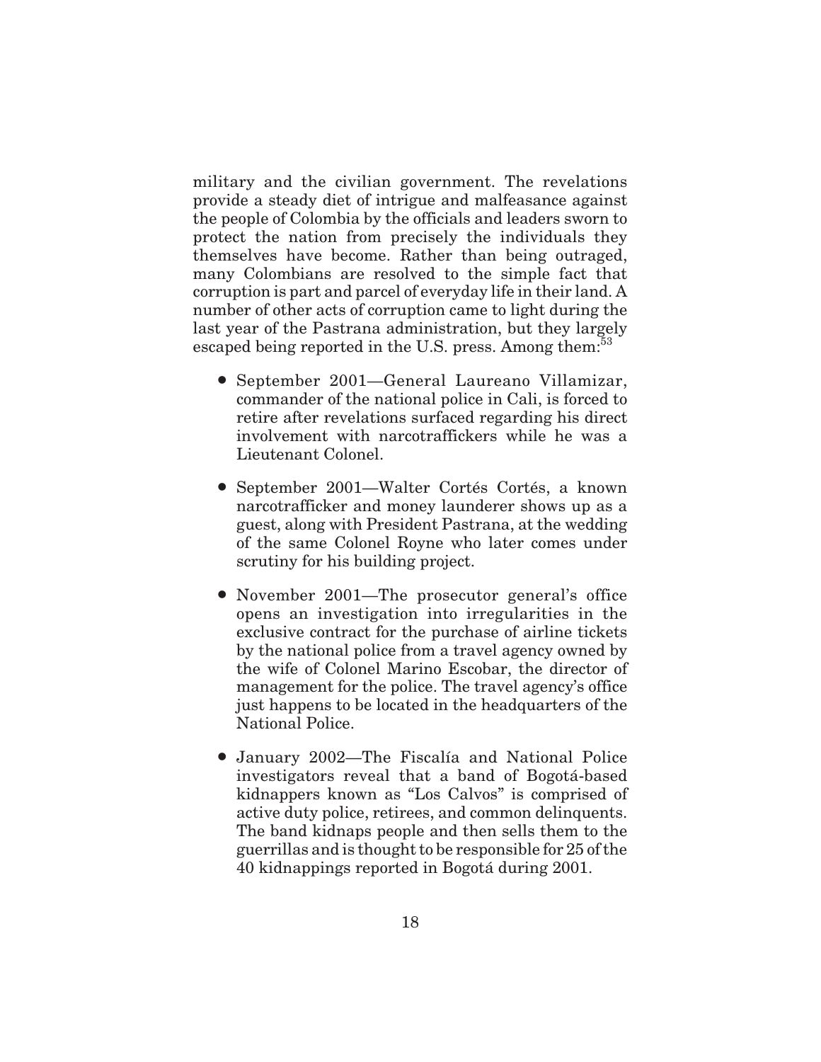military and the civilian government. The revelations provide a steady diet of intrigue and malfeasance against the people of Colombia by the officials and leaders sworn to protect the nation from precisely the individuals they themselves have become. Rather than being outraged, many Colombians are resolved to the simple fact that corruption is part and parcel of everyday life in their land. A number of other acts of corruption came to light during the last year of the Pastrana administration, but they largely escaped being reported in the U.S. press. Among them:[53]

- September 2001—General Laureano Villamizar, commander of the national police in Cali, is forced to retire after revelations surfaced regarding his direct involvement with narcotraffickers while he was a Lieutenant Colonel.

- September 2001—Walter Cortés Cortés, a known narcotrafficker and money launderer shows up as a guest, along with President Pastrana, at the wedding of the same Colonel Royne who later comes under scrutiny for his building project.

- November 2001—The prosecutor general's office opens an investigation into irregularities in the exclusive contract for the purchase of airline tickets by the national police from a travel agency owned by the wife of Colonel Marino Escobar, the director of management for the police. The travel agency's office just happens to be located in the headquarters of the National Police.

- January 2002—The Fiscalía and National Police investigators reveal that a band of Bogotá-based kidnappers known as "Los Calvos" is comprised of active duty police, retirees, and common delinquents. The band kidnaps people and then sells them to the guerrillas and is thought to be responsible for 25 of the 40 kidnappings reported in Bogotá during 2001.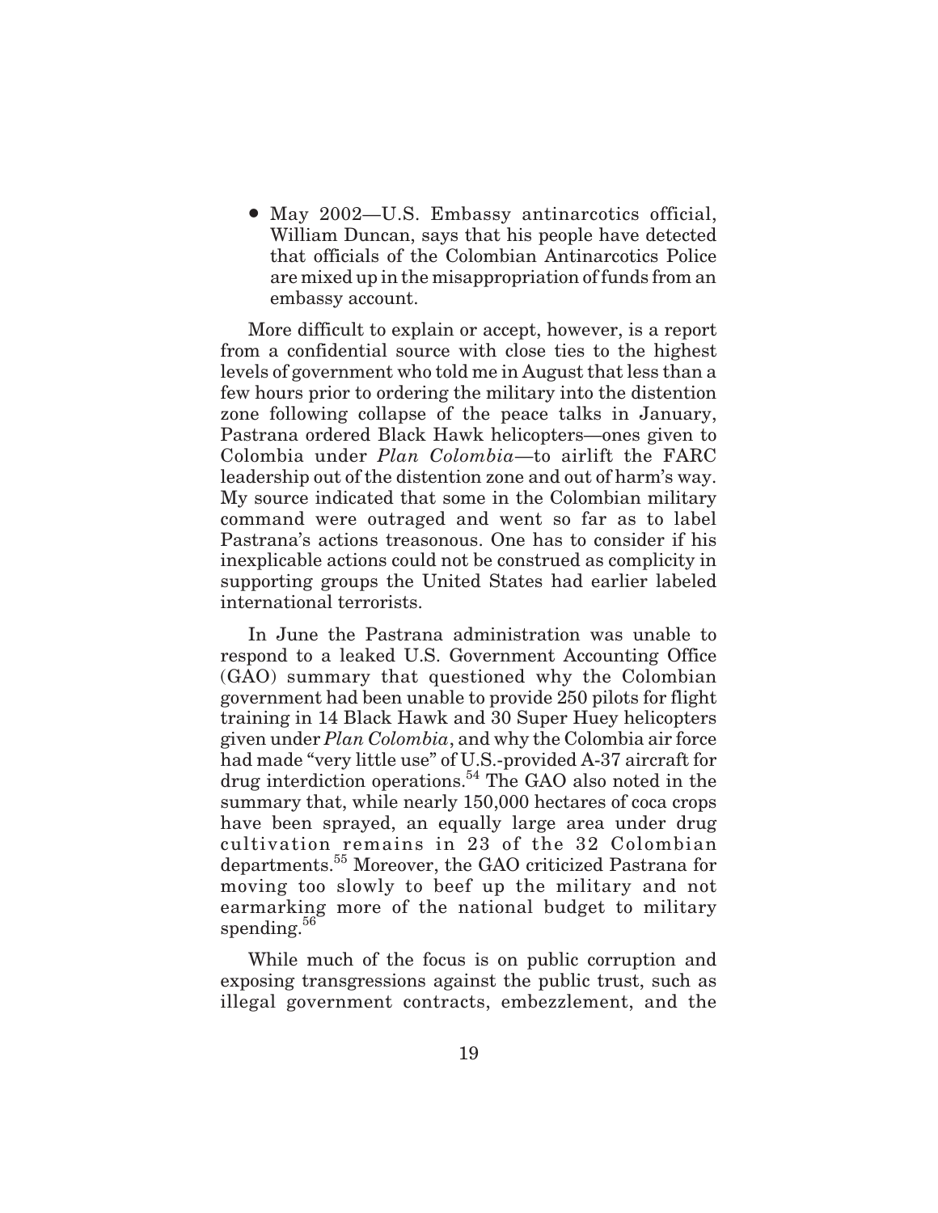- May 2002—U.S. Embassy antinarcotics official, William Duncan, says that his people have detected that officials of the Colombian Antinarcotics Police are mixed up in the misappropriation of funds from an embassy account.

More difficult to explain or accept, however, is a report from a confidential source with close ties to the highest levels of government who told me in August that less than a few hours prior to ordering the military into the distention zone following collapse of the peace talks in January, Pastrana ordered Black Hawk helicopters—ones given to Colombia under *Plan Colombia*—to airlift the FARC leadership out of the distention zone and out of harm's way. My source indicated that some in the Colombian military command were outraged and went so far as to label Pastrana's actions treasonous. One has to consider if his inexplicable actions could not be construed as complicity in supporting groups the United States had earlier labeled international terrorists.

In June the Pastrana administration was unable to respond to a leaked U.S. Government Accounting Office (GAO) summary that questioned why the Colombian government had been unable to provide 250 pilots for flight training in 14 Black Hawk and 30 Super Huey helicopters given under *Plan Colombia*, and why the Colombia air force had made "very little use" of U.S.-provided A-37 aircraft for drug interdiction operations.[54] The GAO also noted in the summary that, while nearly 150,000 hectares of coca crops have been sprayed, an equally large area under drug cultivation remains in 23 of the 32 Colombian departments.[55] Moreover, the GAO criticized Pastrana for moving too slowly to beef up the military and not earmarking more of the national budget to military spending.[56]

While much of the focus is on public corruption and exposing transgressions against the public trust, such as illegal government contracts, embezzlement, and the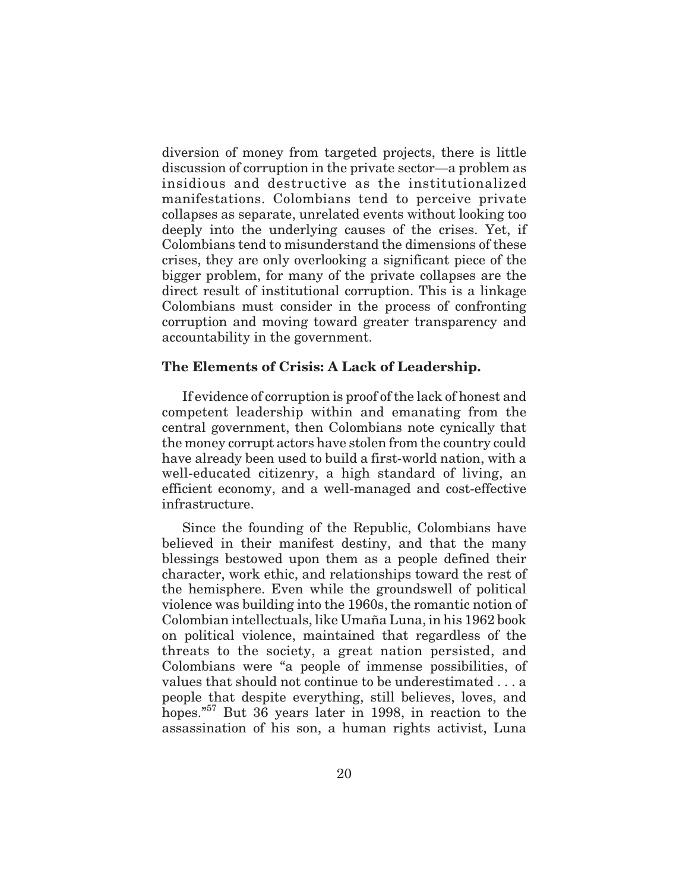diversion of money from targeted projects, there is little discussion of corruption in the private sector—a problem as insidious and destructive as the institutionalized manifestations. Colombians tend to perceive private collapses as separate, unrelated events without looking too deeply into the underlying causes of the crises. Yet, if Colombians tend to misunderstand the dimensions of these crises, they are only overlooking a significant piece of the bigger problem, for many of the private collapses are the direct result of institutional corruption. This is a linkage Colombians must consider in the process of confronting corruption and moving toward greater transparency and accountability in the government.

**The Elements of Crisis: A Lack of Leadership.**

If evidence of corruption is proof of the lack of honest and competent leadership within and emanating from the central government, then Colombians note cynically that the money corrupt actors have stolen from the country could have already been used to build a first-world nation, with a well-educated citizenry, a high standard of living, an efficient economy, and a well-managed and cost-effective infrastructure.

Since the founding of the Republic, Colombians have believed in their manifest destiny, and that the many blessings bestowed upon them as a people defined their character, work ethic, and relationships toward the rest of the hemisphere. Even while the groundswell of political violence was building into the 1960s, the romantic notion of Colombian intellectuals, like Umaña Luna, in his 1962 book on political violence, maintained that regardless of the threats to the society, a great nation persisted, and Colombians were "a people of immense possibilities, of values that should not continue to be underestimated . . . a people that despite everything, still believes, loves, and hopes."[57] But 36 years later in 1998, in reaction to the assassination of his son, a human rights activist, Luna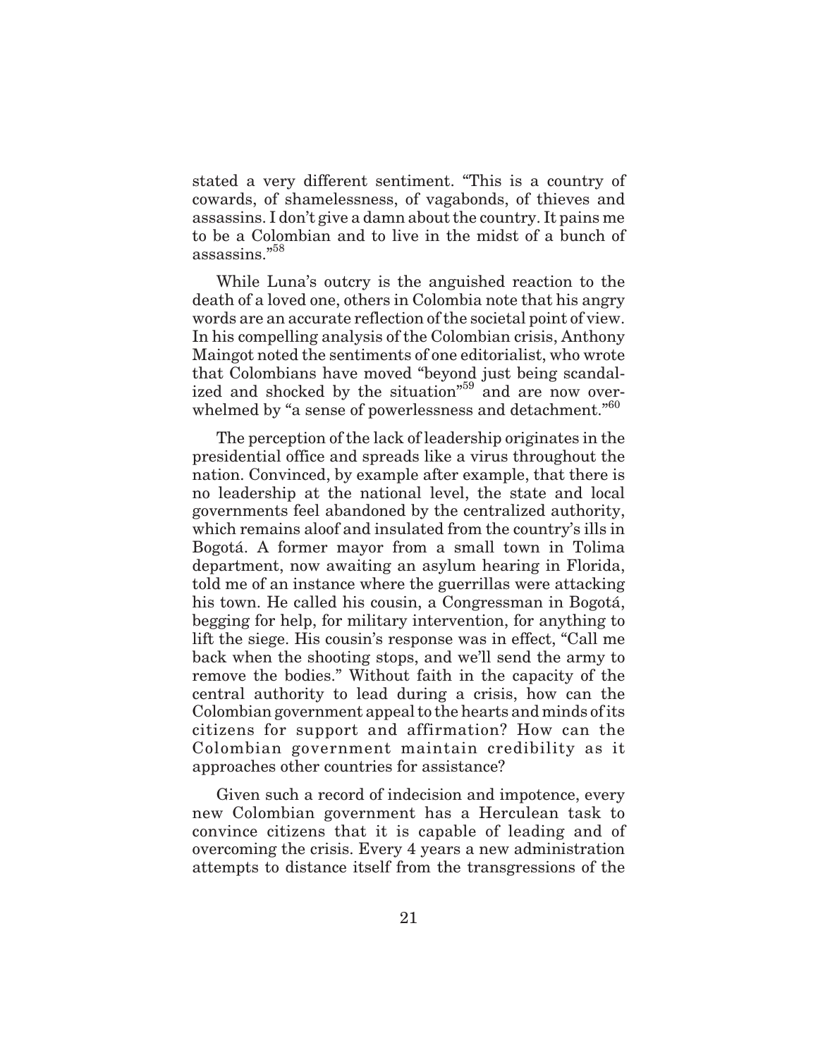stated a very different sentiment. "This is a country of cowards, of shamelessness, of vagabonds, of thieves and assassins. I don't give a damn about the country. It pains me to be a Colombian and to live in the midst of a bunch of assassins."[58]

While Luna's outcry is the anguished reaction to the death of a loved one, others in Colombia note that his angry words are an accurate reflection of the societal point of view. In his compelling analysis of the Colombian crisis, Anthony Maingot noted the sentiments of one editorialist, who wrote that Colombians have moved "beyond just being scandalized and shocked by the situation"[59] and are now overwhelmed by "a sense of powerlessness and detachment."[60]

The perception of the lack of leadership originates in the presidential office and spreads like a virus throughout the nation. Convinced, by example after example, that there is no leadership at the national level, the state and local governments feel abandoned by the centralized authority, which remains aloof and insulated from the country's ills in Bogotá. A former mayor from a small town in Tolima department, now awaiting an asylum hearing in Florida, told me of an instance where the guerrillas were attacking his town. He called his cousin, a Congressman in Bogotá, begging for help, for military intervention, for anything to lift the siege. His cousin's response was in effect, "Call me back when the shooting stops, and we'll send the army to remove the bodies." Without faith in the capacity of the central authority to lead during a crisis, how can the Colombian government appeal to the hearts and minds of its citizens for support and affirmation? How can the Colombian government maintain credibility as it approaches other countries for assistance?

Given such a record of indecision and impotence, every new Colombian government has a Herculean task to convince citizens that it is capable of leading and of overcoming the crisis. Every 4 years a new administration attempts to distance itself from the transgressions of the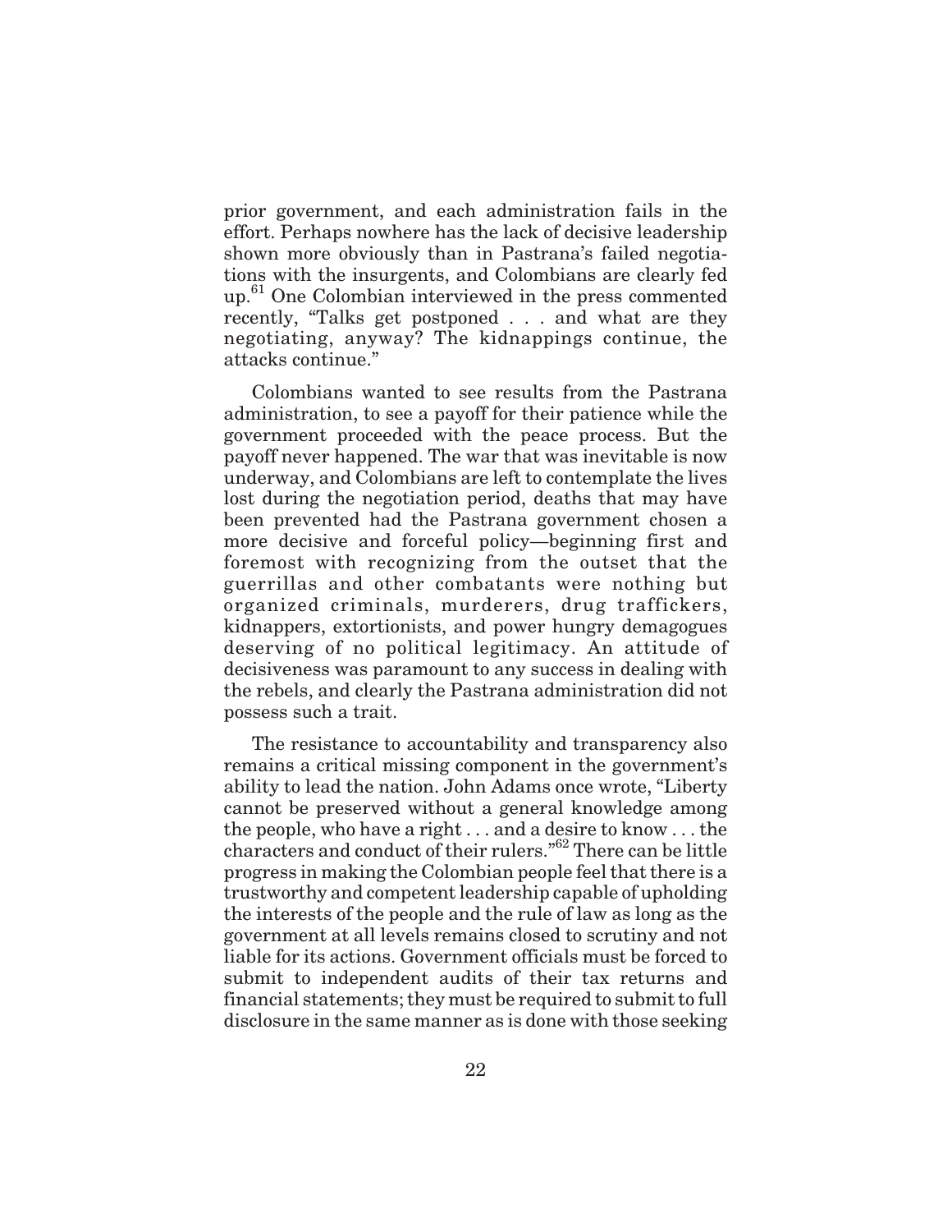prior government, and each administration fails in the effort. Perhaps nowhere has the lack of decisive leadership shown more obviously than in Pastrana's failed negotiations with the insurgents, and Colombians are clearly fed up.[61] One Colombian interviewed in the press commented recently, "Talks get postponed . . . and what are they negotiating, anyway? The kidnappings continue, the attacks continue."

Colombians wanted to see results from the Pastrana administration, to see a payoff for their patience while the government proceeded with the peace process. But the payoff never happened. The war that was inevitable is now underway, and Colombians are left to contemplate the lives lost during the negotiation period, deaths that may have been prevented had the Pastrana government chosen a more decisive and forceful policy—beginning first and foremost with recognizing from the outset that the guerrillas and other combatants were nothing but organized criminals, murderers, drug traffickers, kidnappers, extortionists, and power hungry demagogues deserving of no political legitimacy. An attitude of decisiveness was paramount to any success in dealing with the rebels, and clearly the Pastrana administration did not possess such a trait.

The resistance to accountability and transparency also remains a critical missing component in the government's ability to lead the nation. John Adams once wrote, "Liberty cannot be preserved without a general knowledge among the people, who have a right . . . and a desire to know . . . the characters and conduct of their rulers."[62] There can be little progress in making the Colombian people feel that there is a trustworthy and competent leadership capable of upholding the interests of the people and the rule of law as long as the government at all levels remains closed to scrutiny and not liable for its actions. Government officials must be forced to submit to independent audits of their tax returns and financial statements; they must be required to submit to full disclosure in the same manner as is done with those seeking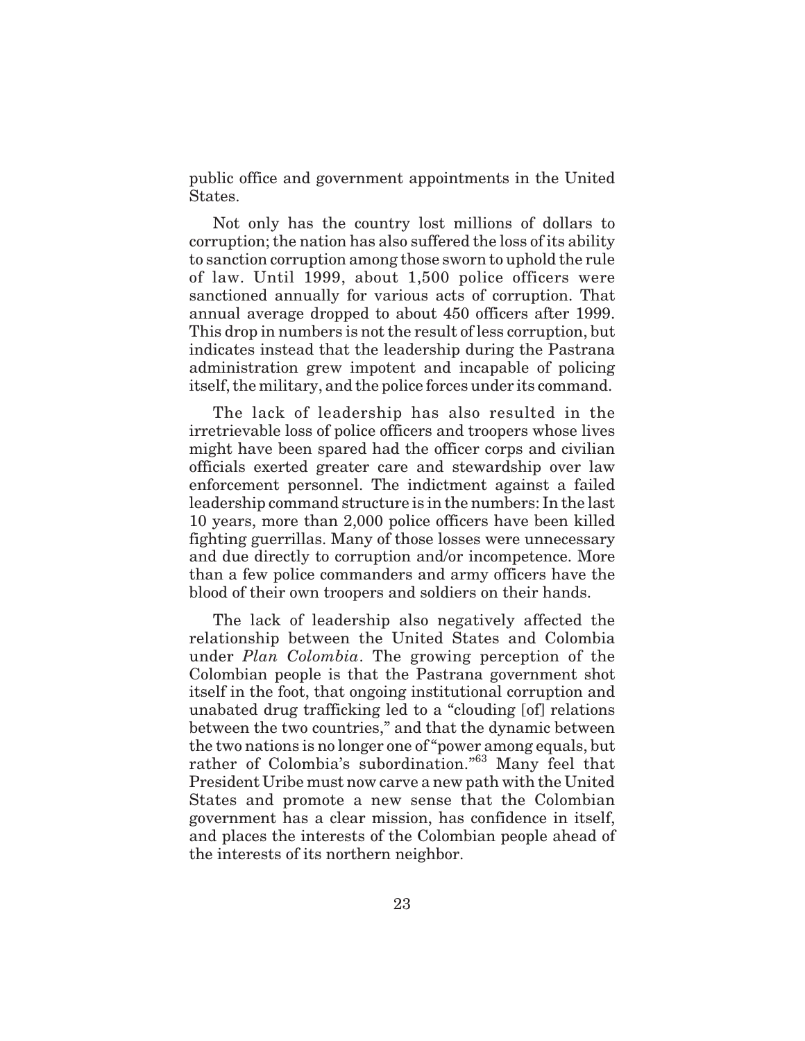public office and government appointments in the United States.

Not only has the country lost millions of dollars to corruption; the nation has also suffered the loss of its ability to sanction corruption among those sworn to uphold the rule of law. Until 1999, about 1,500 police officers were sanctioned annually for various acts of corruption. That annual average dropped to about 450 officers after 1999. This drop in numbers is not the result of less corruption, but indicates instead that the leadership during the Pastrana administration grew impotent and incapable of policing itself, the military, and the police forces under its command.

The lack of leadership has also resulted in the irretrievable loss of police officers and troopers whose lives might have been spared had the officer corps and civilian officials exerted greater care and stewardship over law enforcement personnel. The indictment against a failed leadership command structure is in the numbers: In the last 10 years, more than 2,000 police officers have been killed fighting guerrillas. Many of those losses were unnecessary and due directly to corruption and/or incompetence. More than a few police commanders and army officers have the blood of their own troopers and soldiers on their hands.

The lack of leadership also negatively affected the relationship between the United States and Colombia under *Plan Colombia*. The growing perception of the Colombian people is that the Pastrana government shot itself in the foot, that ongoing institutional corruption and unabated drug trafficking led to a "clouding [of] relations between the two countries," and that the dynamic between the two nations is no longer one of "power among equals, but rather of Colombia's subordination."[63] Many feel that President Uribe must now carve a new path with the United States and promote a new sense that the Colombian government has a clear mission, has confidence in itself, and places the interests of the Colombian people ahead of the interests of its northern neighbor.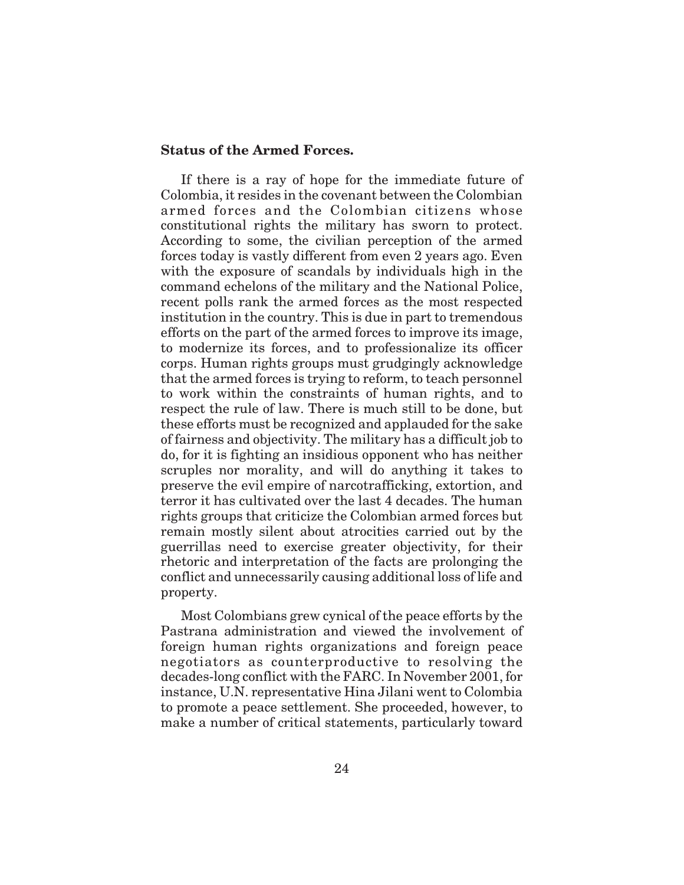**Status of the Armed Forces.**

If there is a ray of hope for the immediate future of Colombia, it resides in the covenant between the Colombian armed forces and the Colombian citizens whose constitutional rights the military has sworn to protect. According to some, the civilian perception of the armed forces today is vastly different from even 2 years ago. Even with the exposure of scandals by individuals high in the command echelons of the military and the National Police, recent polls rank the armed forces as the most respected institution in the country. This is due in part to tremendous efforts on the part of the armed forces to improve its image, to modernize its forces, and to professionalize its officer corps. Human rights groups must grudgingly acknowledge that the armed forces is trying to reform, to teach personnel to work within the constraints of human rights, and to respect the rule of law. There is much still to be done, but these efforts must be recognized and applauded for the sake of fairness and objectivity. The military has a difficult job to do, for it is fighting an insidious opponent who has neither scruples nor morality, and will do anything it takes to preserve the evil empire of narcotrafficking, extortion, and terror it has cultivated over the last 4 decades. The human rights groups that criticize the Colombian armed forces but remain mostly silent about atrocities carried out by the guerrillas need to exercise greater objectivity, for their rhetoric and interpretation of the facts are prolonging the conflict and unnecessarily causing additional loss of life and property.

Most Colombians grew cynical of the peace efforts by the Pastrana administration and viewed the involvement of foreign human rights organizations and foreign peace negotiators as counterproductive to resolving the decades-long conflict with the FARC. In November 2001, for instance, U.N. representative Hina Jilani went to Colombia to promote a peace settlement. She proceeded, however, to make a number of critical statements, particularly toward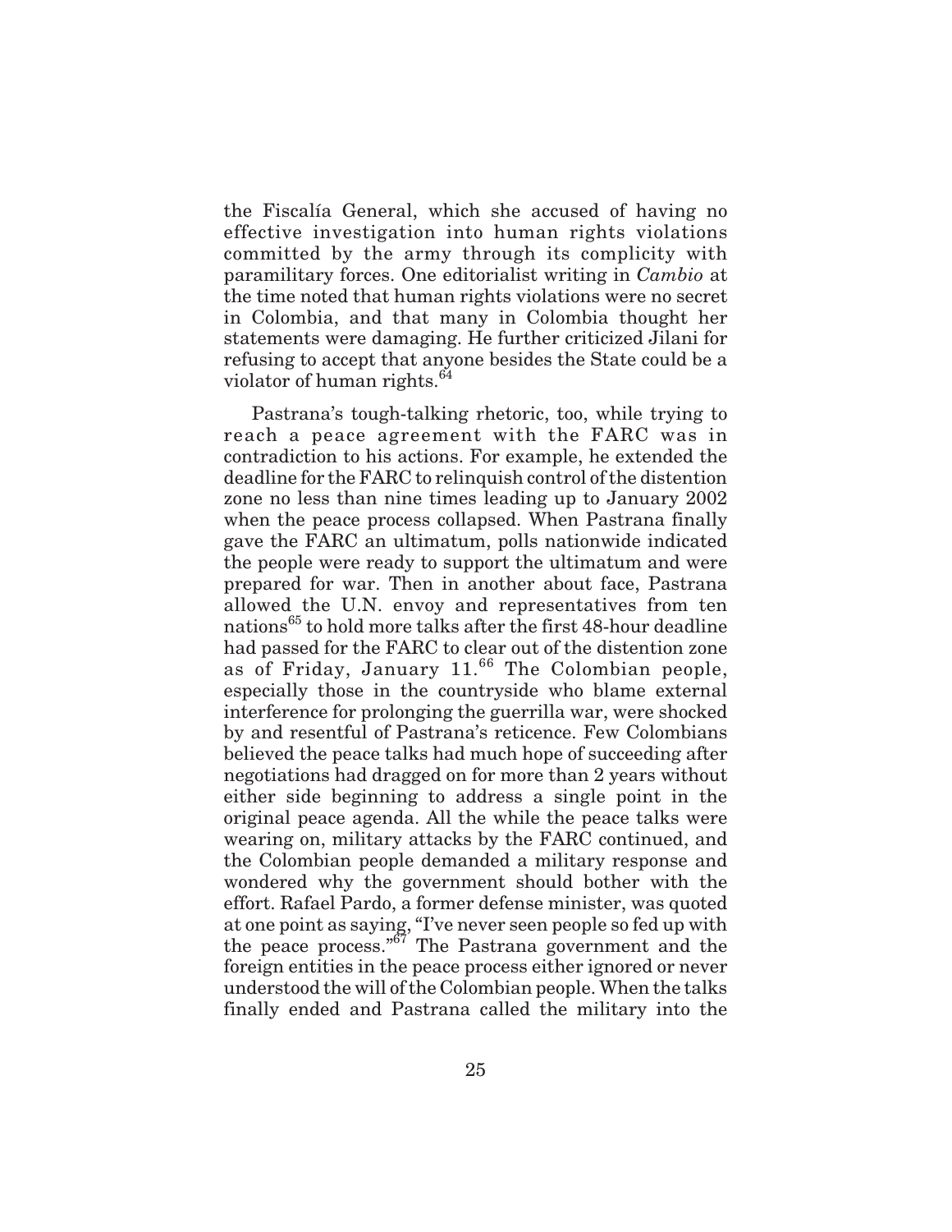the Fiscalía General, which she accused of having no effective investigation into human rights violations committed by the army through its complicity with paramilitary forces. One editorialist writing in *Cambio* at the time noted that human rights violations were no secret in Colombia, and that many in Colombia thought her statements were damaging. He further criticized Jilani for refusing to accept that anyone besides the State could be a violator of human rights.[64]

Pastrana's tough-talking rhetoric, too, while trying to reach a peace agreement with the FARC was in contradiction to his actions. For example, he extended the deadline for the FARC to relinquish control of the distention zone no less than nine times leading up to January 2002 when the peace process collapsed. When Pastrana finally gave the FARC an ultimatum, polls nationwide indicated the people were ready to support the ultimatum and were prepared for war. Then in another about face, Pastrana allowed the U.N. envoy and representatives from ten nations[65] to hold more talks after the first 48-hour deadline had passed for the FARC to clear out of the distention zone as of Friday, January 11.[66] The Colombian people, especially those in the countryside who blame external interference for prolonging the guerrilla war, were shocked by and resentful of Pastrana's reticence. Few Colombians believed the peace talks had much hope of succeeding after negotiations had dragged on for more than 2 years without either side beginning to address a single point in the original peace agenda. All the while the peace talks were wearing on, military attacks by the FARC continued, and the Colombian people demanded a military response and wondered why the government should bother with the effort. Rafael Pardo, a former defense minister, was quoted at one point as saying, "I've never seen people so fed up with the peace process."[67] The Pastrana government and the foreign entities in the peace process either ignored or never understood the will of the Colombian people. When the talks finally ended and Pastrana called the military into the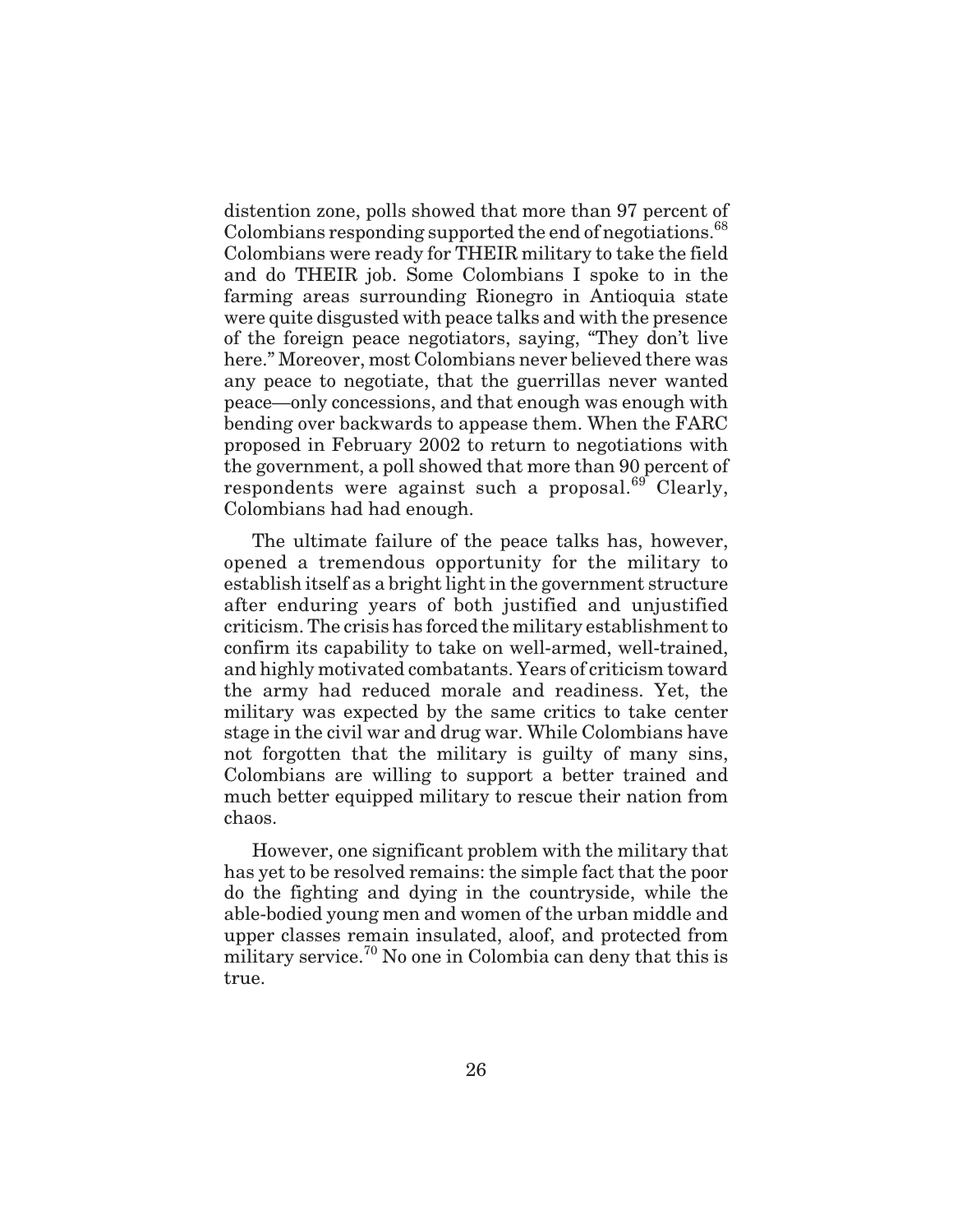distention zone, polls showed that more than 97 percent of Colombians responding supported the end of negotiations.[68] Colombians were ready for THEIR military to take the field and do THEIR job. Some Colombians I spoke to in the farming areas surrounding Rionegro in Antioquia state were quite disgusted with peace talks and with the presence of the foreign peace negotiators, saying, "They don't live here." Moreover, most Colombians never believed there was any peace to negotiate, that the guerrillas never wanted peace—only concessions, and that enough was enough with bending over backwards to appease them. When the FARC proposed in February 2002 to return to negotiations with the government, a poll showed that more than 90 percent of respondents were against such a proposal.[69] Clearly, Colombians had had enough.

The ultimate failure of the peace talks has, however, opened a tremendous opportunity for the military to establish itself as a bright light in the government structure after enduring years of both justified and unjustified criticism. The crisis has forced the military establishment to confirm its capability to take on well-armed, well-trained, and highly motivated combatants. Years of criticism toward the army had reduced morale and readiness. Yet, the military was expected by the same critics to take center stage in the civil war and drug war. While Colombians have not forgotten that the military is guilty of many sins, Colombians are willing to support a better trained and much better equipped military to rescue their nation from chaos.

However, one significant problem with the military that has yet to be resolved remains: the simple fact that the poor do the fighting and dying in the countryside, while the able-bodied young men and women of the urban middle and upper classes remain insulated, aloof, and protected from military service.[70] No one in Colombia can deny that this is true.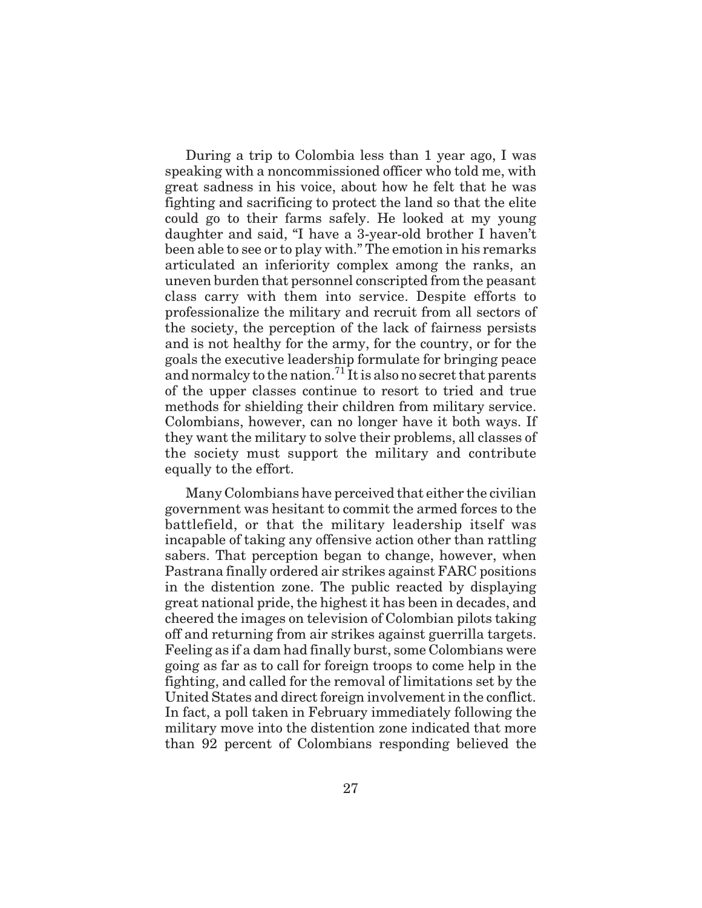During a trip to Colombia less than 1 year ago, I was speaking with a noncommissioned officer who told me, with great sadness in his voice, about how he felt that he was fighting and sacrificing to protect the land so that the elite could go to their farms safely. He looked at my young daughter and said, "I have a 3-year-old brother I haven't been able to see or to play with." The emotion in his remarks articulated an inferiority complex among the ranks, an uneven burden that personnel conscripted from the peasant class carry with them into service. Despite efforts to professionalize the military and recruit from all sectors of the society, the perception of the lack of fairness persists and is not healthy for the army, for the country, or for the goals the executive leadership formulate for bringing peace and normalcy to the nation.[71] It is also no secret that parents of the upper classes continue to resort to tried and true methods for shielding their children from military service. Colombians, however, can no longer have it both ways. If they want the military to solve their problems, all classes of the society must support the military and contribute equally to the effort.

Many Colombians have perceived that either the civilian government was hesitant to commit the armed forces to the battlefield, or that the military leadership itself was incapable of taking any offensive action other than rattling sabers. That perception began to change, however, when Pastrana finally ordered air strikes against FARC positions in the distention zone. The public reacted by displaying great national pride, the highest it has been in decades, and cheered the images on television of Colombian pilots taking off and returning from air strikes against guerrilla targets. Feeling as if a dam had finally burst, some Colombians were going as far as to call for foreign troops to come help in the fighting, and called for the removal of limitations set by the United States and direct foreign involvement in the conflict. In fact, a poll taken in February immediately following the military move into the distention zone indicated that more than 92 percent of Colombians responding believed the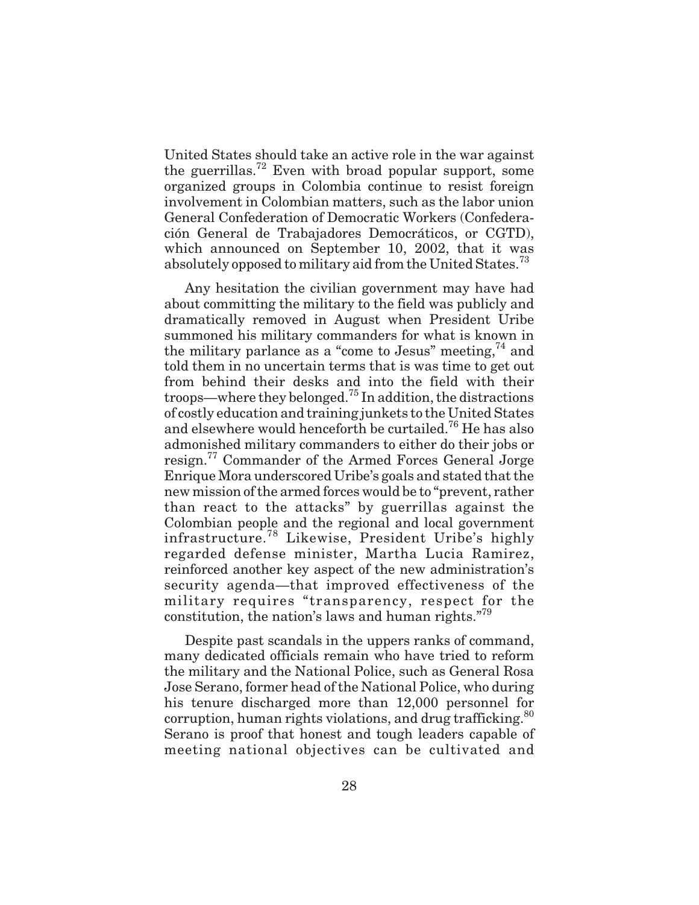United States should take an active role in the war against the guerrillas.[72] Even with broad popular support, some organized groups in Colombia continue to resist foreign involvement in Colombian matters, such as the labor union General Confederation of Democratic Workers (Confederación General de Trabajadores Democráticos, or CGTD), which announced on September 10, 2002, that it was absolutely opposed to military aid from the United States.[73]

Any hesitation the civilian government may have had about committing the military to the field was publicly and dramatically removed in August when President Uribe summoned his military commanders for what is known in the military parlance as a "come to Jesus" meeting,[74] and told them in no uncertain terms that is was time to get out from behind their desks and into the field with their troops—where they belonged.[75] In addition, the distractions of costly education and training junkets to the United States and elsewhere would henceforth be curtailed.[76] He has also admonished military commanders to either do their jobs or resign.[77] Commander of the Armed Forces General Jorge Enrique Mora underscored Uribe's goals and stated that the new mission of the armed forces would be to "prevent, rather than react to the attacks" by guerrillas against the Colombian people and the regional and local government infrastructure.[78] Likewise, President Uribe's highly regarded defense minister, Martha Lucia Ramirez, reinforced another key aspect of the new administration's security agenda—that improved effectiveness of the military requires "transparency, respect for the constitution, the nation's laws and human rights."[79]

Despite past scandals in the uppers ranks of command, many dedicated officials remain who have tried to reform the military and the National Police, such as General Rosa Jose Serano, former head of the National Police, who during his tenure discharged more than 12,000 personnel for corruption, human rights violations, and drug trafficking.[80] Serano is proof that honest and tough leaders capable of meeting national objectives can be cultivated and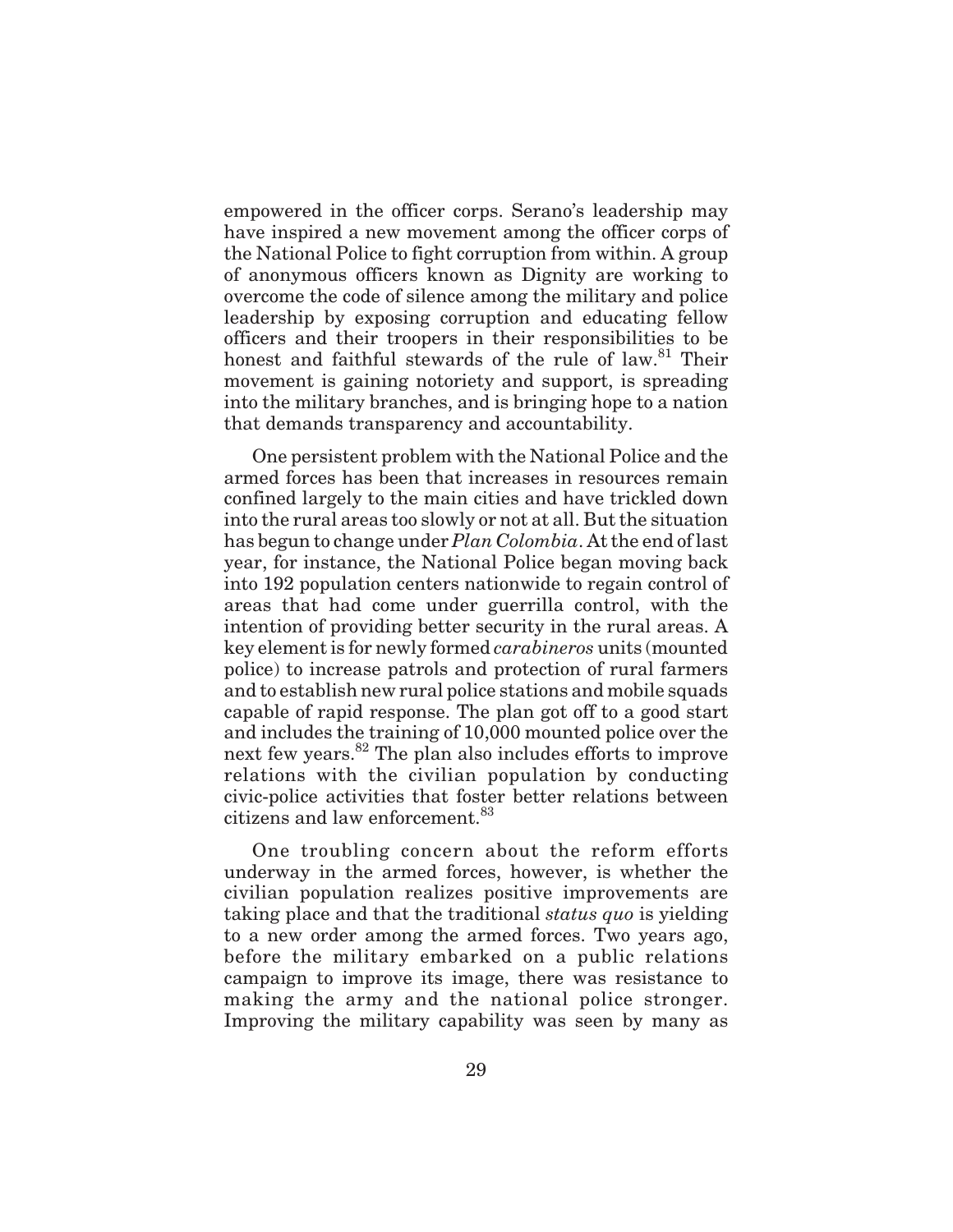empowered in the officer corps. Serano's leadership may have inspired a new movement among the officer corps of the National Police to fight corruption from within. A group of anonymous officers known as Dignity are working to overcome the code of silence among the military and police leadership by exposing corruption and educating fellow officers and their troopers in their responsibilities to be honest and faithful stewards of the rule of law.[81] Their movement is gaining notoriety and support, is spreading into the military branches, and is bringing hope to a nation that demands transparency and accountability.

One persistent problem with the National Police and the armed forces has been that increases in resources remain confined largely to the main cities and have trickled down into the rural areas too slowly or not at all. But the situation has begun to change under *Plan Colombia*. At the end of last year, for instance, the National Police began moving back into 192 population centers nationwide to regain control of areas that had come under guerrilla control, with the intention of providing better security in the rural areas. A key element is for newly formed *carabineros* units (mounted police) to increase patrols and protection of rural farmers and to establish new rural police stations and mobile squads capable of rapid response. The plan got off to a good start and includes the training of 10,000 mounted police over the next few years.[82] The plan also includes efforts to improve relations with the civilian population by conducting civic-police activities that foster better relations between citizens and law enforcement.[83]

One troubling concern about the reform efforts underway in the armed forces, however, is whether the civilian population realizes positive improvements are taking place and that the traditional *status quo* is yielding to a new order among the armed forces. Two years ago, before the military embarked on a public relations campaign to improve its image, there was resistance to making the army and the national police stronger. Improving the military capability was seen by many as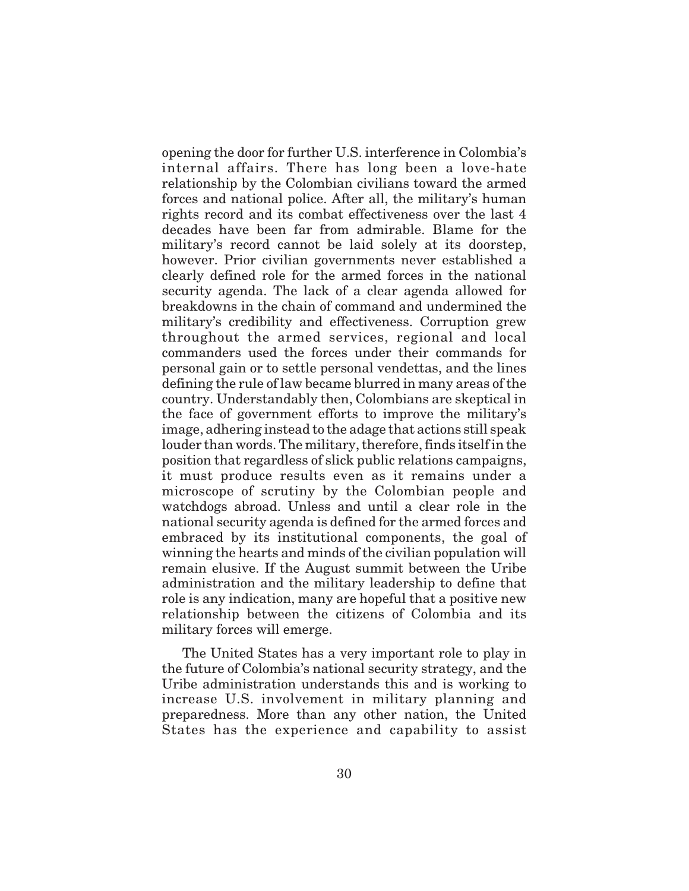opening the door for further U.S. interference in Colombia's internal affairs. There has long been a love-hate relationship by the Colombian civilians toward the armed forces and national police. After all, the military's human rights record and its combat effectiveness over the last 4 decades have been far from admirable. Blame for the military's record cannot be laid solely at its doorstep, however. Prior civilian governments never established a clearly defined role for the armed forces in the national security agenda. The lack of a clear agenda allowed for breakdowns in the chain of command and undermined the military's credibility and effectiveness. Corruption grew throughout the armed services, regional and local commanders used the forces under their commands for personal gain or to settle personal vendettas, and the lines defining the rule of law became blurred in many areas of the country. Understandably then, Colombians are skeptical in the face of government efforts to improve the military's image, adhering instead to the adage that actions still speak louder than words. The military, therefore, finds itself in the position that regardless of slick public relations campaigns, it must produce results even as it remains under a microscope of scrutiny by the Colombian people and watchdogs abroad. Unless and until a clear role in the national security agenda is defined for the armed forces and embraced by its institutional components, the goal of winning the hearts and minds of the civilian population will remain elusive. If the August summit between the Uribe administration and the military leadership to define that role is any indication, many are hopeful that a positive new relationship between the citizens of Colombia and its military forces will emerge.

The United States has a very important role to play in the future of Colombia's national security strategy, and the Uribe administration understands this and is working to increase U.S. involvement in military planning and preparedness. More than any other nation, the United States has the experience and capability to assist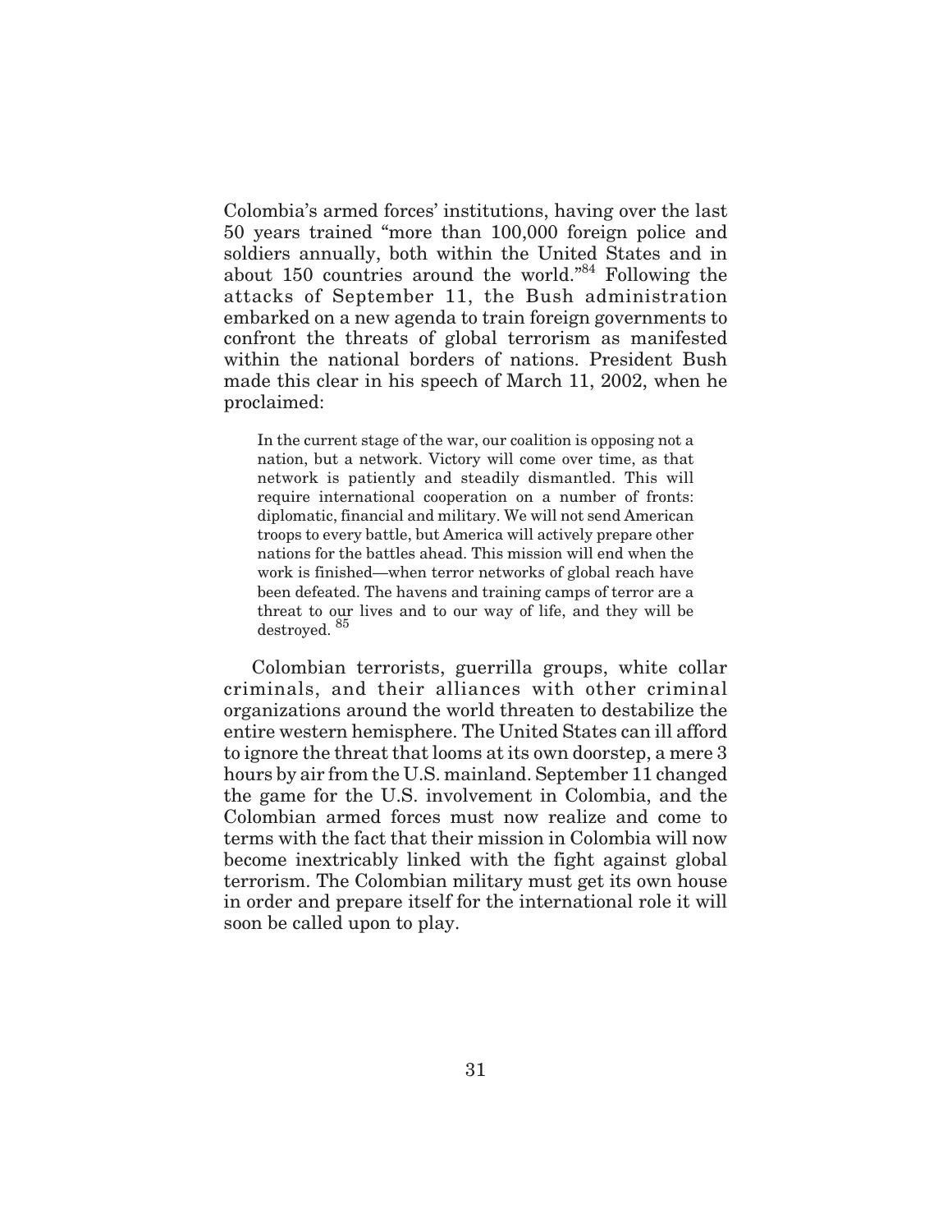Colombia's armed forces' institutions, having over the last 50 years trained "more than 100,000 foreign police and soldiers annually, both within the United States and in about 150 countries around the world."[84] Following the attacks of September 11, the Bush administration embarked on a new agenda to train foreign governments to confront the threats of global terrorism as manifested within the national borders of nations. President Bush made this clear in his speech of March 11, 2002, when he proclaimed:

> In the current stage of the war, our coalition is opposing not a nation, but a network. Victory will come over time, as that network is patiently and steadily dismantled. This will require international cooperation on a number of fronts: diplomatic, financial and military. We will not send American troops to every battle, but America will actively prepare other nations for the battles ahead. This mission will end when the work is finished—when terror networks of global reach have been defeated. The havens and training camps of terror are a threat to our lives and to our way of life, and they will be destroyed. [85]

Colombian terrorists, guerrilla groups, white collar criminals, and their alliances with other criminal organizations around the world threaten to destabilize the entire western hemisphere. The United States can ill afford to ignore the threat that looms at its own doorstep, a mere 3 hours by air from the U.S. mainland. September 11 changed the game for the U.S. involvement in Colombia, and the Colombian armed forces must now realize and come to terms with the fact that their mission in Colombia will now become inextricably linked with the fight against global terrorism. The Colombian military must get its own house in order and prepare itself for the international role it will soon be called upon to play.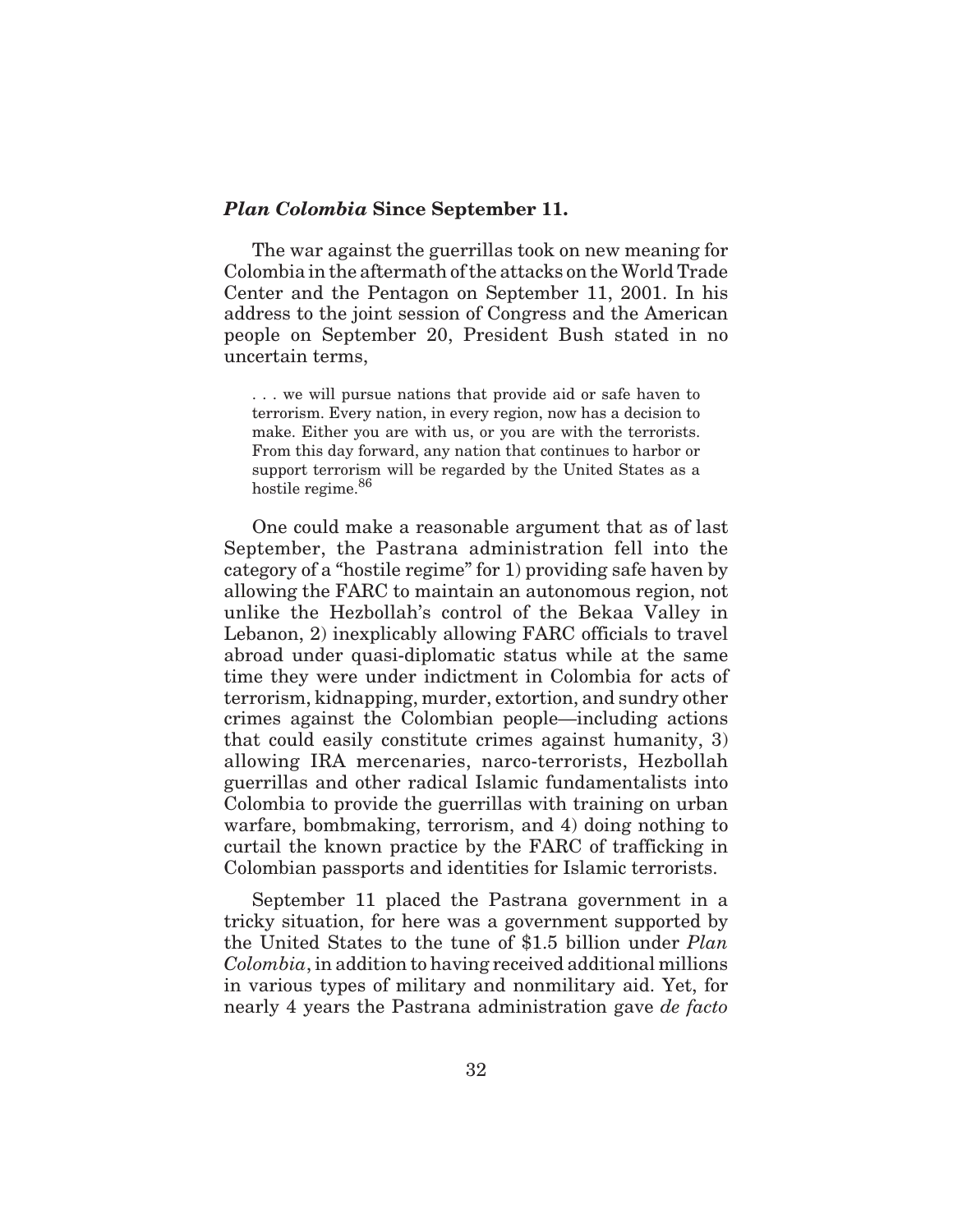### *Plan Colombia* Since September 11.

The war against the guerrillas took on new meaning for Colombia in the aftermath of the attacks on the World Trade Center and the Pentagon on September 11, 2001. In his address to the joint session of Congress and the American people on September 20, President Bush stated in no uncertain terms,

> . . . we will pursue nations that provide aid or safe haven to terrorism. Every nation, in every region, now has a decision to make. Either you are with us, or you are with the terrorists. From this day forward, any nation that continues to harbor or support terrorism will be regarded by the United States as a hostile regime.[86]

One could make a reasonable argument that as of last September, the Pastrana administration fell into the category of a "hostile regime" for 1) providing safe haven by allowing the FARC to maintain an autonomous region, not unlike the Hezbollah's control of the Bekaa Valley in Lebanon, 2) inexplicably allowing FARC officials to travel abroad under quasi-diplomatic status while at the same time they were under indictment in Colombia for acts of terrorism, kidnapping, murder, extortion, and sundry other crimes against the Colombian people—including actions that could easily constitute crimes against humanity, 3) allowing IRA mercenaries, narco-terrorists, Hezbollah guerrillas and other radical Islamic fundamentalists into Colombia to provide the guerrillas with training on urban warfare, bombmaking, terrorism, and 4) doing nothing to curtail the known practice by the FARC of trafficking in Colombian passports and identities for Islamic terrorists.

September 11 placed the Pastrana government in a tricky situation, for here was a government supported by the United States to the tune of $1.5 billion under *Plan Colombia*, in addition to having received additional millions in various types of military and nonmilitary aid. Yet, for nearly 4 years the Pastrana administration gave *de facto*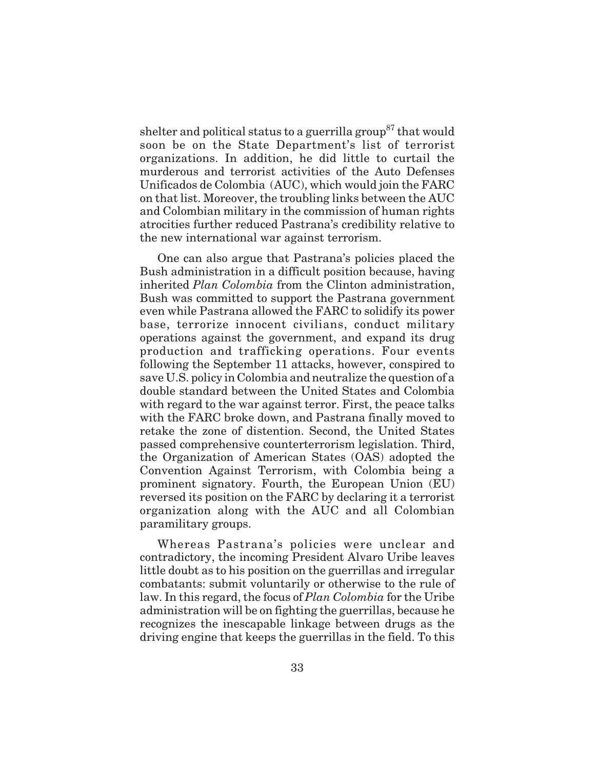shelter and political status to a guerrilla group[87] that would soon be on the State Department's list of terrorist organizations. In addition, he did little to curtail the murderous and terrorist activities of the Auto Defenses Unificados de Colombia (AUC), which would join the FARC on that list. Moreover, the troubling links between the AUC and Colombian military in the commission of human rights atrocities further reduced Pastrana's credibility relative to the new international war against terrorism.

One can also argue that Pastrana's policies placed the Bush administration in a difficult position because, having inherited *Plan Colombia* from the Clinton administration, Bush was committed to support the Pastrana government even while Pastrana allowed the FARC to solidify its power base, terrorize innocent civilians, conduct military operations against the government, and expand its drug production and trafficking operations. Four events following the September 11 attacks, however, conspired to save U.S. policy in Colombia and neutralize the question of a double standard between the United States and Colombia with regard to the war against terror. First, the peace talks with the FARC broke down, and Pastrana finally moved to retake the zone of distention. Second, the United States passed comprehensive counterterrorism legislation. Third, the Organization of American States (OAS) adopted the Convention Against Terrorism, with Colombia being a prominent signatory. Fourth, the European Union (EU) reversed its position on the FARC by declaring it a terrorist organization along with the AUC and all Colombian paramilitary groups.

Whereas Pastrana's policies were unclear and contradictory, the incoming President Alvaro Uribe leaves little doubt as to his position on the guerrillas and irregular combatants: submit voluntarily or otherwise to the rule of law. In this regard, the focus of *Plan Colombia* for the Uribe administration will be on fighting the guerrillas, because he recognizes the inescapable linkage between drugs as the driving engine that keeps the guerrillas in the field. To this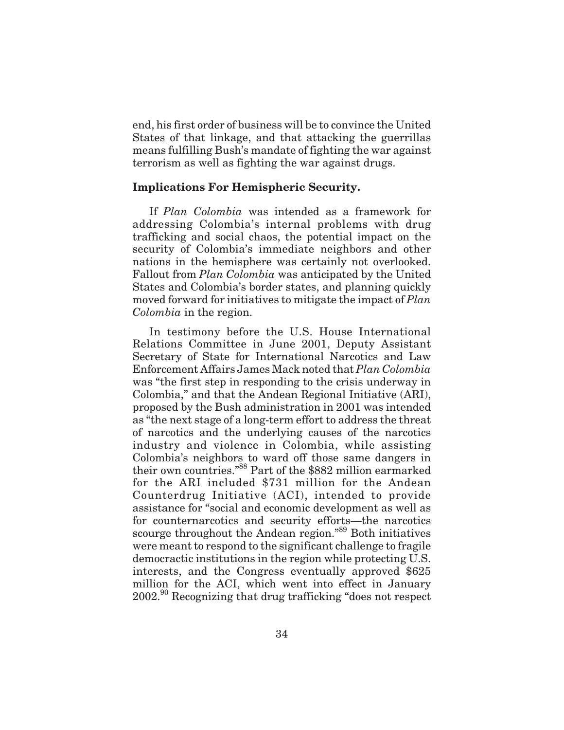end, his first order of business will be to convince the United States of that linkage, and that attacking the guerrillas means fulfilling Bush's mandate of fighting the war against terrorism as well as fighting the war against drugs.

**Implications For Hemispheric Security.**

If *Plan Colombia* was intended as a framework for addressing Colombia's internal problems with drug trafficking and social chaos, the potential impact on the security of Colombia's immediate neighbors and other nations in the hemisphere was certainly not overlooked. Fallout from *Plan Colombia* was anticipated by the United States and Colombia's border states, and planning quickly moved forward for initiatives to mitigate the impact of *Plan Colombia* in the region.

In testimony before the U.S. House International Relations Committee in June 2001, Deputy Assistant Secretary of State for International Narcotics and Law Enforcement Affairs James Mack noted that *Plan Colombia* was "the first step in responding to the crisis underway in Colombia," and that the Andean Regional Initiative (ARI), proposed by the Bush administration in 2001 was intended as "the next stage of a long-term effort to address the threat of narcotics and the underlying causes of the narcotics industry and violence in Colombia, while assisting Colombia's neighbors to ward off those same dangers in their own countries."[88] Part of the $882 million earmarked for the ARI included $731 million for the Andean Counterdrug Initiative (ACI), intended to provide assistance for "social and economic development as well as for counternarcotics and security efforts—the narcotics scourge throughout the Andean region."[89] Both initiatives were meant to respond to the significant challenge to fragile democractic institutions in the region while protecting U.S. interests, and the Congress eventually approved $625 million for the ACI, which went into effect in January 2002.[90] Recognizing that drug trafficking "does not respect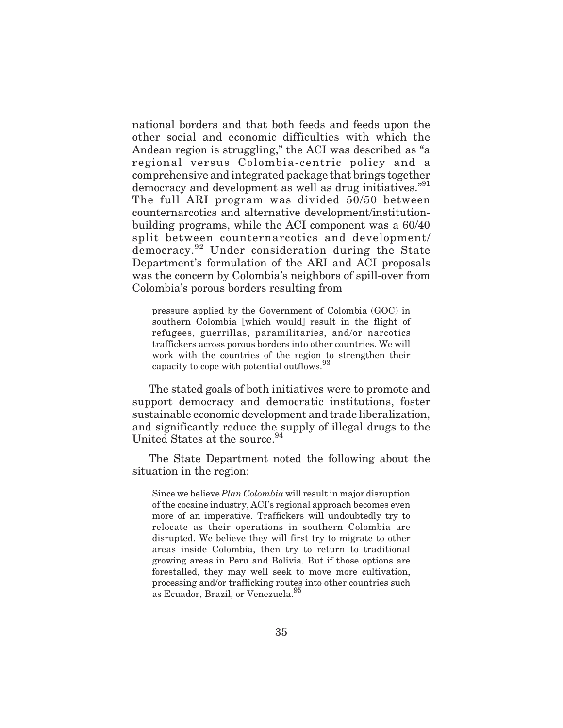national borders and that both feeds and feeds upon the other social and economic difficulties with which the Andean region is struggling," the ACI was described as "a regional versus Colombia-centric policy and a comprehensive and integrated package that brings together democracy and development as well as drug initiatives."[91] The full ARI program was divided 50/50 between counternarcotics and alternative development/institution-building programs, while the ACI component was a 60/40 split between counternarcotics and development/democracy.[92] Under consideration during the State Department's formulation of the ARI and ACI proposals was the concern by Colombia's neighbors of spill-over from Colombia's porous borders resulting from

> pressure applied by the Government of Colombia (GOC) in southern Colombia [which would] result in the flight of refugees, guerrillas, paramilitaries, and/or narcotics traffickers across porous borders into other countries. We will work with the countries of the region to strengthen their capacity to cope with potential outflows.[93]

The stated goals of both initiatives were to promote and support democracy and democratic institutions, foster sustainable economic development and trade liberalization, and significantly reduce the supply of illegal drugs to the United States at the source.[94]

The State Department noted the following about the situation in the region:

> Since we believe *Plan Colombia* will result in major disruption of the cocaine industry, ACI's regional approach becomes even more of an imperative. Traffickers will undoubtedly try to relocate as their operations in southern Colombia are disrupted. We believe they will first try to migrate to other areas inside Colombia, then try to return to traditional growing areas in Peru and Bolivia. But if those options are forestalled, they may well seek to move more cultivation, processing and/or trafficking routes into other countries such as Ecuador, Brazil, or Venezuela.[95]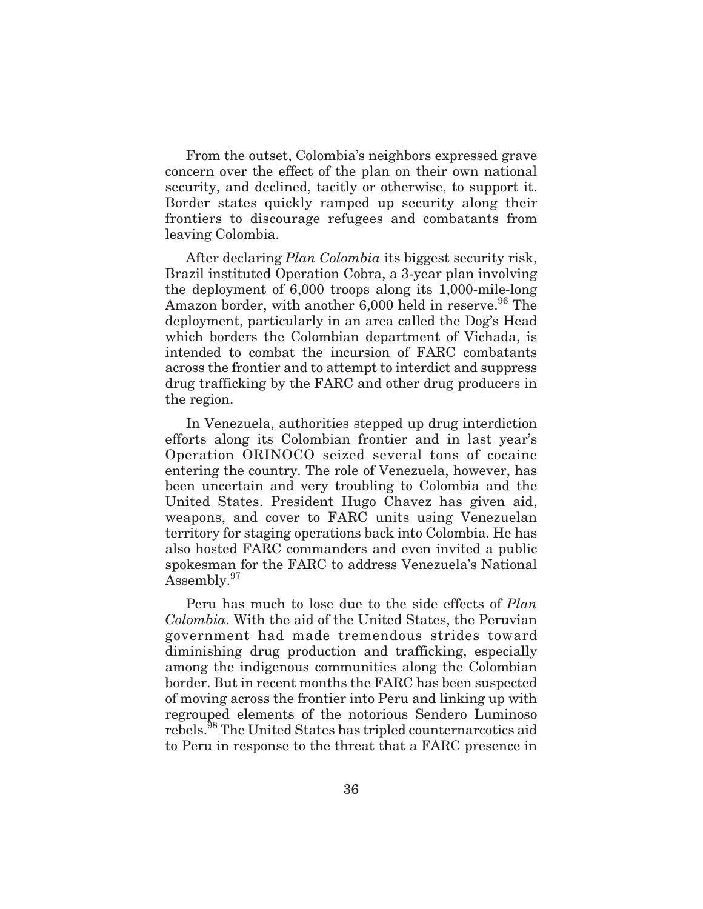From the outset, Colombia's neighbors expressed grave concern over the effect of the plan on their own national security, and declined, tacitly or otherwise, to support it. Border states quickly ramped up security along their frontiers to discourage refugees and combatants from leaving Colombia.

After declaring *Plan Colombia* its biggest security risk, Brazil instituted Operation Cobra, a 3-year plan involving the deployment of 6,000 troops along its 1,000-mile-long Amazon border, with another 6,000 held in reserve.[96] The deployment, particularly in an area called the Dog's Head which borders the Colombian department of Vichada, is intended to combat the incursion of FARC combatants across the frontier and to attempt to interdict and suppress drug trafficking by the FARC and other drug producers in the region.

In Venezuela, authorities stepped up drug interdiction efforts along its Colombian frontier and in last year's Operation ORINOCO seized several tons of cocaine entering the country. The role of Venezuela, however, has been uncertain and very troubling to Colombia and the United States. President Hugo Chavez has given aid, weapons, and cover to FARC units using Venezuelan territory for staging operations back into Colombia. He has also hosted FARC commanders and even invited a public spokesman for the FARC to address Venezuela's National Assembly.[97]

Peru has much to lose due to the side effects of *Plan Colombia*. With the aid of the United States, the Peruvian government had made tremendous strides toward diminishing drug production and trafficking, especially among the indigenous communities along the Colombian border. But in recent months the FARC has been suspected of moving across the frontier into Peru and linking up with regrouped elements of the notorious Sendero Luminoso rebels.[98] The United States has tripled counternarcotics aid to Peru in response to the threat that a FARC presence in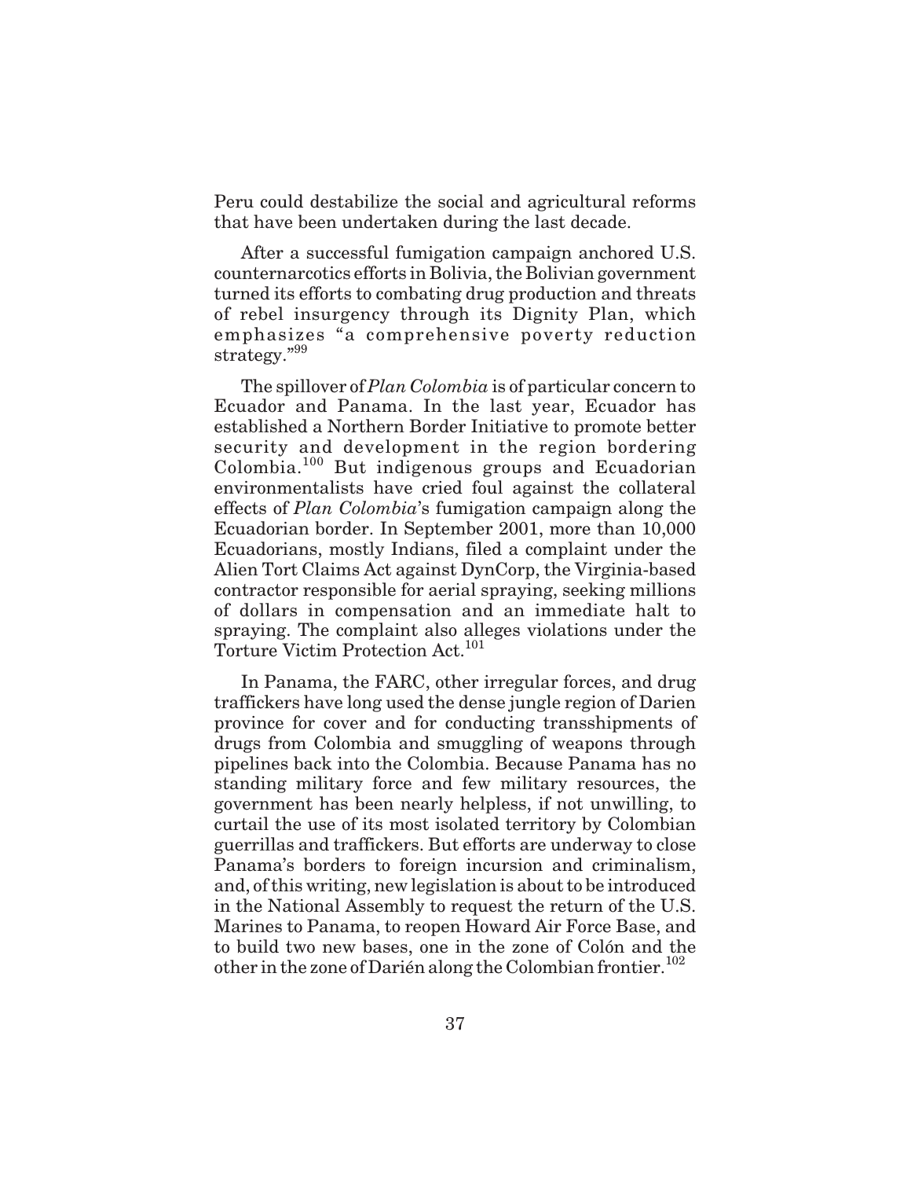Peru could destabilize the social and agricultural reforms that have been undertaken during the last decade.

After a successful fumigation campaign anchored U.S. counternarcotics efforts in Bolivia, the Bolivian government turned its efforts to combating drug production and threats of rebel insurgency through its Dignity Plan, which emphasizes "a comprehensive poverty reduction strategy."[99]

The spillover of *Plan Colombia* is of particular concern to Ecuador and Panama. In the last year, Ecuador has established a Northern Border Initiative to promote better security and development in the region bordering Colombia.[100] But indigenous groups and Ecuadorian environmentalists have cried foul against the collateral effects of *Plan Colombia*'s fumigation campaign along the Ecuadorian border. In September 2001, more than 10,000 Ecuadorians, mostly Indians, filed a complaint under the Alien Tort Claims Act against DynCorp, the Virginia-based contractor responsible for aerial spraying, seeking millions of dollars in compensation and an immediate halt to spraying. The complaint also alleges violations under the Torture Victim Protection Act.[101]

In Panama, the FARC, other irregular forces, and drug traffickers have long used the dense jungle region of Darien province for cover and for conducting transshipments of drugs from Colombia and smuggling of weapons through pipelines back into the Colombia. Because Panama has no standing military force and few military resources, the government has been nearly helpless, if not unwilling, to curtail the use of its most isolated territory by Colombian guerrillas and traffickers. But efforts are underway to close Panama's borders to foreign incursion and criminalism, and, of this writing, new legislation is about to be introduced in the National Assembly to request the return of the U.S. Marines to Panama, to reopen Howard Air Force Base, and to build two new bases, one in the zone of Colón and the other in the zone of Darién along the Colombian frontier.[102]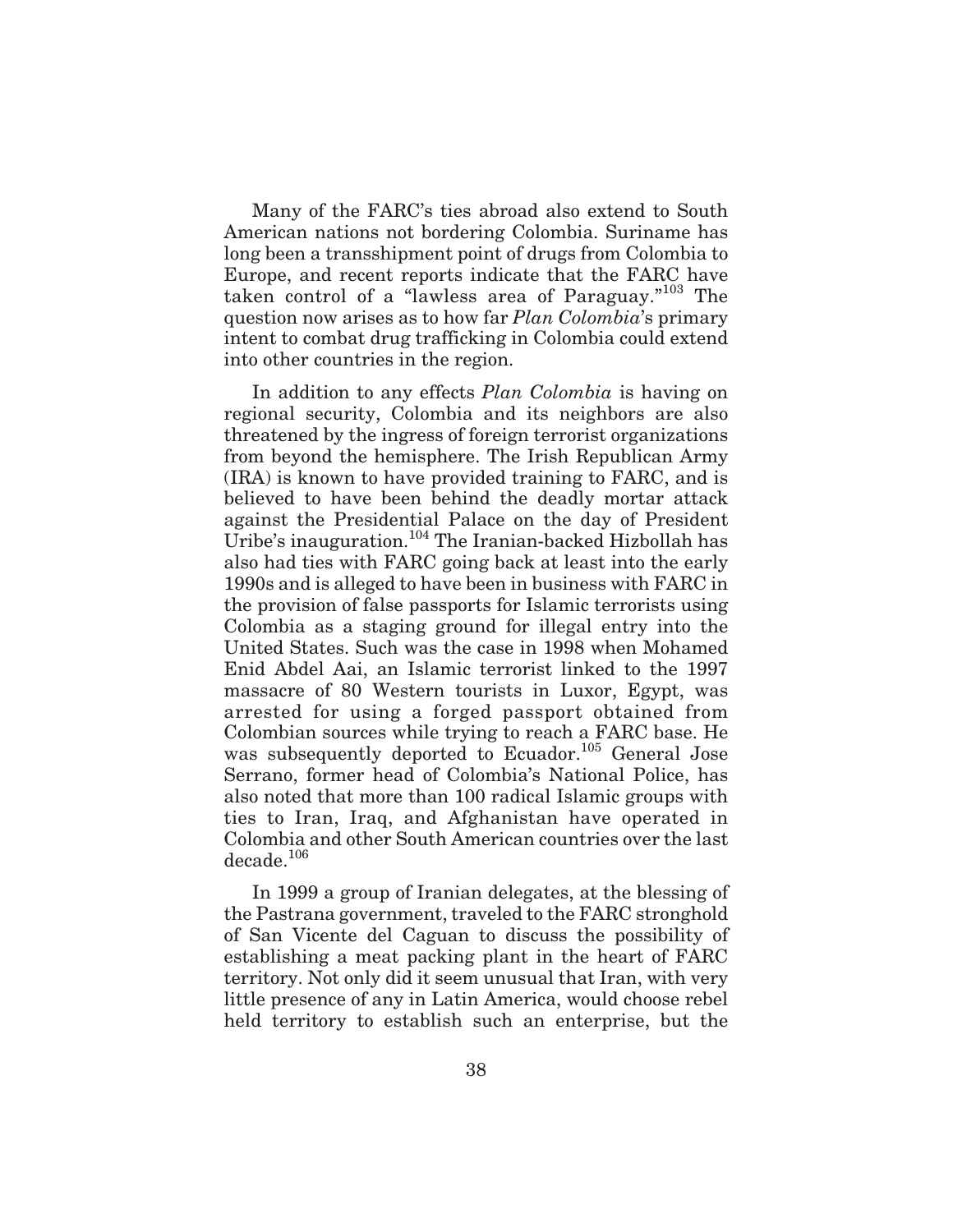Many of the FARC's ties abroad also extend to South American nations not bordering Colombia. Suriname has long been a transshipment point of drugs from Colombia to Europe, and recent reports indicate that the FARC have taken control of a "lawless area of Paraguay."[103] The question now arises as to how far *Plan Colombia*'s primary intent to combat drug trafficking in Colombia could extend into other countries in the region.

In addition to any effects *Plan Colombia* is having on regional security, Colombia and its neighbors are also threatened by the ingress of foreign terrorist organizations from beyond the hemisphere. The Irish Republican Army (IRA) is known to have provided training to FARC, and is believed to have been behind the deadly mortar attack against the Presidential Palace on the day of President Uribe's inauguration.[104] The Iranian-backed Hizbollah has also had ties with FARC going back at least into the early 1990s and is alleged to have been in business with FARC in the provision of false passports for Islamic terrorists using Colombia as a staging ground for illegal entry into the United States. Such was the case in 1998 when Mohamed Enid Abdel Aai, an Islamic terrorist linked to the 1997 massacre of 80 Western tourists in Luxor, Egypt, was arrested for using a forged passport obtained from Colombian sources while trying to reach a FARC base. He was subsequently deported to Ecuador.[105] General Jose Serrano, former head of Colombia's National Police, has also noted that more than 100 radical Islamic groups with ties to Iran, Iraq, and Afghanistan have operated in Colombia and other South American countries over the last decade.[106]

In 1999 a group of Iranian delegates, at the blessing of the Pastrana government, traveled to the FARC stronghold of San Vicente del Caguan to discuss the possibility of establishing a meat packing plant in the heart of FARC territory. Not only did it seem unusual that Iran, with very little presence of any in Latin America, would choose rebel held territory to establish such an enterprise, but the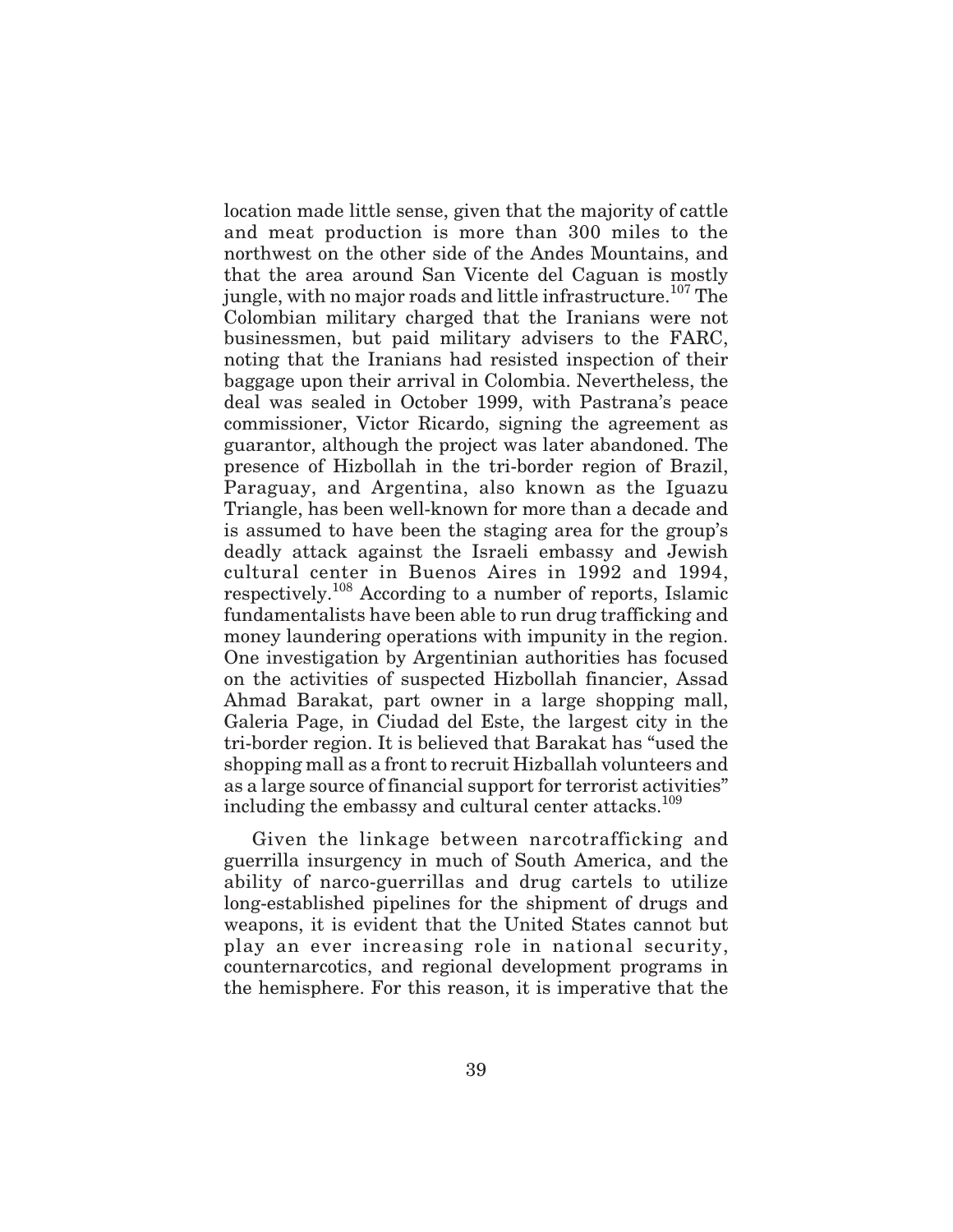location made little sense, given that the majority of cattle and meat production is more than 300 miles to the northwest on the other side of the Andes Mountains, and that the area around San Vicente del Caguan is mostly jungle, with no major roads and little infrastructure.[107] The Colombian military charged that the Iranians were not businessmen, but paid military advisers to the FARC, noting that the Iranians had resisted inspection of their baggage upon their arrival in Colombia. Nevertheless, the deal was sealed in October 1999, with Pastrana's peace commissioner, Victor Ricardo, signing the agreement as guarantor, although the project was later abandoned. The presence of Hizbollah in the tri-border region of Brazil, Paraguay, and Argentina, also known as the Iguazu Triangle, has been well-known for more than a decade and is assumed to have been the staging area for the group's deadly attack against the Israeli embassy and Jewish cultural center in Buenos Aires in 1992 and 1994, respectively.[108] According to a number of reports, Islamic fundamentalists have been able to run drug trafficking and money laundering operations with impunity in the region. One investigation by Argentinian authorities has focused on the activities of suspected Hizbollah financier, Assad Ahmad Barakat, part owner in a large shopping mall, Galeria Page, in Ciudad del Este, the largest city in the tri-border region. It is believed that Barakat has "used the shopping mall as a front to recruit Hizballah volunteers and as a large source of financial support for terrorist activities" including the embassy and cultural center attacks.[109]

Given the linkage between narcotrafficking and guerrilla insurgency in much of South America, and the ability of narco-guerrillas and drug cartels to utilize long-established pipelines for the shipment of drugs and weapons, it is evident that the United States cannot but play an ever increasing role in national security, counternarcotics, and regional development programs in the hemisphere. For this reason, it is imperative that the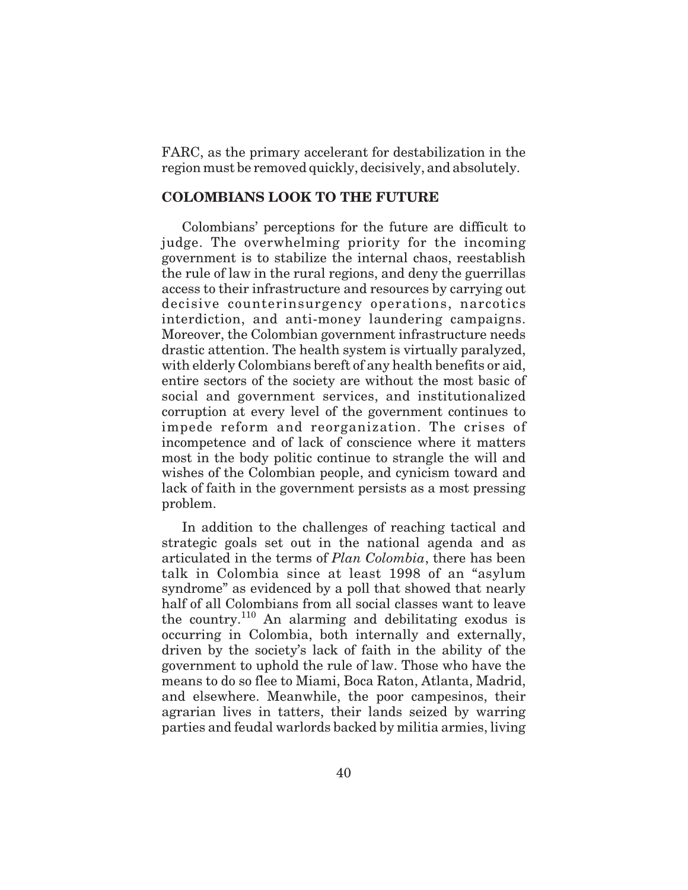FARC, as the primary accelerant for destabilization in the region must be removed quickly, decisively, and absolutely.

## COLOMBIANS LOOK TO THE FUTURE

Colombians' perceptions for the future are difficult to judge. The overwhelming priority for the incoming government is to stabilize the internal chaos, reestablish the rule of law in the rural regions, and deny the guerrillas access to their infrastructure and resources by carrying out decisive counterinsurgency operations, narcotics interdiction, and anti-money laundering campaigns. Moreover, the Colombian government infrastructure needs drastic attention. The health system is virtually paralyzed, with elderly Colombians bereft of any health benefits or aid, entire sectors of the society are without the most basic of social and government services, and institutionalized corruption at every level of the government continues to impede reform and reorganization. The crises of incompetence and of lack of conscience where it matters most in the body politic continue to strangle the will and wishes of the Colombian people, and cynicism toward and lack of faith in the government persists as a most pressing problem.

In addition to the challenges of reaching tactical and strategic goals set out in the national agenda and as articulated in the terms of *Plan Colombia*, there has been talk in Colombia since at least 1998 of an "asylum syndrome" as evidenced by a poll that showed that nearly half of all Colombians from all social classes want to leave the country.[110] An alarming and debilitating exodus is occurring in Colombia, both internally and externally, driven by the society's lack of faith in the ability of the government to uphold the rule of law. Those who have the means to do so flee to Miami, Boca Raton, Atlanta, Madrid, and elsewhere. Meanwhile, the poor campesinos, their agrarian lives in tatters, their lands seized by warring parties and feudal warlords backed by militia armies, living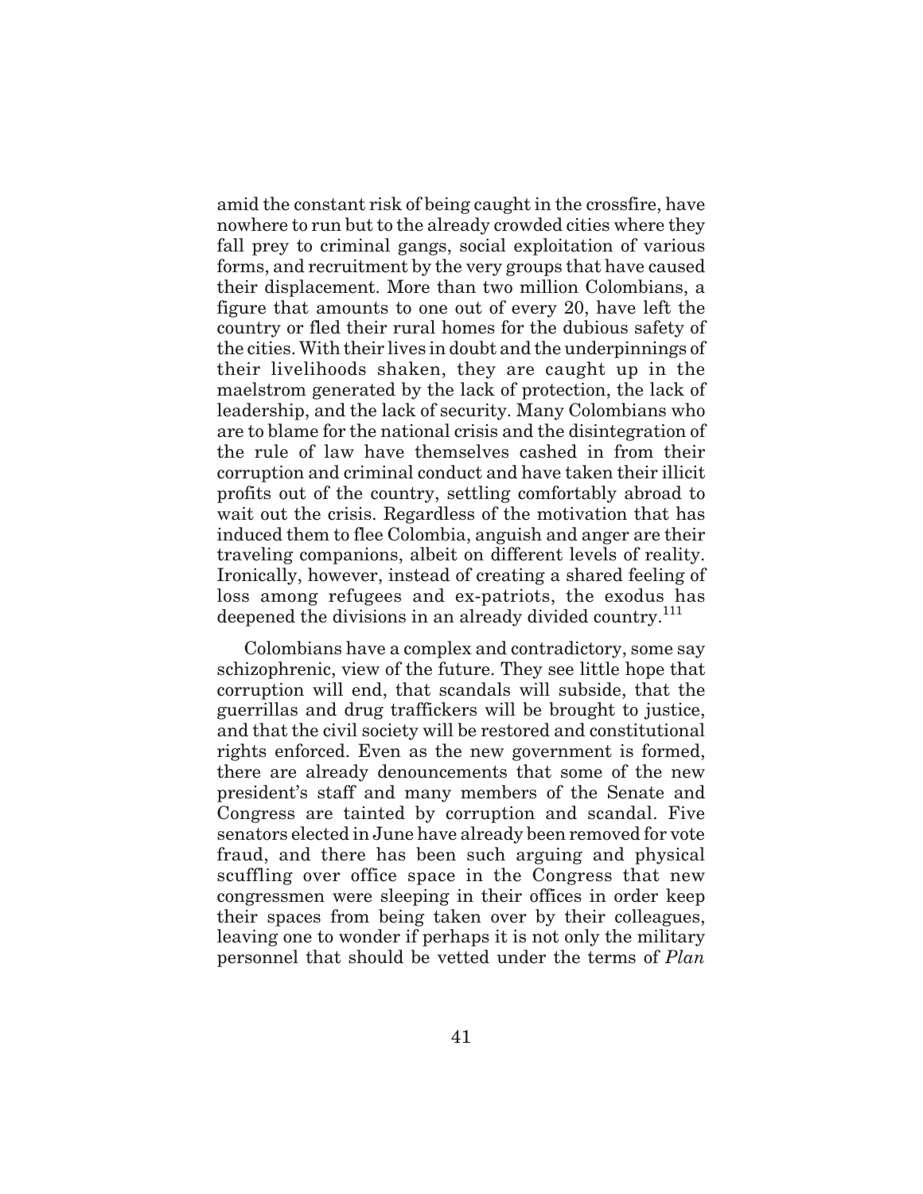amid the constant risk of being caught in the crossfire, have nowhere to run but to the already crowded cities where they fall prey to criminal gangs, social exploitation of various forms, and recruitment by the very groups that have caused their displacement. More than two million Colombians, a figure that amounts to one out of every 20, have left the country or fled their rural homes for the dubious safety of the cities. With their lives in doubt and the underpinnings of their livelihoods shaken, they are caught up in the maelstrom generated by the lack of protection, the lack of leadership, and the lack of security. Many Colombians who are to blame for the national crisis and the disintegration of the rule of law have themselves cashed in from their corruption and criminal conduct and have taken their illicit profits out of the country, settling comfortably abroad to wait out the crisis. Regardless of the motivation that has induced them to flee Colombia, anguish and anger are their traveling companions, albeit on different levels of reality. Ironically, however, instead of creating a shared feeling of loss among refugees and ex-patriots, the exodus has deepened the divisions in an already divided country.[111]

Colombians have a complex and contradictory, some say schizophrenic, view of the future. They see little hope that corruption will end, that scandals will subside, that the guerrillas and drug traffickers will be brought to justice, and that the civil society will be restored and constitutional rights enforced. Even as the new government is formed, there are already denouncements that some of the new president's staff and many members of the Senate and Congress are tainted by corruption and scandal. Five senators elected in June have already been removed for vote fraud, and there has been such arguing and physical scuffling over office space in the Congress that new congressmen were sleeping in their offices in order keep their spaces from being taken over by their colleagues, leaving one to wonder if perhaps it is not only the military personnel that should be vetted under the terms of *Plan*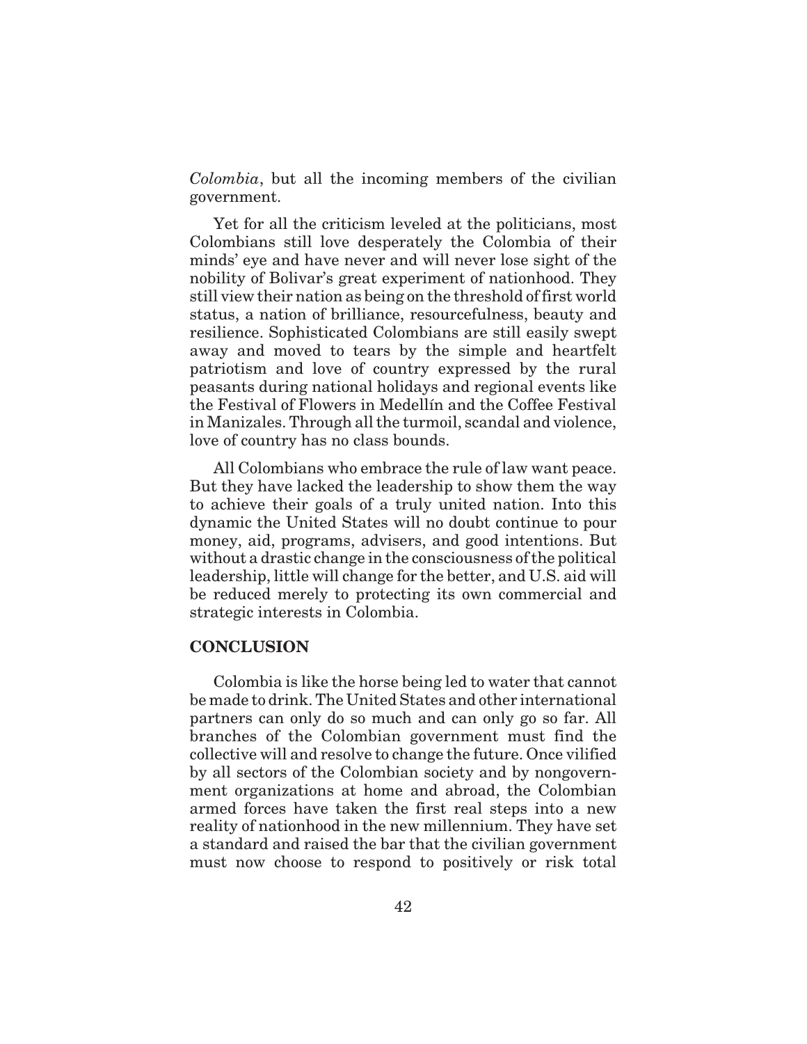*Colombia*, but all the incoming members of the civilian government.

Yet for all the criticism leveled at the politicians, most Colombians still love desperately the Colombia of their minds' eye and have never and will never lose sight of the nobility of Bolivar's great experiment of nationhood. They still view their nation as being on the threshold of first world status, a nation of brilliance, resourcefulness, beauty and resilience. Sophisticated Colombians are still easily swept away and moved to tears by the simple and heartfelt patriotism and love of country expressed by the rural peasants during national holidays and regional events like the Festival of Flowers in Medellín and the Coffee Festival in Manizales. Through all the turmoil, scandal and violence, love of country has no class bounds.

All Colombians who embrace the rule of law want peace. But they have lacked the leadership to show them the way to achieve their goals of a truly united nation. Into this dynamic the United States will no doubt continue to pour money, aid, programs, advisers, and good intentions. But without a drastic change in the consciousness of the political leadership, little will change for the better, and U.S. aid will be reduced merely to protecting its own commercial and strategic interests in Colombia.

## CONCLUSION

Colombia is like the horse being led to water that cannot be made to drink. The United States and other international partners can only do so much and can only go so far. All branches of the Colombian government must find the collective will and resolve to change the future. Once vilified by all sectors of the Colombian society and by nongovernment organizations at home and abroad, the Colombian armed forces have taken the first real steps into a new reality of nationhood in the new millennium. They have set a standard and raised the bar that the civilian government must now choose to respond to positively or risk total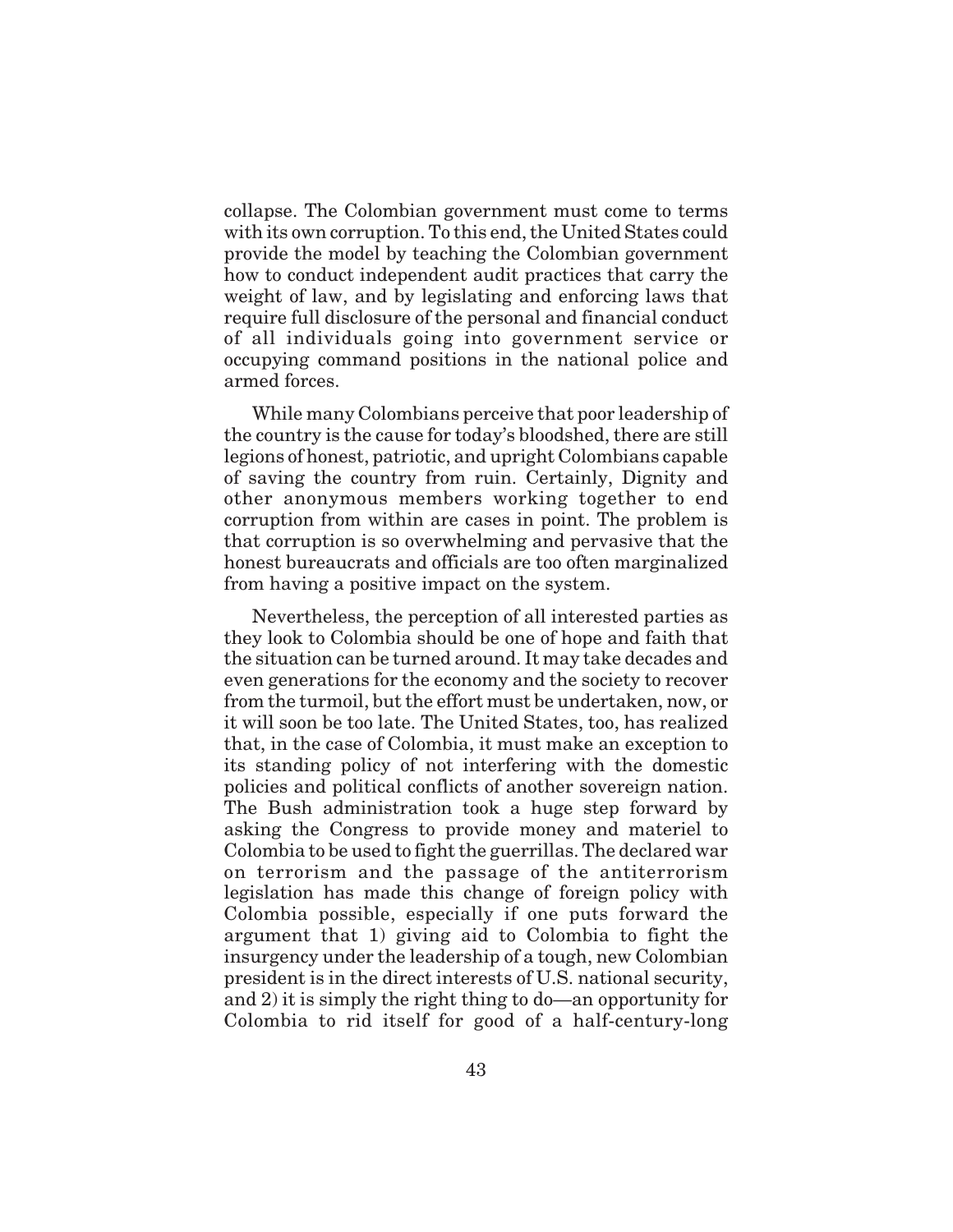collapse. The Colombian government must come to terms with its own corruption. To this end, the United States could provide the model by teaching the Colombian government how to conduct independent audit practices that carry the weight of law, and by legislating and enforcing laws that require full disclosure of the personal and financial conduct of all individuals going into government service or occupying command positions in the national police and armed forces.

While many Colombians perceive that poor leadership of the country is the cause for today's bloodshed, there are still legions of honest, patriotic, and upright Colombians capable of saving the country from ruin. Certainly, Dignity and other anonymous members working together to end corruption from within are cases in point. The problem is that corruption is so overwhelming and pervasive that the honest bureaucrats and officials are too often marginalized from having a positive impact on the system.

Nevertheless, the perception of all interested parties as they look to Colombia should be one of hope and faith that the situation can be turned around. It may take decades and even generations for the economy and the society to recover from the turmoil, but the effort must be undertaken, now, or it will soon be too late. The United States, too, has realized that, in the case of Colombia, it must make an exception to its standing policy of not interfering with the domestic policies and political conflicts of another sovereign nation. The Bush administration took a huge step forward by asking the Congress to provide money and materiel to Colombia to be used to fight the guerrillas. The declared war on terrorism and the passage of the antiterrorism legislation has made this change of foreign policy with Colombia possible, especially if one puts forward the argument that 1) giving aid to Colombia to fight the insurgency under the leadership of a tough, new Colombian president is in the direct interests of U.S. national security, and 2) it is simply the right thing to do—an opportunity for Colombia to rid itself for good of a half-century-long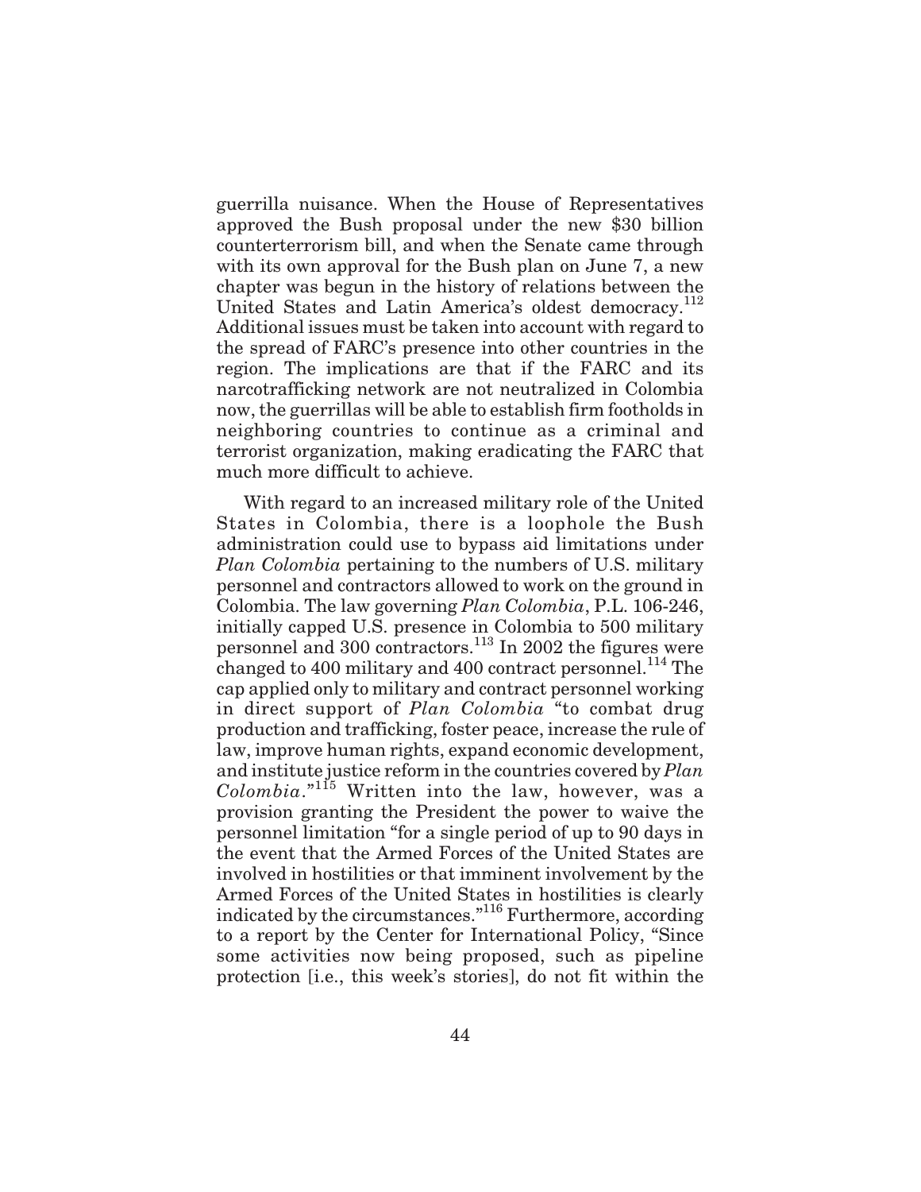guerrilla nuisance. When the House of Representatives approved the Bush proposal under the new $30 billion counterterrorism bill, and when the Senate came through with its own approval for the Bush plan on June 7, a new chapter was begun in the history of relations between the United States and Latin America's oldest democracy.[112] Additional issues must be taken into account with regard to the spread of FARC's presence into other countries in the region. The implications are that if the FARC and its narcotrafficking network are not neutralized in Colombia now, the guerrillas will be able to establish firm footholds in neighboring countries to continue as a criminal and terrorist organization, making eradicating the FARC that much more difficult to achieve.

With regard to an increased military role of the United States in Colombia, there is a loophole the Bush administration could use to bypass aid limitations under *Plan Colombia* pertaining to the numbers of U.S. military personnel and contractors allowed to work on the ground in Colombia. The law governing *Plan Colombia*, P.L. 106-246, initially capped U.S. presence in Colombia to 500 military personnel and 300 contractors.[113] In 2002 the figures were changed to 400 military and 400 contract personnel.[114] The cap applied only to military and contract personnel working in direct support of *Plan Colombia* "to combat drug production and trafficking, foster peace, increase the rule of law, improve human rights, expand economic development, and institute justice reform in the countries covered by *Plan Colombia*."[115] Written into the law, however, was a provision granting the President the power to waive the personnel limitation "for a single period of up to 90 days in the event that the Armed Forces of the United States are involved in hostilities or that imminent involvement by the Armed Forces of the United States in hostilities is clearly indicated by the circumstances."[116] Furthermore, according to a report by the Center for International Policy, "Since some activities now being proposed, such as pipeline protection [i.e., this week's stories], do not fit within the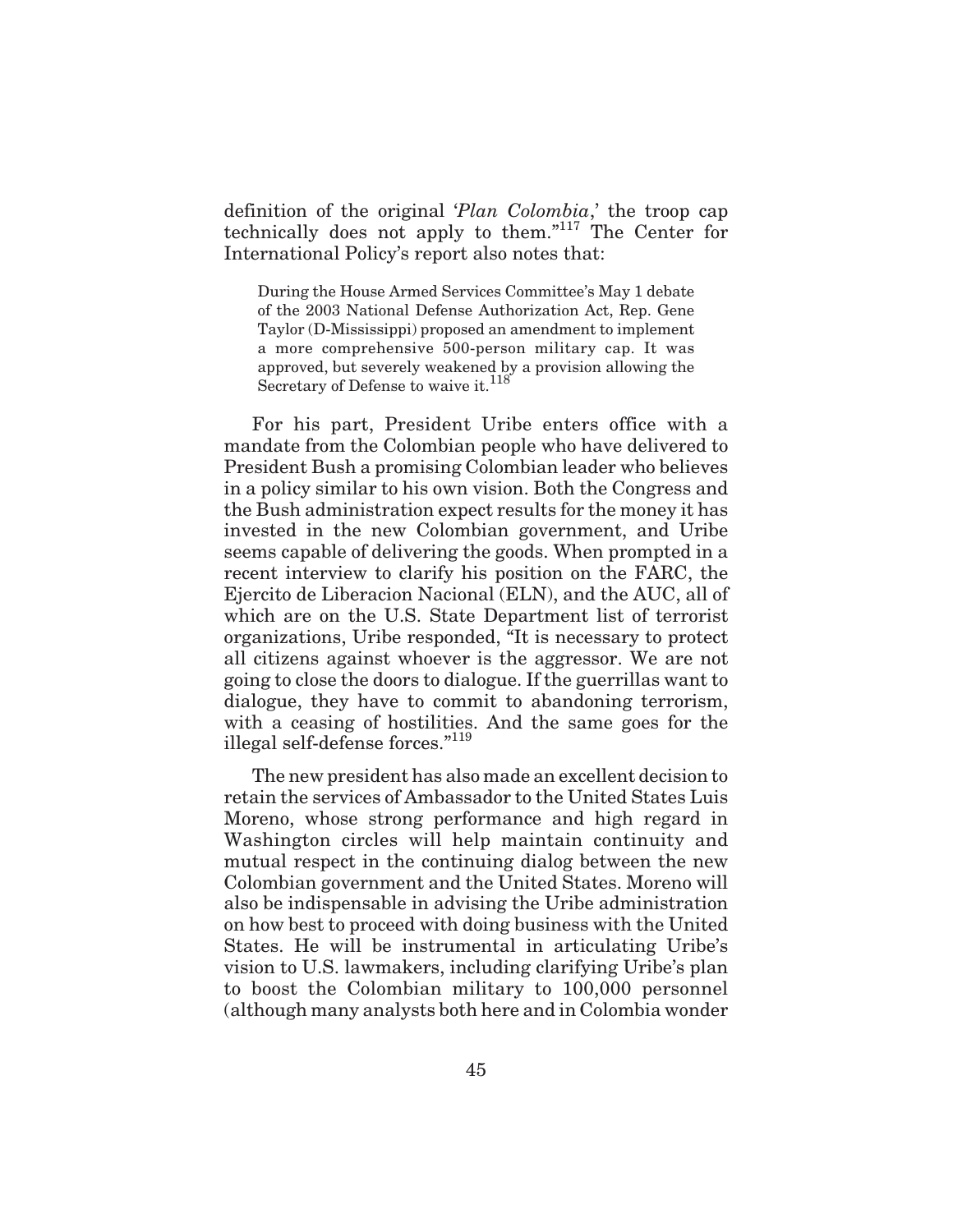definition of the original '*Plan Colombia*,' the troop cap technically does not apply to them."[117] The Center for International Policy's report also notes that:

> During the House Armed Services Committee's May 1 debate of the 2003 National Defense Authorization Act, Rep. Gene Taylor (D-Mississippi) proposed an amendment to implement a more comprehensive 500-person military cap. It was approved, but severely weakened by a provision allowing the Secretary of Defense to waive it.[118]

For his part, President Uribe enters office with a mandate from the Colombian people who have delivered to President Bush a promising Colombian leader who believes in a policy similar to his own vision. Both the Congress and the Bush administration expect results for the money it has invested in the new Colombian government, and Uribe seems capable of delivering the goods. When prompted in a recent interview to clarify his position on the FARC, the Ejercito de Liberacion Nacional (ELN), and the AUC, all of which are on the U.S. State Department list of terrorist organizations, Uribe responded, "It is necessary to protect all citizens against whoever is the aggressor. We are not going to close the doors to dialogue. If the guerrillas want to dialogue, they have to commit to abandoning terrorism, with a ceasing of hostilities. And the same goes for the illegal self-defense forces."[119]

The new president has also made an excellent decision to retain the services of Ambassador to the United States Luis Moreno, whose strong performance and high regard in Washington circles will help maintain continuity and mutual respect in the continuing dialog between the new Colombian government and the United States. Moreno will also be indispensable in advising the Uribe administration on how best to proceed with doing business with the United States. He will be instrumental in articulating Uribe's vision to U.S. lawmakers, including clarifying Uribe's plan to boost the Colombian military to 100,000 personnel (although many analysts both here and in Colombia wonder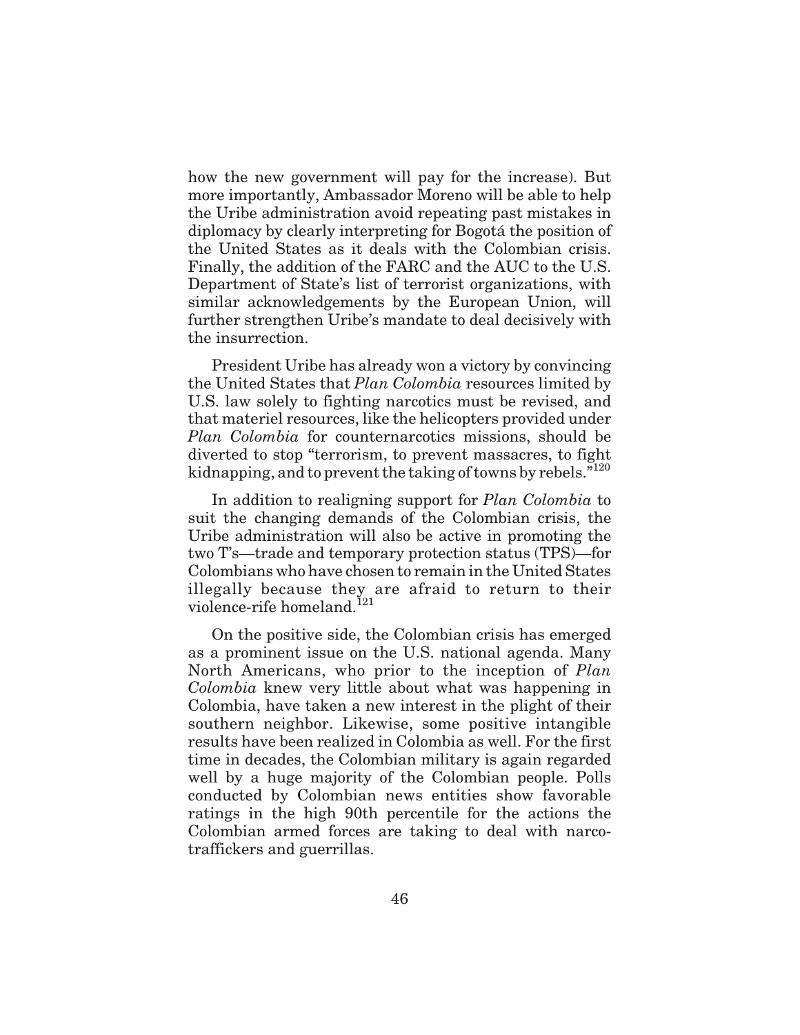how the new government will pay for the increase). But more importantly, Ambassador Moreno will be able to help the Uribe administration avoid repeating past mistakes in diplomacy by clearly interpreting for Bogotá the position of the United States as it deals with the Colombian crisis. Finally, the addition of the FARC and the AUC to the U.S. Department of State's list of terrorist organizations, with similar acknowledgements by the European Union, will further strengthen Uribe's mandate to deal decisively with the insurrection.

President Uribe has already won a victory by convincing the United States that *Plan Colombia* resources limited by U.S. law solely to fighting narcotics must be revised, and that materiel resources, like the helicopters provided under *Plan Colombia* for counternarcotics missions, should be diverted to stop "terrorism, to prevent massacres, to fight kidnapping, and to prevent the taking of towns by rebels."[120]

In addition to realigning support for *Plan Colombia* to suit the changing demands of the Colombian crisis, the Uribe administration will also be active in promoting the two T's—trade and temporary protection status (TPS)—for Colombians who have chosen to remain in the United States illegally because they are afraid to return to their violence-rife homeland.[121]

On the positive side, the Colombian crisis has emerged as a prominent issue on the U.S. national agenda. Many North Americans, who prior to the inception of *Plan Colombia* knew very little about what was happening in Colombia, have taken a new interest in the plight of their southern neighbor. Likewise, some positive intangible results have been realized in Colombia as well. For the first time in decades, the Colombian military is again regarded well by a huge majority of the Colombian people. Polls conducted by Colombian news entities show favorable ratings in the high 90th percentile for the actions the Colombian armed forces are taking to deal with narco-traffickers and guerrillas.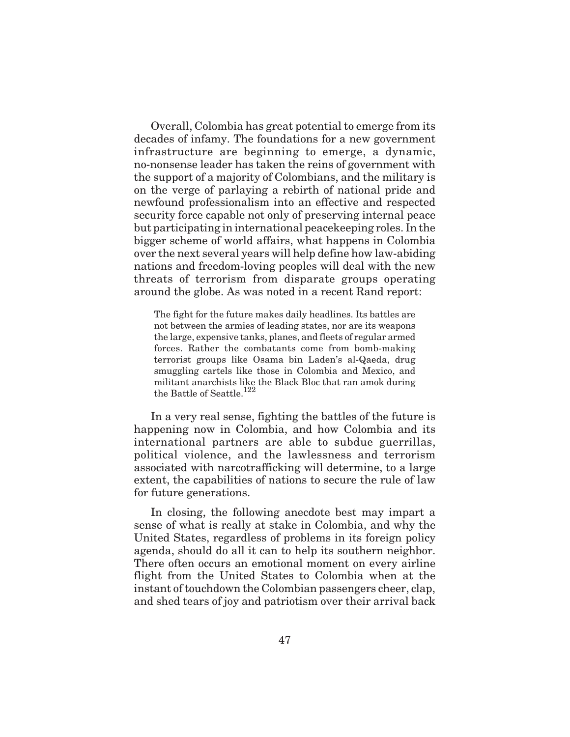Overall, Colombia has great potential to emerge from its decades of infamy. The foundations for a new government infrastructure are beginning to emerge, a dynamic, no-nonsense leader has taken the reins of government with the support of a majority of Colombians, and the military is on the verge of parlaying a rebirth of national pride and newfound professionalism into an effective and respected security force capable not only of preserving internal peace but participating in international peacekeeping roles. In the bigger scheme of world affairs, what happens in Colombia over the next several years will help define how law-abiding nations and freedom-loving peoples will deal with the new threats of terrorism from disparate groups operating around the globe. As was noted in a recent Rand report:

> The fight for the future makes daily headlines. Its battles are not between the armies of leading states, nor are its weapons the large, expensive tanks, planes, and fleets of regular armed forces. Rather the combatants come from bomb-making terrorist groups like Osama bin Laden's al-Qaeda, drug smuggling cartels like those in Colombia and Mexico, and militant anarchists like the Black Bloc that ran amok during the Battle of Seattle.[122]

In a very real sense, fighting the battles of the future is happening now in Colombia, and how Colombia and its international partners are able to subdue guerrillas, political violence, and the lawlessness and terrorism associated with narcotrafficking will determine, to a large extent, the capabilities of nations to secure the rule of law for future generations.

In closing, the following anecdote best may impart a sense of what is really at stake in Colombia, and why the United States, regardless of problems in its foreign policy agenda, should do all it can to help its southern neighbor. There often occurs an emotional moment on every airline flight from the United States to Colombia when at the instant of touchdown the Colombian passengers cheer, clap, and shed tears of joy and patriotism over their arrival back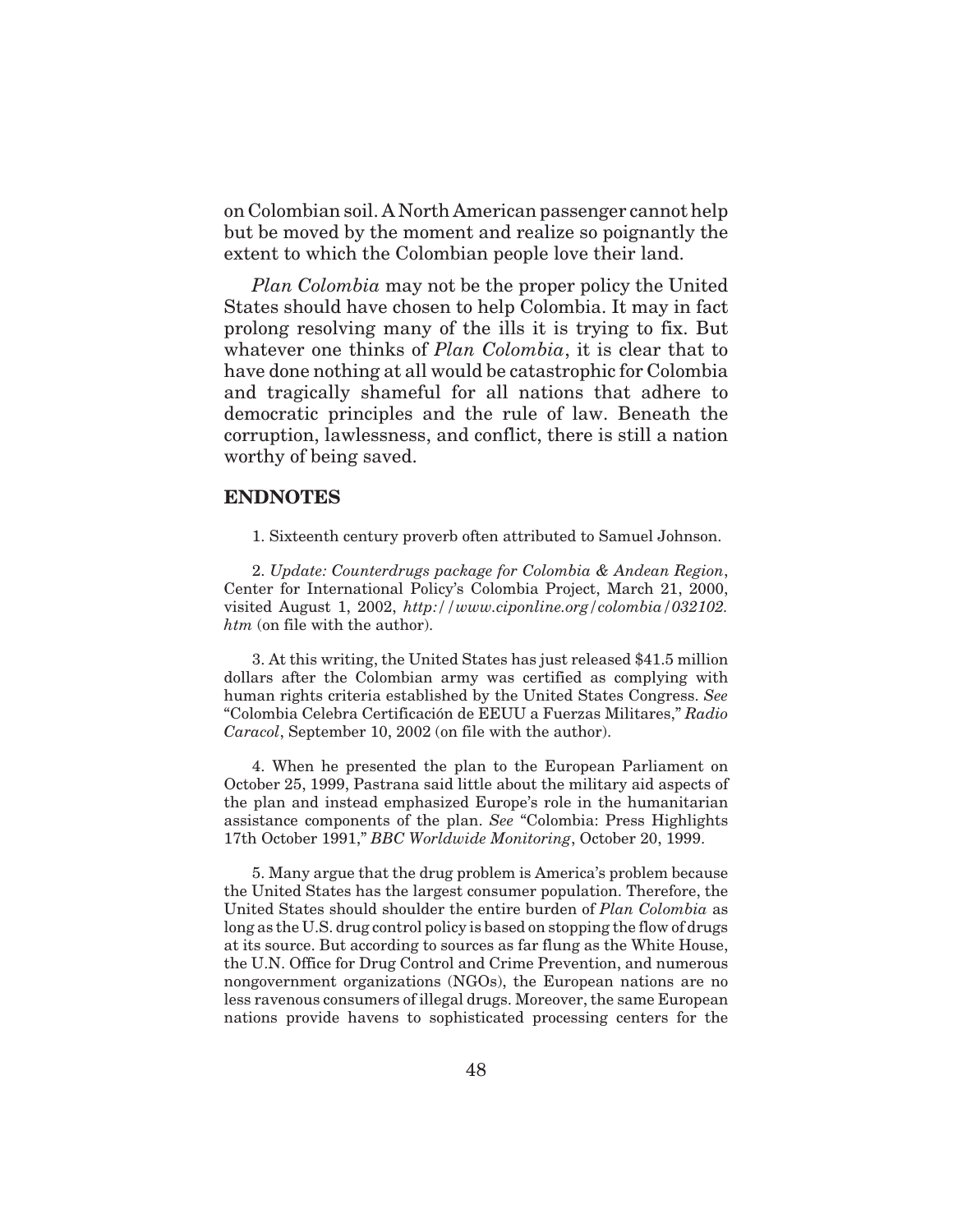on Colombian soil. A North American passenger cannot help but be moved by the moment and realize so poignantly the extent to which the Colombian people love their land.

*Plan Colombia* may not be the proper policy the United States should have chosen to help Colombia. It may in fact prolong resolving many of the ills it is trying to fix. But whatever one thinks of *Plan Colombia*, it is clear that to have done nothing at all would be catastrophic for Colombia and tragically shameful for all nations that adhere to democratic principles and the rule of law. Beneath the corruption, lawlessness, and conflict, there is still a nation worthy of being saved.

## ENDNOTES

1. Sixteenth century proverb often attributed to Samuel Johnson.

2. *Update: Counterdrugs package for Colombia & Andean Region*, Center for International Policy's Colombia Project, March 21, 2000, visited August 1, 2002, *http://www.ciponline.org/colombia/032102.htm* (on file with the author).

3. At this writing, the United States has just released $41.5 million dollars after the Colombian army was certified as complying with human rights criteria established by the United States Congress. *See* "Colombia Celebra Certificación de EEUU a Fuerzas Militares," *Radio Caracol*, September 10, 2002 (on file with the author).

4. When he presented the plan to the European Parliament on October 25, 1999, Pastrana said little about the military aid aspects of the plan and instead emphasized Europe's role in the humanitarian assistance components of the plan. *See* "Colombia: Press Highlights 17th October 1991," *BBC Worldwide Monitoring*, October 20, 1999.

5. Many argue that the drug problem is America's problem because the United States has the largest consumer population. Therefore, the United States should shoulder the entire burden of *Plan Colombia* as long as the U.S. drug control policy is based on stopping the flow of drugs at its source. But according to sources as far flung as the White House, the U.N. Office for Drug Control and Crime Prevention, and numerous nongovernment organizations (NGOs), the European nations are no less ravenous consumers of illegal drugs. Moreover, the same European nations provide havens to sophisticated processing centers for the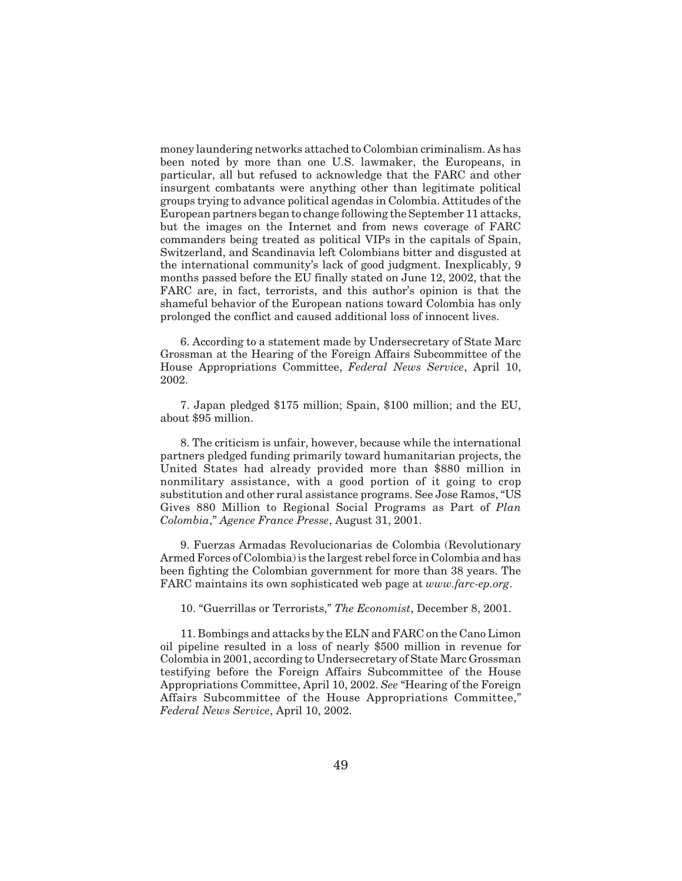money laundering networks attached to Colombian criminalism. As has been noted by more than one U.S. lawmaker, the Europeans, in particular, all but refused to acknowledge that the FARC and other insurgent combatants were anything other than legitimate political groups trying to advance political agendas in Colombia. Attitudes of the European partners began to change following the September 11 attacks, but the images on the Internet and from news coverage of FARC commanders being treated as political VIPs in the capitals of Spain, Switzerland, and Scandinavia left Colombians bitter and disgusted at the international community's lack of good judgment. Inexplicably, 9 months passed before the EU finally stated on June 12, 2002, that the FARC are, in fact, terrorists, and this author's opinion is that the shameful behavior of the European nations toward Colombia has only prolonged the conflict and caused additional loss of innocent lives.

6. According to a statement made by Undersecretary of State Marc Grossman at the Hearing of the Foreign Affairs Subcommittee of the House Appropriations Committee, *Federal News Service*, April 10, 2002.

7. Japan pledged $175 million; Spain, $100 million; and the EU, about $95 million.

8. The criticism is unfair, however, because while the international partners pledged funding primarily toward humanitarian projects, the United States had already provided more than $880 million in nonmilitary assistance, with a good portion of it going to crop substitution and other rural assistance programs. See Jose Ramos, "US Gives 880 Million to Regional Social Programs as Part of *Plan Colombia*," *Agence France Presse*, August 31, 2001.

9. Fuerzas Armadas Revolucionarias de Colombia (Revolutionary Armed Forces of Colombia) is the largest rebel force in Colombia and has been fighting the Colombian government for more than 38 years. The FARC maintains its own sophisticated web page at *www.farc-ep.org*.

10. "Guerrillas or Terrorists," *The Economist*, December 8, 2001.

11. Bombings and attacks by the ELN and FARC on the Cano Limon oil pipeline resulted in a loss of nearly $500 million in revenue for Colombia in 2001, according to Undersecretary of State Marc Grossman testifying before the Foreign Affairs Subcommittee of the House Appropriations Committee, April 10, 2002. *See* "Hearing of the Foreign Affairs Subcommittee of the House Appropriations Committee," *Federal News Service*, April 10, 2002.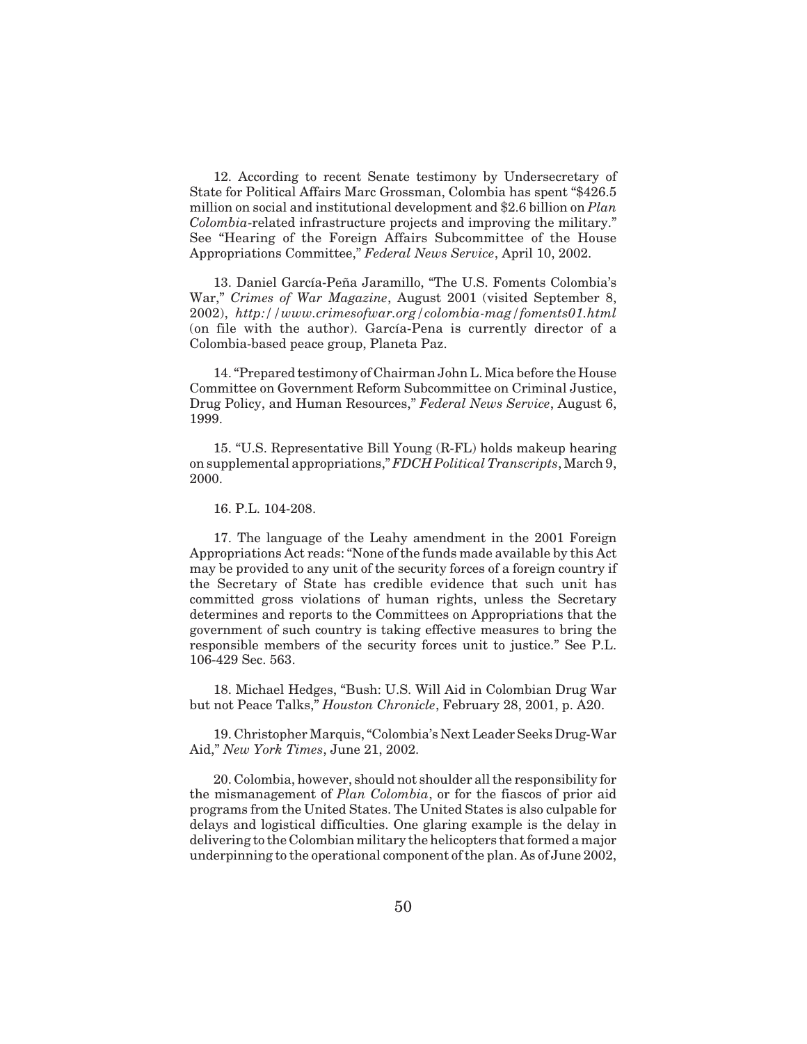12. According to recent Senate testimony by Undersecretary of State for Political Affairs Marc Grossman, Colombia has spent "$426.5 million on social and institutional development and $2.6 billion on *Plan Colombia*-related infrastructure projects and improving the military." See "Hearing of the Foreign Affairs Subcommittee of the House Appropriations Committee," *Federal News Service*, April 10, 2002.

13. Daniel García-Peña Jaramillo, "The U.S. Foments Colombia's War," *Crimes of War Magazine*, August 2001 (visited September 8, 2002), *http://www.crimesofwar.org/colombia-mag/foments01.html* (on file with the author). García-Pena is currently director of a Colombia-based peace group, Planeta Paz.

14. "Prepared testimony of Chairman John L. Mica before the House Committee on Government Reform Subcommittee on Criminal Justice, Drug Policy, and Human Resources," *Federal News Service*, August 6, 1999.

15. "U.S. Representative Bill Young (R-FL) holds makeup hearing on supplemental appropriations," *FDCH Political Transcripts*, March 9, 2000.

16. P.L. 104-208.

17. The language of the Leahy amendment in the 2001 Foreign Appropriations Act reads: "None of the funds made available by this Act may be provided to any unit of the security forces of a foreign country if the Secretary of State has credible evidence that such unit has committed gross violations of human rights, unless the Secretary determines and reports to the Committees on Appropriations that the government of such country is taking effective measures to bring the responsible members of the security forces unit to justice." See P.L. 106-429 Sec. 563.

18. Michael Hedges, "Bush: U.S. Will Aid in Colombian Drug War but not Peace Talks," *Houston Chronicle*, February 28, 2001, p. A20.

19. Christopher Marquis, "Colombia's Next Leader Seeks Drug-War Aid," *New York Times*, June 21, 2002.

20. Colombia, however, should not shoulder all the responsibility for the mismanagement of *Plan Colombia*, or for the fiascos of prior aid programs from the United States. The United States is also culpable for delays and logistical difficulties. One glaring example is the delay in delivering to the Colombian military the helicopters that formed a major underpinning to the operational component of the plan. As of June 2002,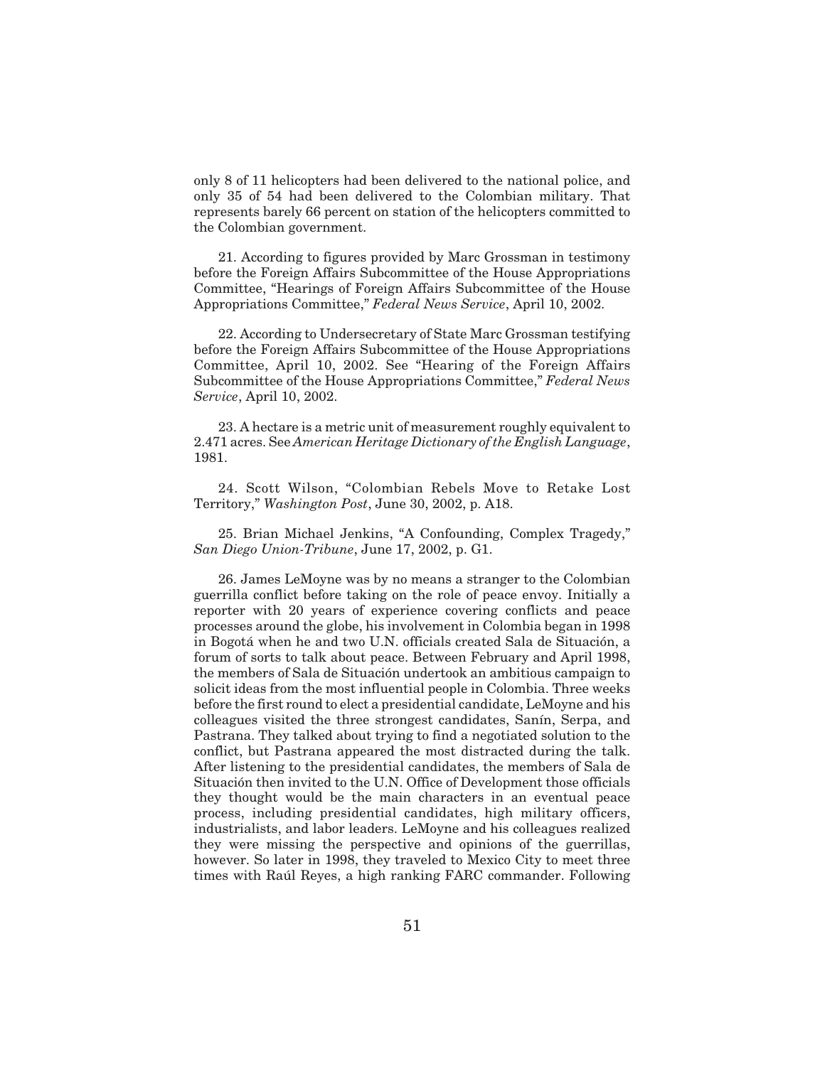only 8 of 11 helicopters had been delivered to the national police, and only 35 of 54 had been delivered to the Colombian military. That represents barely 66 percent on station of the helicopters committed to the Colombian government.

21. According to figures provided by Marc Grossman in testimony before the Foreign Affairs Subcommittee of the House Appropriations Committee, "Hearings of Foreign Affairs Subcommittee of the House Appropriations Committee," *Federal News Service*, April 10, 2002.

22. According to Undersecretary of State Marc Grossman testifying before the Foreign Affairs Subcommittee of the House Appropriations Committee, April 10, 2002. See "Hearing of the Foreign Affairs Subcommittee of the House Appropriations Committee," *Federal News Service*, April 10, 2002.

23. A hectare is a metric unit of measurement roughly equivalent to 2.471 acres. See *American Heritage Dictionary of the English Language*, 1981.

24. Scott Wilson, "Colombian Rebels Move to Retake Lost Territory," *Washington Post*, June 30, 2002, p. A18.

25. Brian Michael Jenkins, "A Confounding, Complex Tragedy," *San Diego Union-Tribune*, June 17, 2002, p. G1.

26. James LeMoyne was by no means a stranger to the Colombian guerrilla conflict before taking on the role of peace envoy. Initially a reporter with 20 years of experience covering conflicts and peace processes around the globe, his involvement in Colombia began in 1998 in Bogotá when he and two U.N. officials created Sala de Situación, a forum of sorts to talk about peace. Between February and April 1998, the members of Sala de Situación undertook an ambitious campaign to solicit ideas from the most influential people in Colombia. Three weeks before the first round to elect a presidential candidate, LeMoyne and his colleagues visited the three strongest candidates, Sanín, Serpa, and Pastrana. They talked about trying to find a negotiated solution to the conflict, but Pastrana appeared the most distracted during the talk. After listening to the presidential candidates, the members of Sala de Situación then invited to the U.N. Office of Development those officials they thought would be the main characters in an eventual peace process, including presidential candidates, high military officers, industrialists, and labor leaders. LeMoyne and his colleagues realized they were missing the perspective and opinions of the guerrillas, however. So later in 1998, they traveled to Mexico City to meet three times with Raúl Reyes, a high ranking FARC commander. Following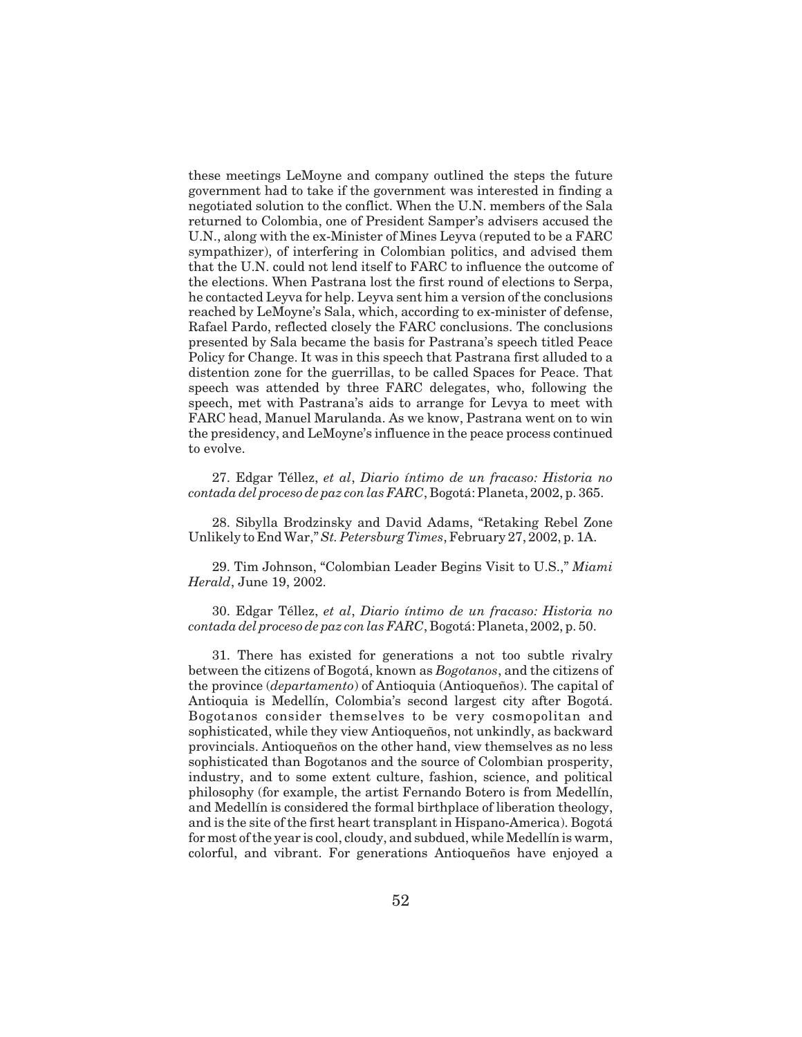these meetings LeMoyne and company outlined the steps the future government had to take if the government was interested in finding a negotiated solution to the conflict. When the U.N. members of the Sala returned to Colombia, one of President Samper's advisers accused the U.N., along with the ex-Minister of Mines Leyva (reputed to be a FARC sympathizer), of interfering in Colombian politics, and advised them that the U.N. could not lend itself to FARC to influence the outcome of the elections. When Pastrana lost the first round of elections to Serpa, he contacted Leyva for help. Leyva sent him a version of the conclusions reached by LeMoyne's Sala, which, according to ex-minister of defense, Rafael Pardo, reflected closely the FARC conclusions. The conclusions presented by Sala became the basis for Pastrana's speech titled Peace Policy for Change. It was in this speech that Pastrana first alluded to a distention zone for the guerrillas, to be called Spaces for Peace. That speech was attended by three FARC delegates, who, following the speech, met with Pastrana's aids to arrange for Levya to meet with FARC head, Manuel Marulanda. As we know, Pastrana went on to win the presidency, and LeMoyne's influence in the peace process continued to evolve.

27. Edgar Téllez, *et al*, *Diario íntimo de un fracaso: Historia no contada del proceso de paz con las FARC*, Bogotá: Planeta, 2002, p. 365.

28. Sibylla Brodzinsky and David Adams, "Retaking Rebel Zone Unlikely to End War," *St. Petersburg Times*, February 27, 2002, p. 1A.

29. Tim Johnson, "Colombian Leader Begins Visit to U.S.," *Miami Herald*, June 19, 2002.

30. Edgar Téllez, *et al*, *Diario íntimo de un fracaso: Historia no contada del proceso de paz con las FARC*, Bogotá: Planeta, 2002, p. 50.

31. There has existed for generations a not too subtle rivalry between the citizens of Bogotá, known as *Bogotanos*, and the citizens of the province (*departamento*) of Antioquia (Antioqueños). The capital of Antioquia is Medellín, Colombia's second largest city after Bogotá. Bogotanos consider themselves to be very cosmopolitan and sophisticated, while they view Antioqueños, not unkindly, as backward provincials. Antioqueños on the other hand, view themselves as no less sophisticated than Bogotanos and the source of Colombian prosperity, industry, and to some extent culture, fashion, science, and political philosophy (for example, the artist Fernando Botero is from Medellín, and Medellín is considered the formal birthplace of liberation theology, and is the site of the first heart transplant in Hispano-America). Bogotá for most of the year is cool, cloudy, and subdued, while Medellín is warm, colorful, and vibrant. For generations Antioqueños have enjoyed a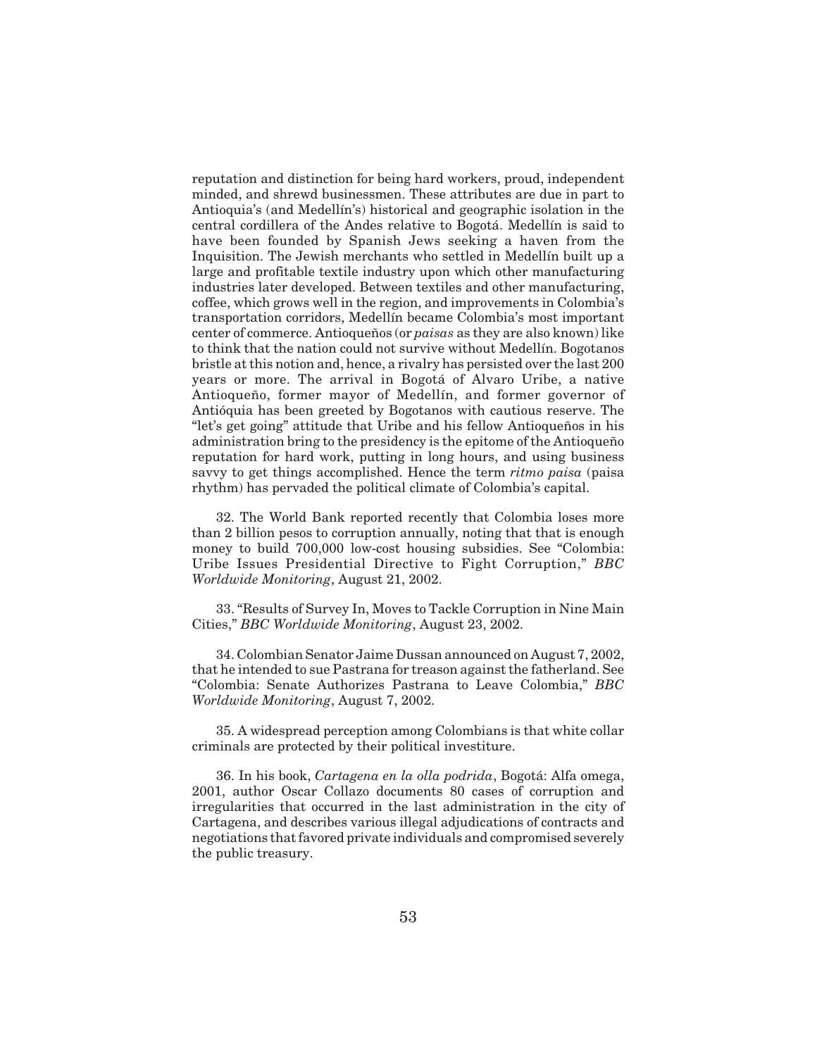reputation and distinction for being hard workers, proud, independent minded, and shrewd businessmen. These attributes are due in part to Antioquia's (and Medellín's) historical and geographic isolation in the central cordillera of the Andes relative to Bogotá. Medellín is said to have been founded by Spanish Jews seeking a haven from the Inquisition. The Jewish merchants who settled in Medellín built up a large and profitable textile industry upon which other manufacturing industries later developed. Between textiles and other manufacturing, coffee, which grows well in the region, and improvements in Colombia's transportation corridors, Medellín became Colombia's most important center of commerce. Antioqueños (or *paisas* as they are also known) like to think that the nation could not survive without Medellín. Bogotanos bristle at this notion and, hence, a rivalry has persisted over the last 200 years or more. The arrival in Bogotá of Alvaro Uribe, a native Antioqueño, former mayor of Medellín, and former governor of Antióquia has been greeted by Bogotanos with cautious reserve. The "let's get going" attitude that Uribe and his fellow Antioqueños in his administration bring to the presidency is the epitome of the Antioqueño reputation for hard work, putting in long hours, and using business savvy to get things accomplished. Hence the term *ritmo paisa* (paisa rhythm) has pervaded the political climate of Colombia's capital.

32. The World Bank reported recently that Colombia loses more than 2 billion pesos to corruption annually, noting that that is enough money to build 700,000 low-cost housing subsidies. See "Colombia: Uribe Issues Presidential Directive to Fight Corruption," *BBC Worldwide Monitoring*, August 21, 2002.

33. "Results of Survey In, Moves to Tackle Corruption in Nine Main Cities," *BBC Worldwide Monitoring*, August 23, 2002.

34. Colombian Senator Jaime Dussan announced on August 7, 2002, that he intended to sue Pastrana for treason against the fatherland. See "Colombia: Senate Authorizes Pastrana to Leave Colombia," *BBC Worldwide Monitoring*, August 7, 2002.

35. A widespread perception among Colombians is that white collar criminals are protected by their political investiture.

36. In his book, *Cartagena en la olla podrida*, Bogotá: Alfa omega, 2001, author Oscar Collazo documents 80 cases of corruption and irregularities that occurred in the last administration in the city of Cartagena, and describes various illegal adjudications of contracts and negotiations that favored private individuals and compromised severely the public treasury.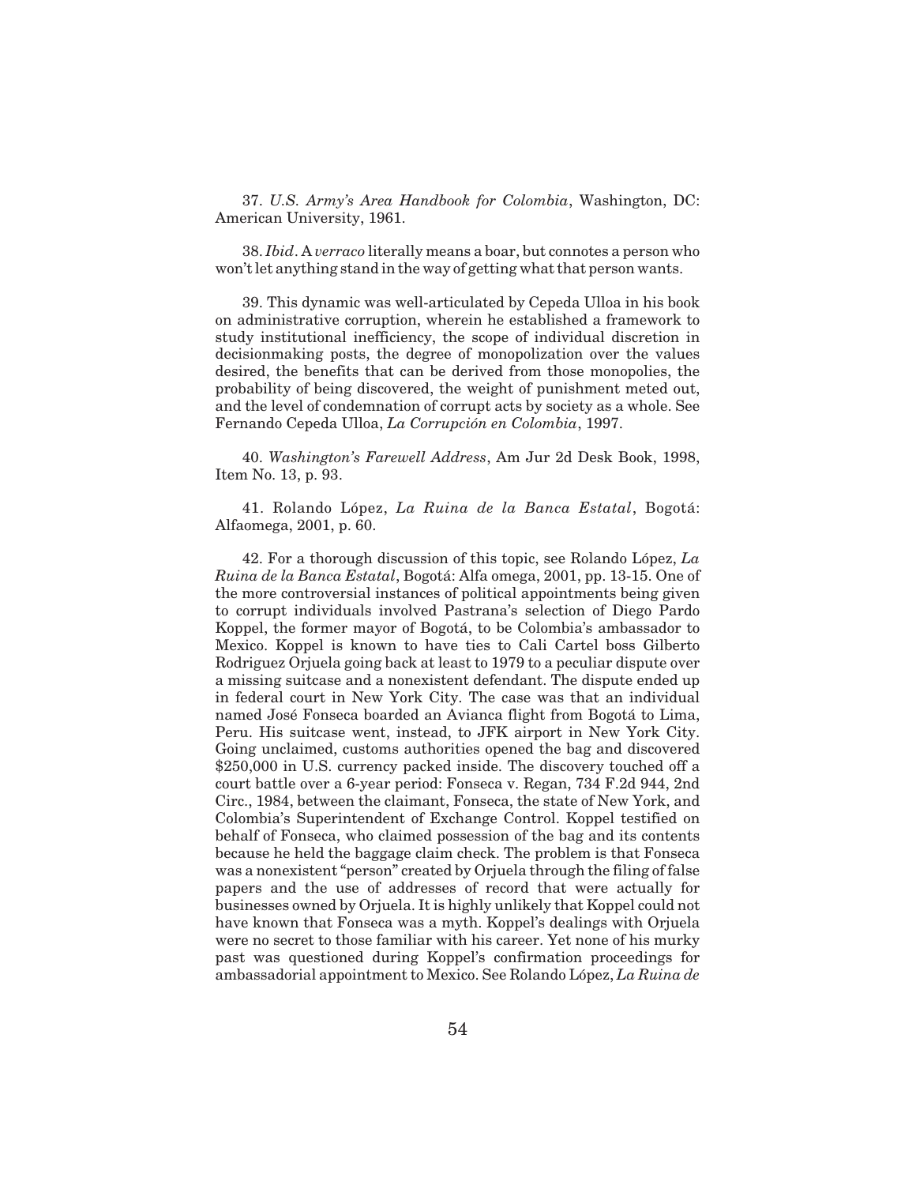37. *U.S. Army's Area Handbook for Colombia*, Washington, DC: American University, 1961.

38. *Ibid*. A *verraco* literally means a boar, but connotes a person who won't let anything stand in the way of getting what that person wants.

39. This dynamic was well-articulated by Cepeda Ulloa in his book on administrative corruption, wherein he established a framework to study institutional inefficiency, the scope of individual discretion in decisionmaking posts, the degree of monopolization over the values desired, the benefits that can be derived from those monopolies, the probability of being discovered, the weight of punishment meted out, and the level of condemnation of corrupt acts by society as a whole. See Fernando Cepeda Ulloa, *La Corrupción en Colombia*, 1997.

40. *Washington's Farewell Address*, Am Jur 2d Desk Book, 1998, Item No. 13, p. 93.

41. Rolando López, *La Ruina de la Banca Estatal*, Bogotá: Alfaomega, 2001, p. 60.

42. For a thorough discussion of this topic, see Rolando López, *La Ruina de la Banca Estatal*, Bogotá: Alfa omega, 2001, pp. 13-15. One of the more controversial instances of political appointments being given to corrupt individuals involved Pastrana's selection of Diego Pardo Koppel, the former mayor of Bogotá, to be Colombia's ambassador to Mexico. Koppel is known to have ties to Cali Cartel boss Gilberto Rodriguez Orjuela going back at least to 1979 to a peculiar dispute over a missing suitcase and a nonexistent defendant. The dispute ended up in federal court in New York City. The case was that an individual named José Fonseca boarded an Avianca flight from Bogotá to Lima, Peru. His suitcase went, instead, to JFK airport in New York City. Going unclaimed, customs authorities opened the bag and discovered $250,000 in U.S. currency packed inside. The discovery touched off a court battle over a 6-year period: Fonseca v. Regan, 734 F.2d 944, 2nd Circ., 1984, between the claimant, Fonseca, the state of New York, and Colombia's Superintendent of Exchange Control. Koppel testified on behalf of Fonseca, who claimed possession of the bag and its contents because he held the baggage claim check. The problem is that Fonseca was a nonexistent "person" created by Orjuela through the filing of false papers and the use of addresses of record that were actually for businesses owned by Orjuela. It is highly unlikely that Koppel could not have known that Fonseca was a myth. Koppel's dealings with Orjuela were no secret to those familiar with his career. Yet none of his murky past was questioned during Koppel's confirmation proceedings for ambassadorial appointment to Mexico. See Rolando López, *La Ruina de*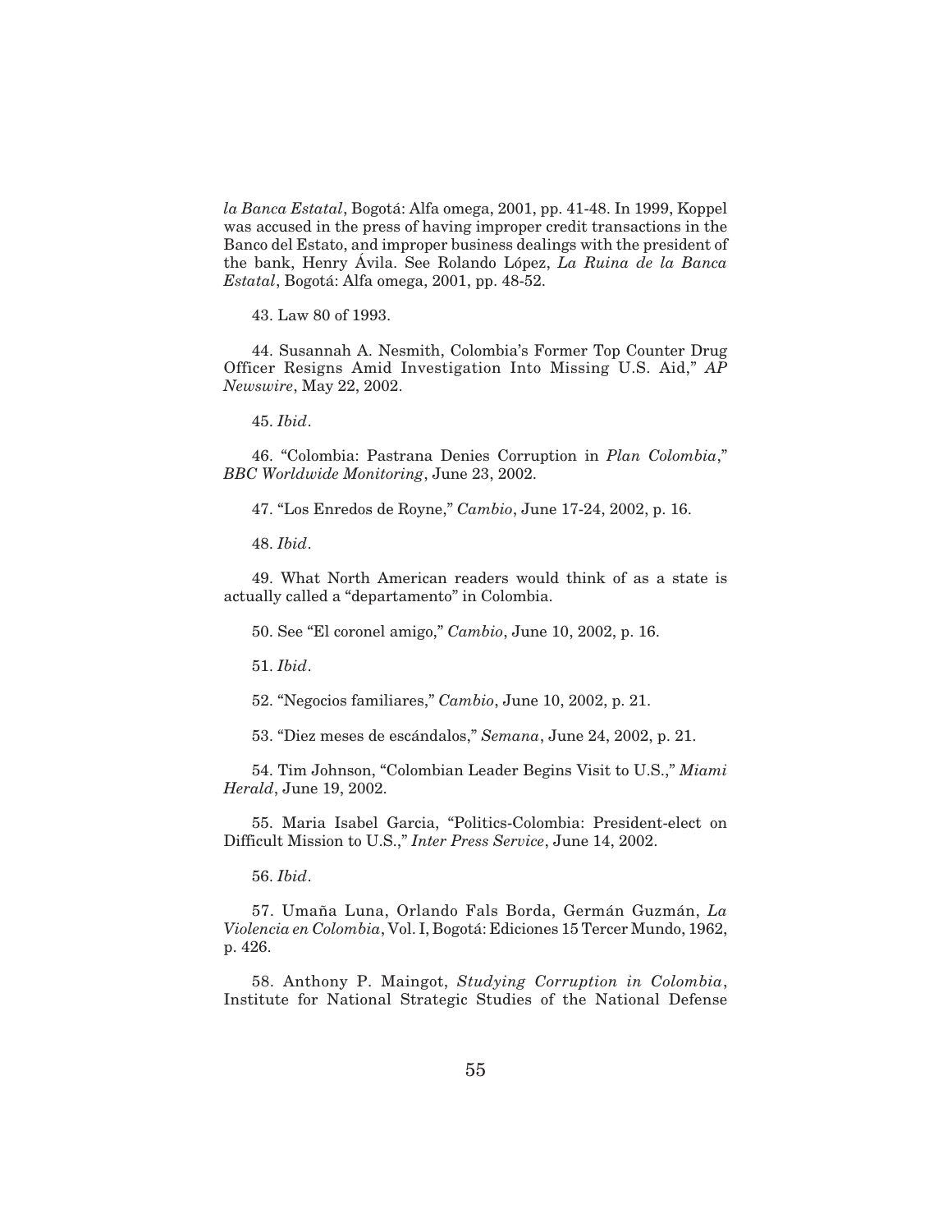*la Banca Estatal*, Bogotá: Alfa omega, 2001, pp. 41-48. In 1999, Koppel was accused in the press of having improper credit transactions in the Banco del Estato, and improper business dealings with the president of the bank, Henry Ávila. See Rolando López, *La Ruina de la Banca Estatal*, Bogotá: Alfa omega, 2001, pp. 48-52.

43. Law 80 of 1993.

44. Susannah A. Nesmith, Colombia's Former Top Counter Drug Officer Resigns Amid Investigation Into Missing U.S. Aid," *AP Newswire*, May 22, 2002.

45. *Ibid*.

46. "Colombia: Pastrana Denies Corruption in *Plan Colombia*," *BBC Worldwide Monitoring*, June 23, 2002.

47. "Los Enredos de Royne," *Cambio*, June 17-24, 2002, p. 16.

48. *Ibid*.

49. What North American readers would think of as a state is actually called a "departamento" in Colombia.

50. See "El coronel amigo," *Cambio*, June 10, 2002, p. 16.

51. *Ibid*.

52. "Negocios familiares," *Cambio*, June 10, 2002, p. 21.

53. "Diez meses de escándalos," *Semana*, June 24, 2002, p. 21.

54. Tim Johnson, "Colombian Leader Begins Visit to U.S.," *Miami Herald*, June 19, 2002.

55. Maria Isabel Garcia, "Politics-Colombia: President-elect on Difficult Mission to U.S.," *Inter Press Service*, June 14, 2002.

56. *Ibid*.

57. Umaña Luna, Orlando Fals Borda, Germán Guzmán, *La Violencia en Colombia*, Vol. I, Bogotá: Ediciones 15 Tercer Mundo, 1962, p. 426.

58. Anthony P. Maingot, *Studying Corruption in Colombia*, Institute for National Strategic Studies of the National Defense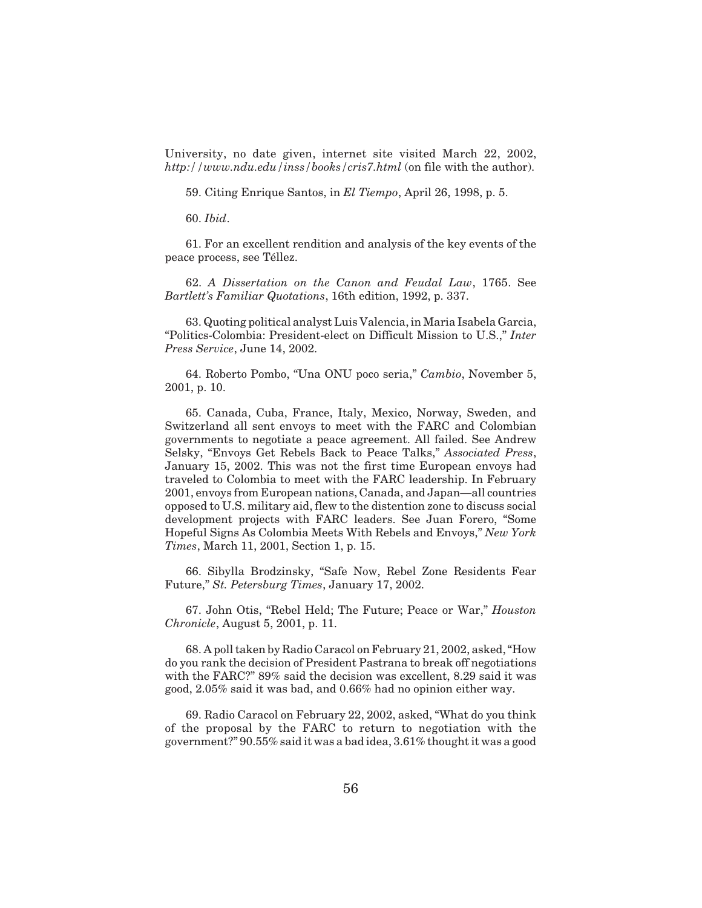University, no date given, internet site visited March 22, 2002, *http://www.ndu.edu/inss/books/cris7.html* (on file with the author).

59. Citing Enrique Santos, in *El Tiempo*, April 26, 1998, p. 5.

60. *Ibid*.

61. For an excellent rendition and analysis of the key events of the peace process, see Téllez.

62. *A Dissertation on the Canon and Feudal Law*, 1765. See *Bartlett's Familiar Quotations*, 16th edition, 1992, p. 337.

63. Quoting political analyst Luis Valencia, in Maria Isabela Garcia, "Politics-Colombia: President-elect on Difficult Mission to U.S.," *Inter Press Service*, June 14, 2002.

64. Roberto Pombo, "Una ONU poco seria," *Cambio*, November 5, 2001, p. 10.

65. Canada, Cuba, France, Italy, Mexico, Norway, Sweden, and Switzerland all sent envoys to meet with the FARC and Colombian governments to negotiate a peace agreement. All failed. See Andrew Selsky, "Envoys Get Rebels Back to Peace Talks," *Associated Press*, January 15, 2002. This was not the first time European envoys had traveled to Colombia to meet with the FARC leadership. In February 2001, envoys from European nations, Canada, and Japan—all countries opposed to U.S. military aid, flew to the distention zone to discuss social development projects with FARC leaders. See Juan Forero, "Some Hopeful Signs As Colombia Meets With Rebels and Envoys," *New York Times*, March 11, 2001, Section 1, p. 15.

66. Sibylla Brodzinsky, "Safe Now, Rebel Zone Residents Fear Future," *St. Petersburg Times*, January 17, 2002.

67. John Otis, "Rebel Held; The Future; Peace or War," *Houston Chronicle*, August 5, 2001, p. 11.

68. A poll taken by Radio Caracol on February 21, 2002, asked, "How do you rank the decision of President Pastrana to break off negotiations with the FARC?" 89% said the decision was excellent, 8.29 said it was good, 2.05% said it was bad, and 0.66% had no opinion either way.

69. Radio Caracol on February 22, 2002, asked, "What do you think of the proposal by the FARC to return to negotiation with the government?" 90.55% said it was a bad idea, 3.61% thought it was a good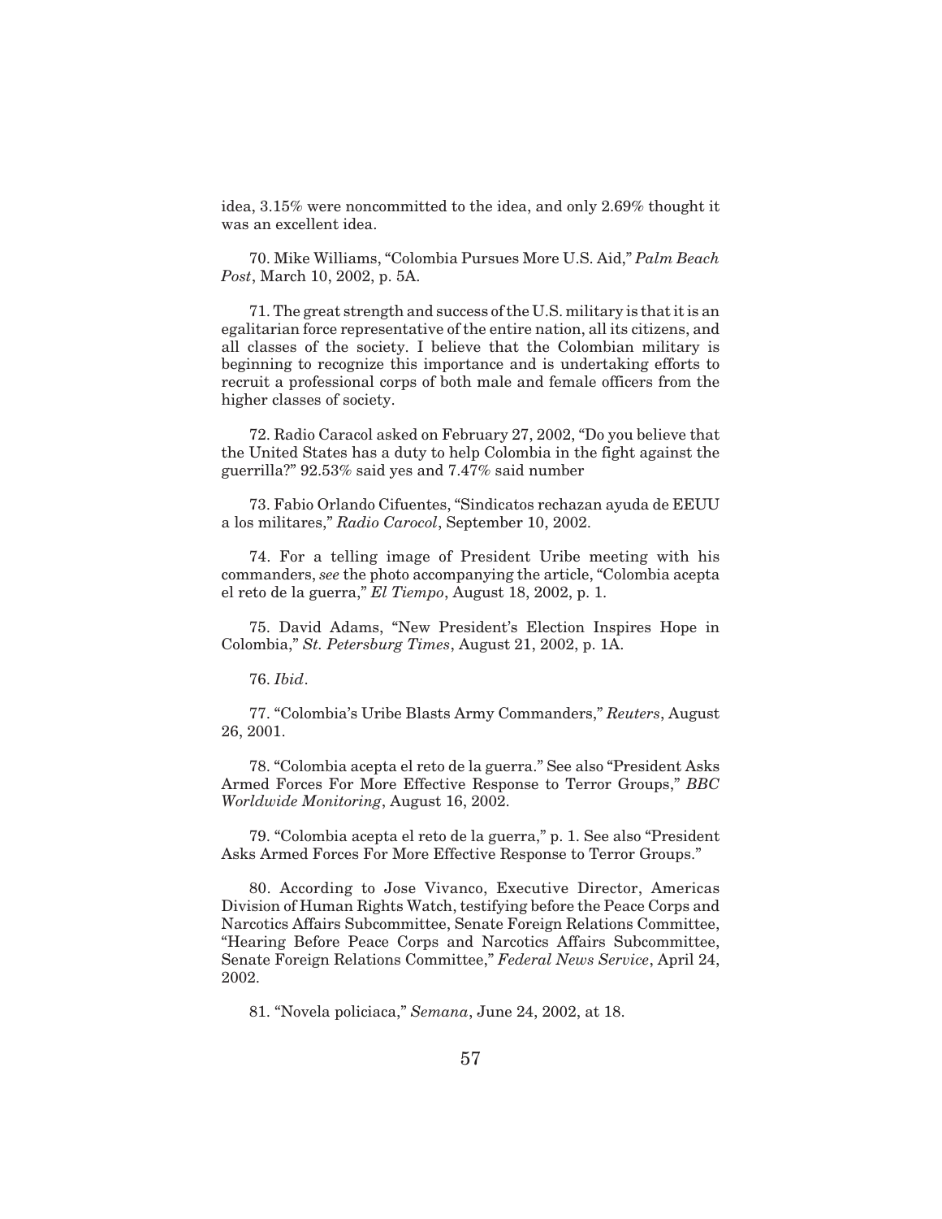idea, 3.15% were noncommitted to the idea, and only 2.69% thought it was an excellent idea.

70. Mike Williams, "Colombia Pursues More U.S. Aid," *Palm Beach Post*, March 10, 2002, p. 5A.

71. The great strength and success of the U.S. military is that it is an egalitarian force representative of the entire nation, all its citizens, and all classes of the society. I believe that the Colombian military is beginning to recognize this importance and is undertaking efforts to recruit a professional corps of both male and female officers from the higher classes of society.

72. Radio Caracol asked on February 27, 2002, "Do you believe that the United States has a duty to help Colombia in the fight against the guerrilla?" 92.53% said yes and 7.47% said number

73. Fabio Orlando Cifuentes, "Sindicatos rechazan ayuda de EEUU a los militares," *Radio Carocol*, September 10, 2002.

74. For a telling image of President Uribe meeting with his commanders, *see* the photo accompanying the article, "Colombia acepta el reto de la guerra," *El Tiempo*, August 18, 2002, p. 1.

75. David Adams, "New President's Election Inspires Hope in Colombia," *St. Petersburg Times*, August 21, 2002, p. 1A.

76. *Ibid*.

77. "Colombia's Uribe Blasts Army Commanders," *Reuters*, August 26, 2001.

78. "Colombia acepta el reto de la guerra." See also "President Asks Armed Forces For More Effective Response to Terror Groups," *BBC Worldwide Monitoring*, August 16, 2002.

79. "Colombia acepta el reto de la guerra," p. 1. See also "President Asks Armed Forces For More Effective Response to Terror Groups."

80. According to Jose Vivanco, Executive Director, Americas Division of Human Rights Watch, testifying before the Peace Corps and Narcotics Affairs Subcommittee, Senate Foreign Relations Committee, "Hearing Before Peace Corps and Narcotics Affairs Subcommittee, Senate Foreign Relations Committee," *Federal News Service*, April 24, 2002.

81. "Novela policiaca," *Semana*, June 24, 2002, at 18.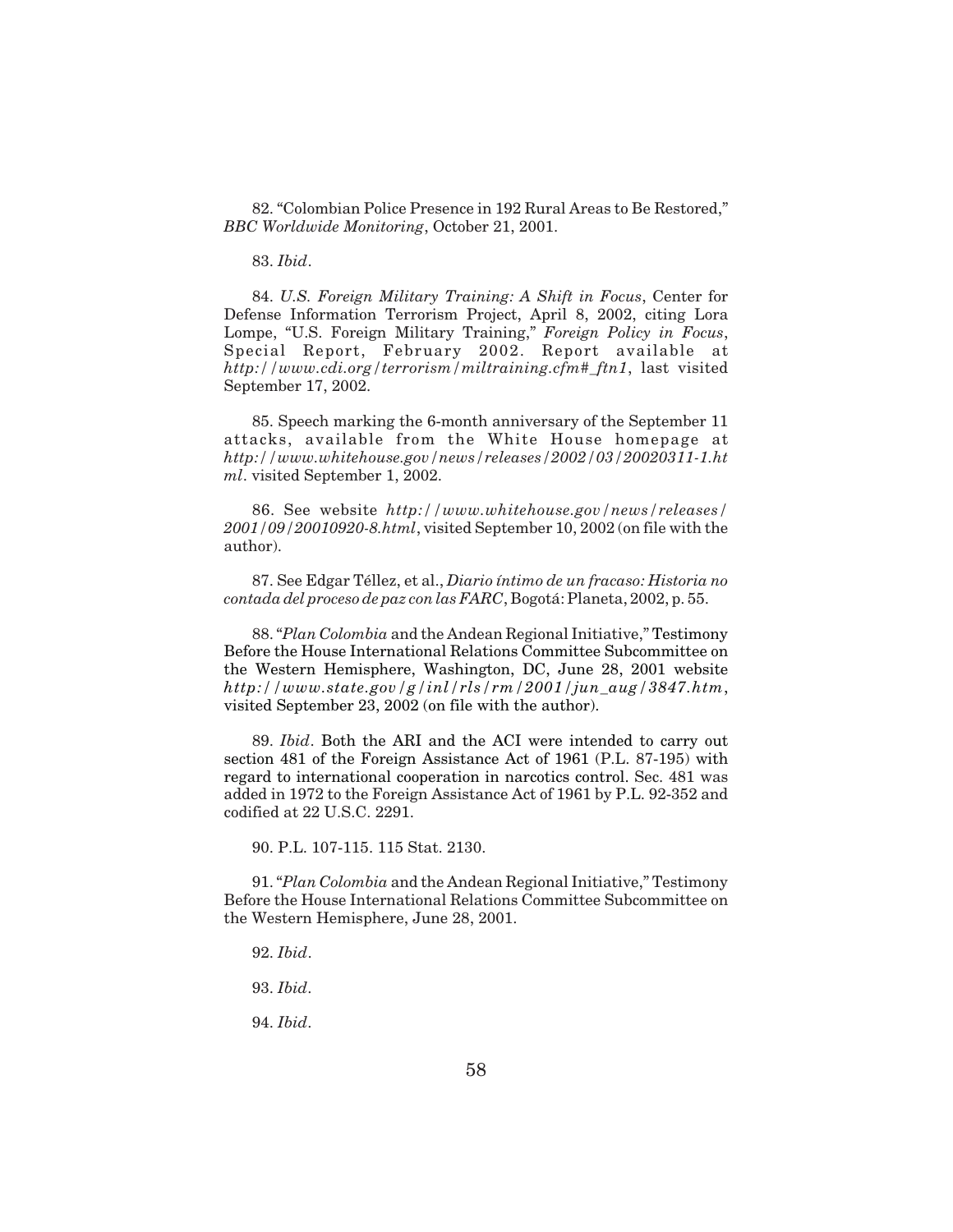82. "Colombian Police Presence in 192 Rural Areas to Be Restored," *BBC Worldwide Monitoring*, October 21, 2001.

83. *Ibid*.

84. *U.S. Foreign Military Training: A Shift in Focus*, Center for Defense Information Terrorism Project, April 8, 2002, citing Lora Lompe, "U.S. Foreign Military Training," *Foreign Policy in Focus*, Special Report, February 2002. Report available at *http://www.cdi.org/terrorism/miltraining.cfm#_ftn1*, last visited September 17, 2002.

85. Speech marking the 6-month anniversary of the September 11 attacks, available from the White House homepage at *http://www.whitehouse.gov/news/releases/2002/03/20020311-1.html*. visited September 1, 2002.

86. See website *http://www.whitehouse.gov/news/releases/2001/09/20010920-8.html*, visited September 10, 2002 (on file with the author).

87. See Edgar Téllez, et al., *Diario íntimo de un fracaso: Historia no contada del proceso de paz con las FARC*, Bogotá: Planeta, 2002, p. 55.

88. "*Plan Colombia* and the Andean Regional Initiative," Testimony Before the House International Relations Committee Subcommittee on the Western Hemisphere, Washington, DC, June 28, 2001 website *http://www.state.gov/g/inl/rls/rm/2001/jun_aug/3847.htm*, visited September 23, 2002 (on file with the author).

89. *Ibid*. Both the ARI and the ACI were intended to carry out section 481 of the Foreign Assistance Act of 1961 (P.L. 87-195) with regard to international cooperation in narcotics control. Sec. 481 was added in 1972 to the Foreign Assistance Act of 1961 by P.L. 92-352 and codified at 22 U.S.C. 2291.

90. P.L. 107-115. 115 Stat. 2130.

91. "*Plan Colombia* and the Andean Regional Initiative," Testimony Before the House International Relations Committee Subcommittee on the Western Hemisphere, June 28, 2001.

92. *Ibid*.

93. *Ibid*.

94. *Ibid*.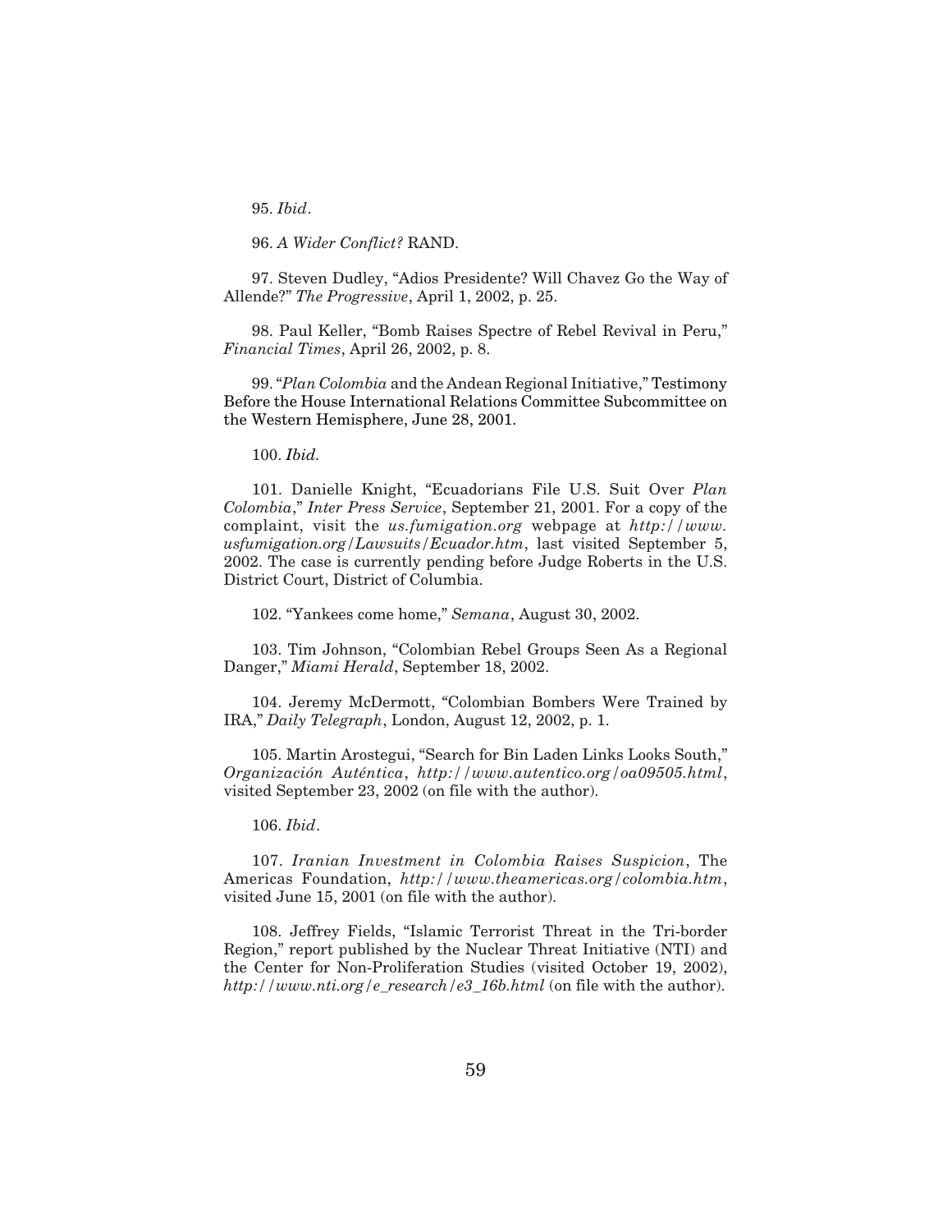95. *Ibid*.

96. *A Wider Conflict?* RAND.

97. Steven Dudley, "Adios Presidente? Will Chavez Go the Way of Allende?" *The Progressive*, April 1, 2002, p. 25.

98. Paul Keller, "Bomb Raises Spectre of Rebel Revival in Peru," *Financial Times*, April 26, 2002, p. 8.

99. "*Plan Colombia* and the Andean Regional Initiative," Testimony Before the House International Relations Committee Subcommittee on the Western Hemisphere, June 28, 2001.

100. *Ibid.*

101. Danielle Knight, "Ecuadorians File U.S. Suit Over *Plan Colombia*," *Inter Press Service*, September 21, 2001. For a copy of the complaint, visit the *us.fumigation.org* webpage at *http://www.usfumigation.org/Lawsuits/Ecuador.htm*, last visited September 5, 2002. The case is currently pending before Judge Roberts in the U.S. District Court, District of Columbia.

102. "Yankees come home," *Semana*, August 30, 2002.

103. Tim Johnson, "Colombian Rebel Groups Seen As a Regional Danger," *Miami Herald*, September 18, 2002.

104. Jeremy McDermott, "Colombian Bombers Were Trained by IRA," *Daily Telegraph*, London, August 12, 2002, p. 1.

105. Martin Arostegui, "Search for Bin Laden Links Looks South," *Organización Auténtica*, *http://www.autentico.org/oa09505.html*, visited September 23, 2002 (on file with the author).

106. *Ibid*.

107. *Iranian Investment in Colombia Raises Suspicion*, The Americas Foundation, *http://www.theamericas.org/colombia.htm*, visited June 15, 2001 (on file with the author).

108. Jeffrey Fields, "Islamic Terrorist Threat in the Tri-border Region," report published by the Nuclear Threat Initiative (NTI) and the Center for Non-Proliferation Studies (visited October 19, 2002), *http://www.nti.org/e_research/e3_16b.html* (on file with the author).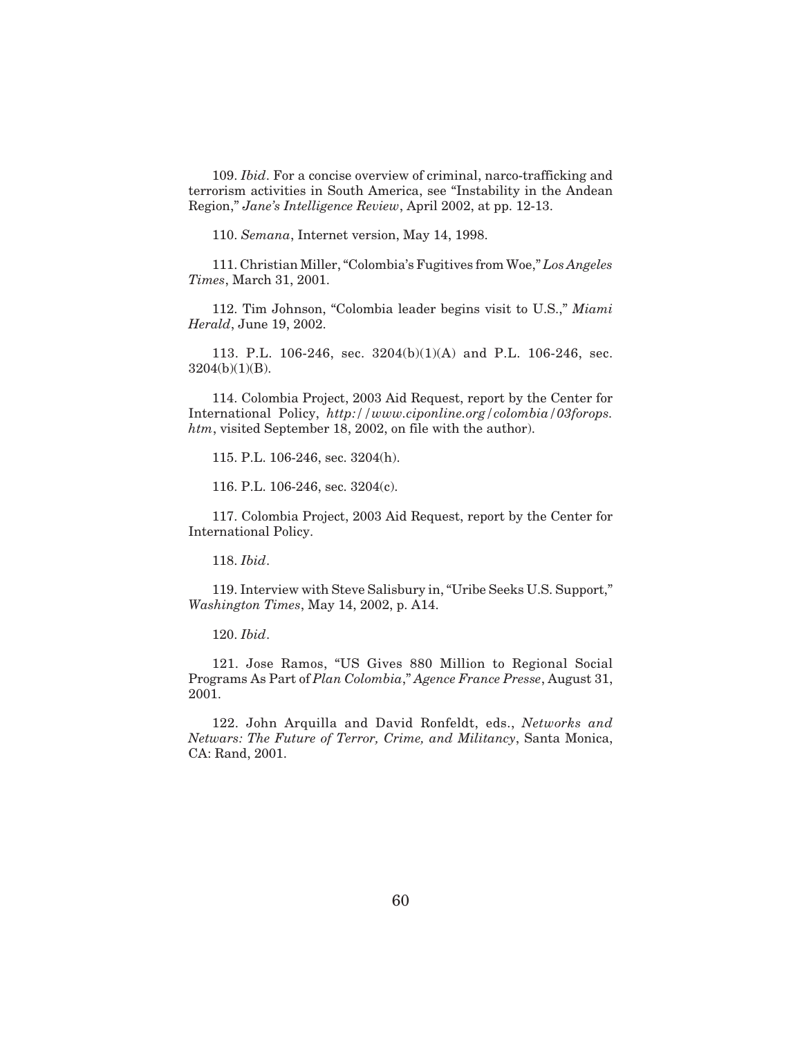109. *Ibid*. For a concise overview of criminal, narco-trafficking and terrorism activities in South America, see "Instability in the Andean Region," *Jane's Intelligence Review*, April 2002, at pp. 12-13.

110. *Semana*, Internet version, May 14, 1998.

111. Christian Miller, "Colombia's Fugitives from Woe," *Los Angeles Times*, March 31, 2001.

112. Tim Johnson, "Colombia leader begins visit to U.S.," *Miami Herald*, June 19, 2002.

113. P.L. 106-246, sec. 3204(b)(1)(A) and P.L. 106-246, sec. 3204(b)(1)(B).

114. Colombia Project, 2003 Aid Request, report by the Center for International Policy, *http://www.ciponline.org/colombia/03forops.htm*, visited September 18, 2002, on file with the author).

115. P.L. 106-246, sec. 3204(h).

116. P.L. 106-246, sec. 3204(c).

117. Colombia Project, 2003 Aid Request, report by the Center for International Policy.

118. *Ibid*.

119. Interview with Steve Salisbury in, "Uribe Seeks U.S. Support," *Washington Times*, May 14, 2002, p. A14.

120. *Ibid*.

121. Jose Ramos, "US Gives 880 Million to Regional Social Programs As Part of *Plan Colombia*," *Agence France Presse*, August 31, 2001.

122. John Arquilla and David Ronfeldt, eds., *Networks and Netwars: The Future of Terror, Crime, and Militancy*, Santa Monica, CA: Rand, 2001.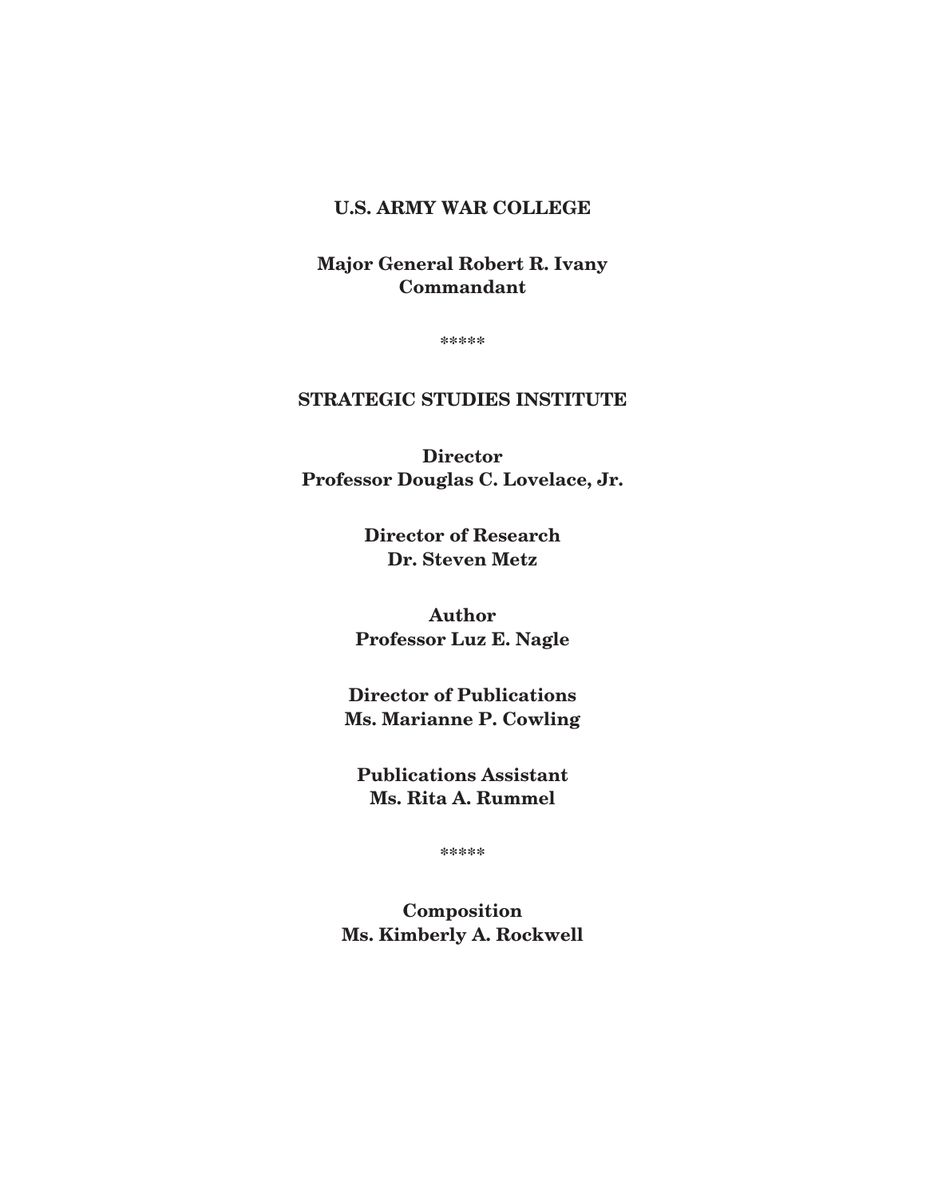**U.S. ARMY WAR COLLEGE**

**Major General Robert R. Ivany**
**Commandant**

*****

**STRATEGIC STUDIES INSTITUTE**

**Director**
**Professor Douglas C. Lovelace, Jr.**

**Director of Research**
**Dr. Steven Metz**

**Author**
**Professor Luz E. Nagle**

**Director of Publications**
**Ms. Marianne P. Cowling**

**Publications Assistant**
**Ms. Rita A. Rummel**

*****

**Composition**
**Ms. Kimberly A. Rockwell**